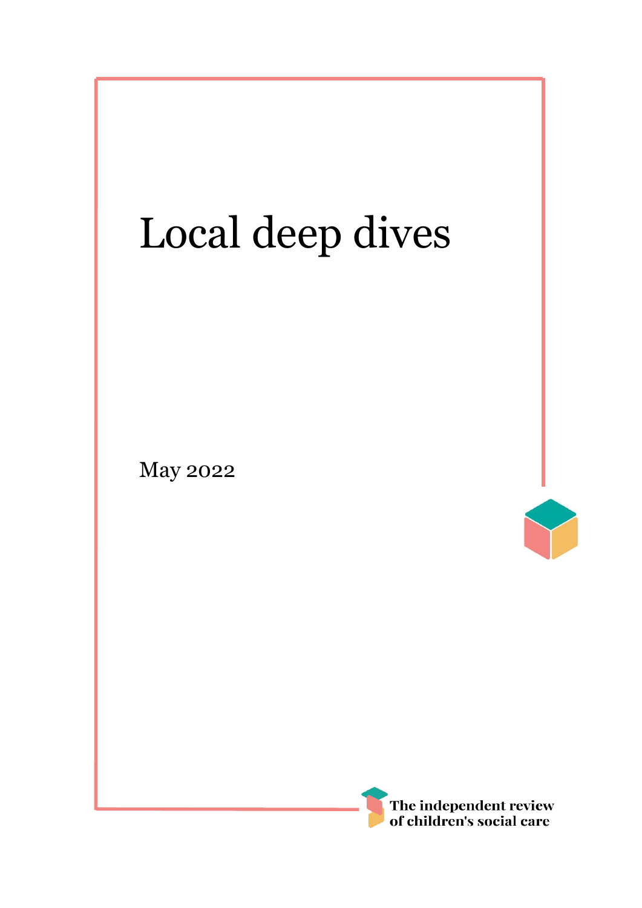# Local deep dives

May 2022

The independent review of children's social care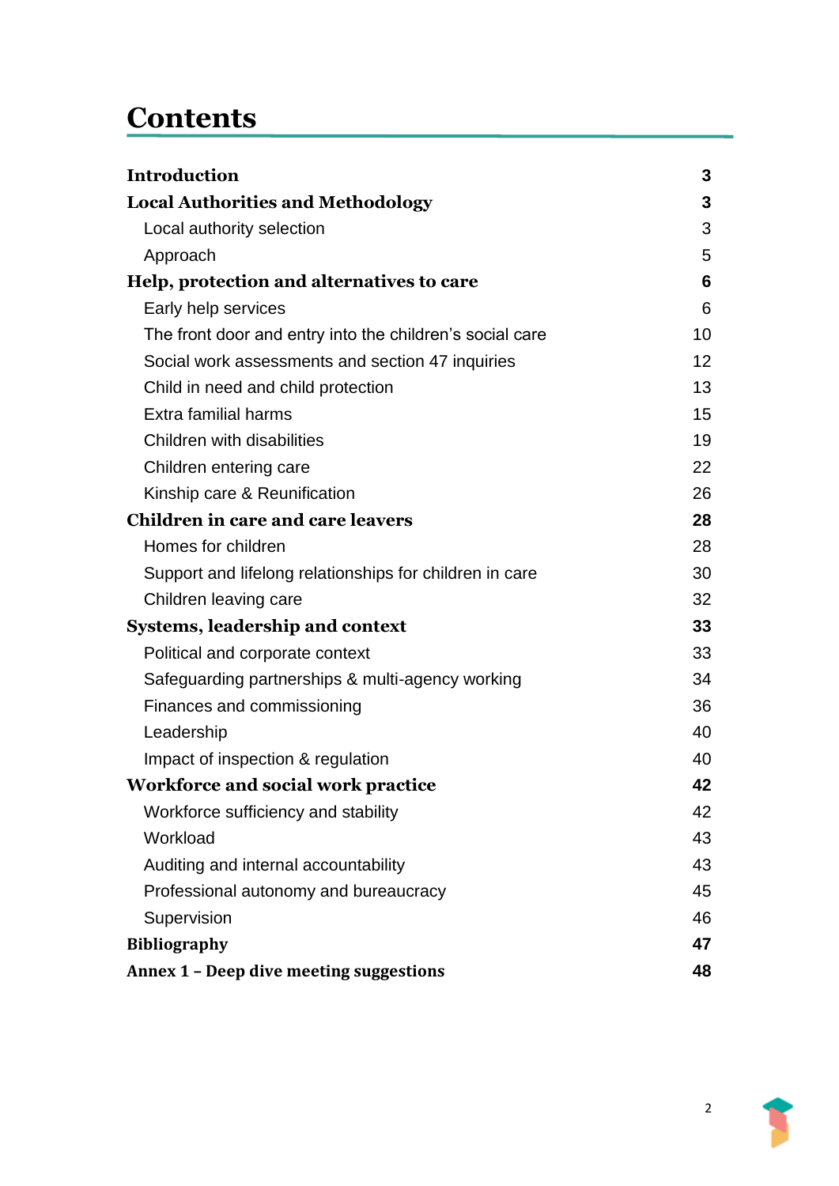# Contents

| | |
|---|---|
| **Introduction** | **3** |
| **Local Authorities and Methodology** | **3** |
| Local authority selection | 3 |
| Approach | 5 |
| **Help, protection and alternatives to care** | **6** |
| Early help services | 6 |
| The front door and entry into the children's social care | 10 |
| Social work assessments and section 47 inquiries | 12 |
| Child in need and child protection | 13 |
| Extra familial harms | 15 |
| Children with disabilities | 19 |
| Children entering care | 22 |
| Kinship care & Reunification | 26 |
| **Children in care and care leavers** | **28** |
| Homes for children | 28 |
| Support and lifelong relationships for children in care | 30 |
| Children leaving care | 32 |
| **Systems, leadership and context** | **33** |
| Political and corporate context | 33 |
| Safeguarding partnerships & multi-agency working | 34 |
| Finances and commissioning | 36 |
| Leadership | 40 |
| Impact of inspection & regulation | 40 |
| **Workforce and social work practice** | **42** |
| Workforce sufficiency and stability | 42 |
| Workload | 43 |
| Auditing and internal accountability | 43 |
| Professional autonomy and bureaucracy | 45 |
| Supervision | 46 |
| **Bibliography** | **47** |
| **Annex 1 – Deep dive meeting suggestions** | **48** |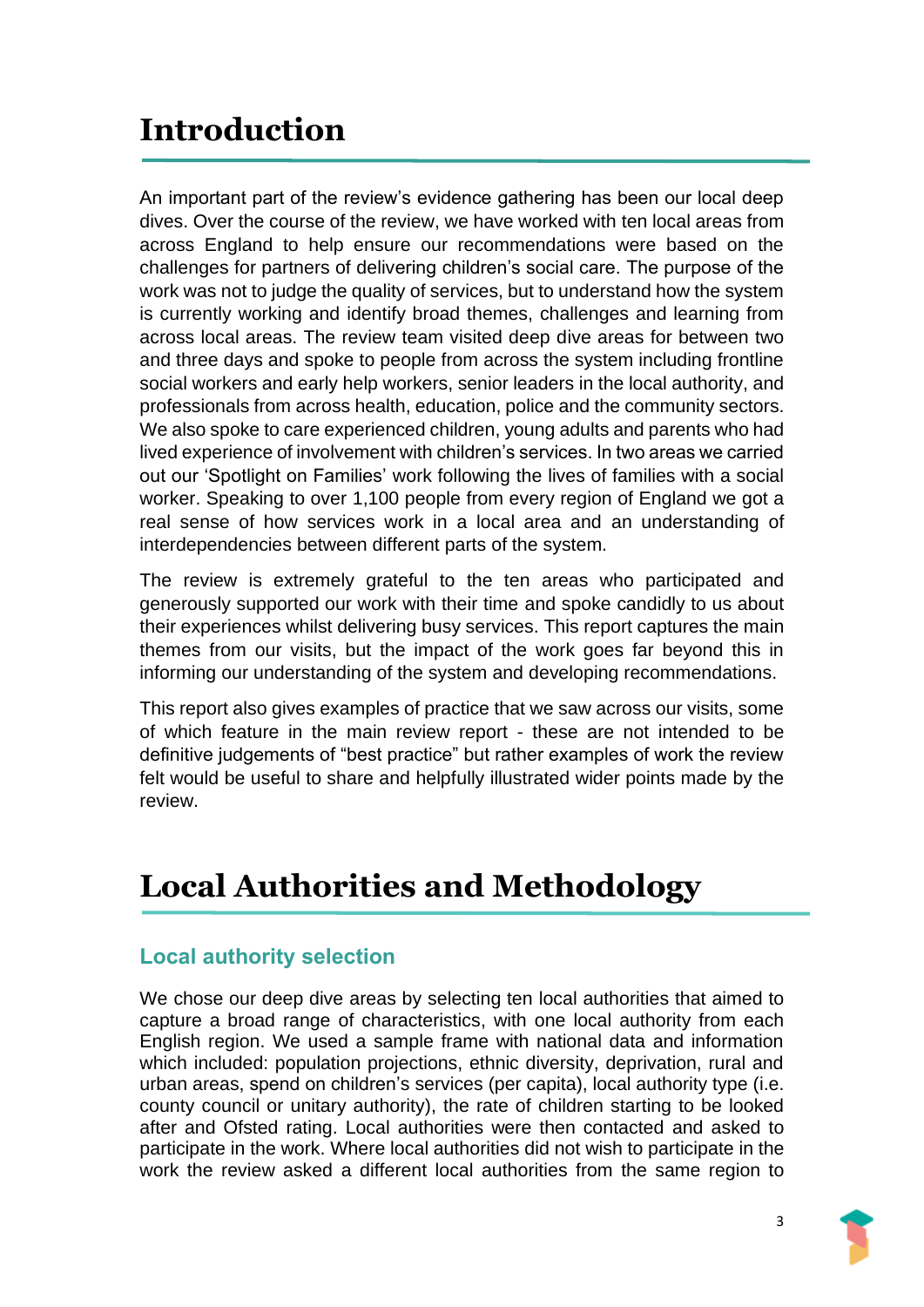# Introduction

An important part of the review's evidence gathering has been our local deep dives. Over the course of the review, we have worked with ten local areas from across England to help ensure our recommendations were based on the challenges for partners of delivering children's social care. The purpose of the work was not to judge the quality of services, but to understand how the system is currently working and identify broad themes, challenges and learning from across local areas. The review team visited deep dive areas for between two and three days and spoke to people from across the system including frontline social workers and early help workers, senior leaders in the local authority, and professionals from across health, education, police and the community sectors. We also spoke to care experienced children, young adults and parents who had lived experience of involvement with children's services. In two areas we carried out our 'Spotlight on Families' work following the lives of families with a social worker. Speaking to over 1,100 people from every region of England we got a real sense of how services work in a local area and an understanding of interdependencies between different parts of the system.

The review is extremely grateful to the ten areas who participated and generously supported our work with their time and spoke candidly to us about their experiences whilst delivering busy services. This report captures the main themes from our visits, but the impact of the work goes far beyond this in informing our understanding of the system and developing recommendations.

This report also gives examples of practice that we saw across our visits, some of which feature in the main review report - these are not intended to be definitive judgements of "best practice" but rather examples of work the review felt would be useful to share and helpfully illustrated wider points made by the review.

# Local Authorities and Methodology

## Local authority selection

We chose our deep dive areas by selecting ten local authorities that aimed to capture a broad range of characteristics, with one local authority from each English region. We used a sample frame with national data and information which included: population projections, ethnic diversity, deprivation, rural and urban areas, spend on children's services (per capita), local authority type (i.e. county council or unitary authority), the rate of children starting to be looked after and Ofsted rating. Local authorities were then contacted and asked to participate in the work. Where local authorities did not wish to participate in the work the review asked a different local authorities from the same region to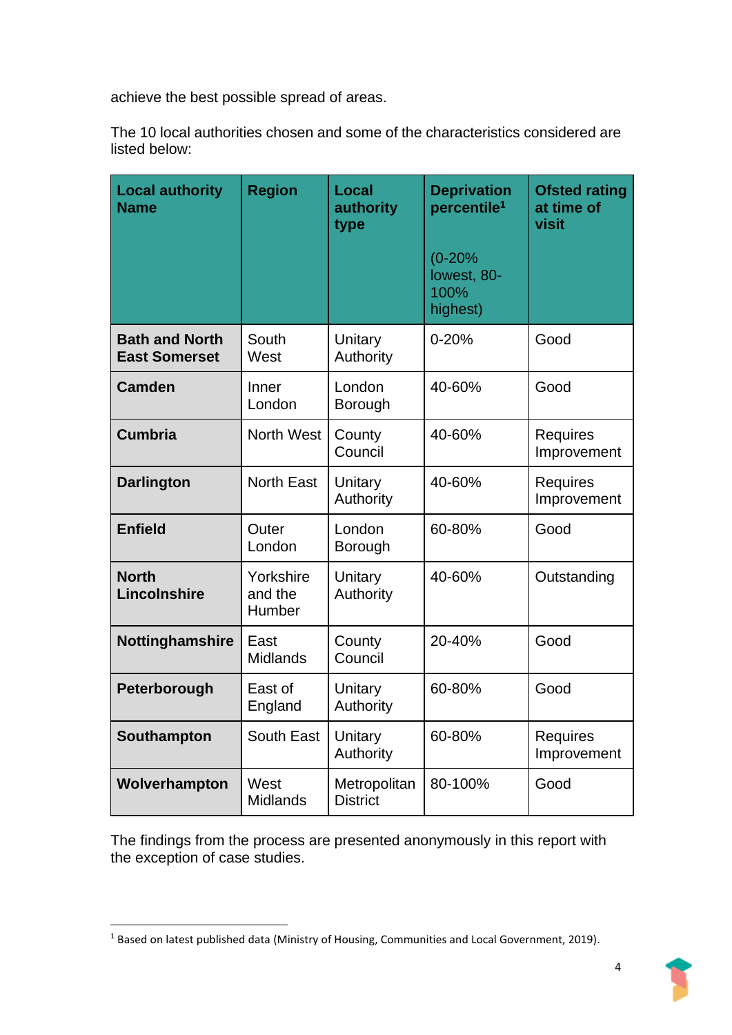achieve the best possible spread of areas.

The 10 local authorities chosen and some of the characteristics considered are listed below:

| Local authority Name | Region | Local authority type | Deprivation percentile[1] (0-20% lowest, 80-100% highest) | Ofsted rating at time of visit |
|---|---|---|---|---|
| **Bath and North East Somerset** | South West | Unitary Authority | 0-20% | Good |
| **Camden** | Inner London | London Borough | 40-60% | Good |
| **Cumbria** | North West | County Council | 40-60% | Requires Improvement |
| **Darlington** | North East | Unitary Authority | 40-60% | Requires Improvement |
| **Enfield** | Outer London | London Borough | 60-80% | Good |
| **North Lincolnshire** | Yorkshire and the Humber | Unitary Authority | 40-60% | Outstanding |
| **Nottinghamshire** | East Midlands | County Council | 20-40% | Good |
| **Peterborough** | East of England | Unitary Authority | 60-80% | Good |
| **Southampton** | South East | Unitary Authority | 60-80% | Requires Improvement |
| **Wolverhampton** | West Midlands | Metropolitan District | 80-100% | Good |

The findings from the process are presented anonymously in this report with the exception of case studies.

[1] Based on latest published data (Ministry of Housing, Communities and Local Government, 2019).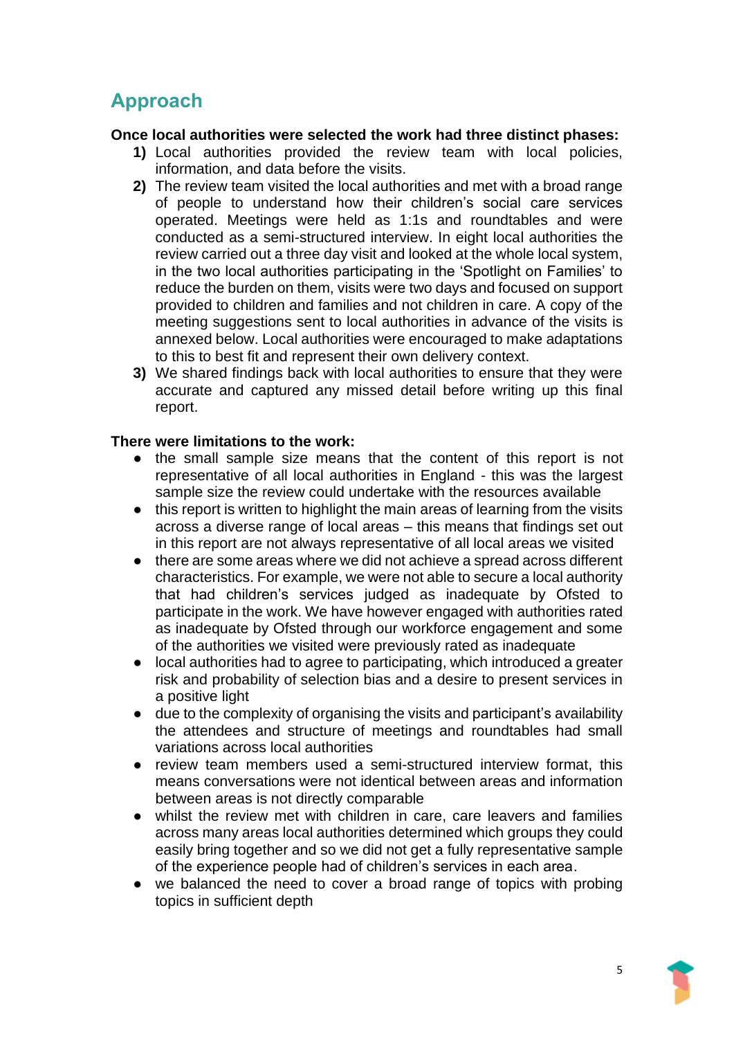## Approach

**Once local authorities were selected the work had three distinct phases:**

1) Local authorities provided the review team with local policies, information, and data before the visits.
2) The review team visited the local authorities and met with a broad range of people to understand how their children's social care services operated. Meetings were held as 1:1s and roundtables and were conducted as a semi-structured interview. In eight local authorities the review carried out a three day visit and looked at the whole local system, in the two local authorities participating in the 'Spotlight on Families' to reduce the burden on them, visits were two days and focused on support provided to children and families and not children in care. A copy of the meeting suggestions sent to local authorities in advance of the visits is annexed below. Local authorities were encouraged to make adaptations to this to best fit and represent their own delivery context.
3) We shared findings back with local authorities to ensure that they were accurate and captured any missed detail before writing up this final report.

**There were limitations to the work:**

- the small sample size means that the content of this report is not representative of all local authorities in England - this was the largest sample size the review could undertake with the resources available
- this report is written to highlight the main areas of learning from the visits across a diverse range of local areas – this means that findings set out in this report are not always representative of all local areas we visited
- there are some areas where we did not achieve a spread across different characteristics. For example, we were not able to secure a local authority that had children's services judged as inadequate by Ofsted to participate in the work. We have however engaged with authorities rated as inadequate by Ofsted through our workforce engagement and some of the authorities we visited were previously rated as inadequate
- local authorities had to agree to participating, which introduced a greater risk and probability of selection bias and a desire to present services in a positive light
- due to the complexity of organising the visits and participant's availability the attendees and structure of meetings and roundtables had small variations across local authorities
- review team members used a semi-structured interview format, this means conversations were not identical between areas and information between areas is not directly comparable
- whilst the review met with children in care, care leavers and families across many areas local authorities determined which groups they could easily bring together and so we did not get a fully representative sample of the experience people had of children's services in each area.
- we balanced the need to cover a broad range of topics with probing topics in sufficient depth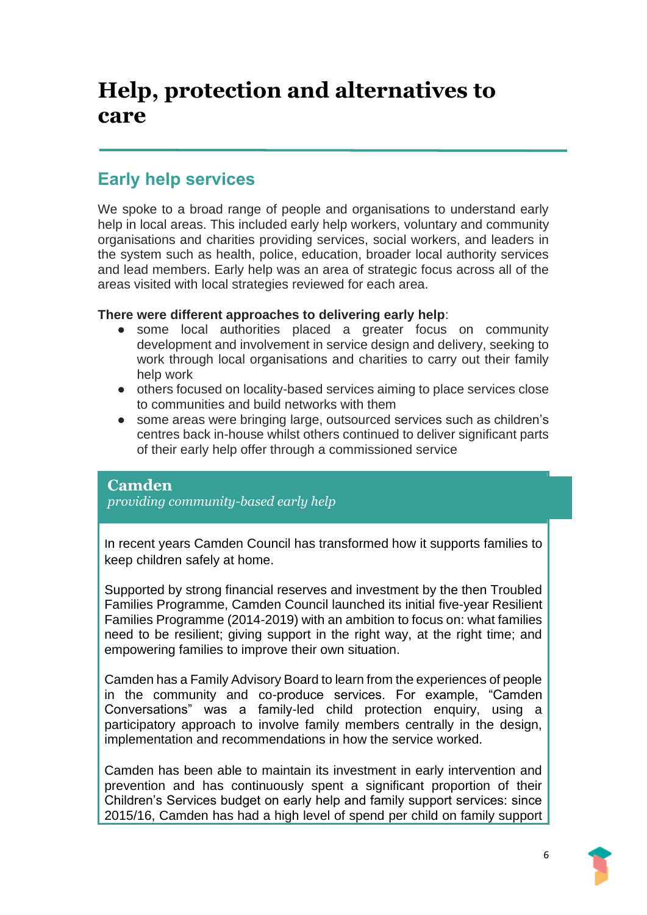# Help, protection and alternatives to care

## Early help services

We spoke to a broad range of people and organisations to understand early help in local areas. This included early help workers, voluntary and community organisations and charities providing services, social workers, and leaders in the system such as health, police, education, broader local authority services and lead members. Early help was an area of strategic focus across all of the areas visited with local strategies reviewed for each area.

**There were different approaches to delivering early help**:

- some local authorities placed a greater focus on community development and involvement in service design and delivery, seeking to work through local organisations and charities to carry out their family help work
- others focused on locality-based services aiming to place services close to communities and build networks with them
- some areas were bringing large, outsourced services such as children's centres back in-house whilst others continued to deliver significant parts of their early help offer through a commissioned service

**Camden**
*providing community-based early help*

In recent years Camden Council has transformed how it supports families to keep children safely at home.

Supported by strong financial reserves and investment by the then Troubled Families Programme, Camden Council launched its initial five-year Resilient Families Programme (2014-2019) with an ambition to focus on: what families need to be resilient; giving support in the right way, at the right time; and empowering families to improve their own situation.

Camden has a Family Advisory Board to learn from the experiences of people in the community and co-produce services. For example, "Camden Conversations" was a family-led child protection enquiry, using a participatory approach to involve family members centrally in the design, implementation and recommendations in how the service worked.

Camden has been able to maintain its investment in early intervention and prevention and has continuously spent a significant proportion of their Children's Services budget on early help and family support services: since 2015/16, Camden has had a high level of spend per child on family support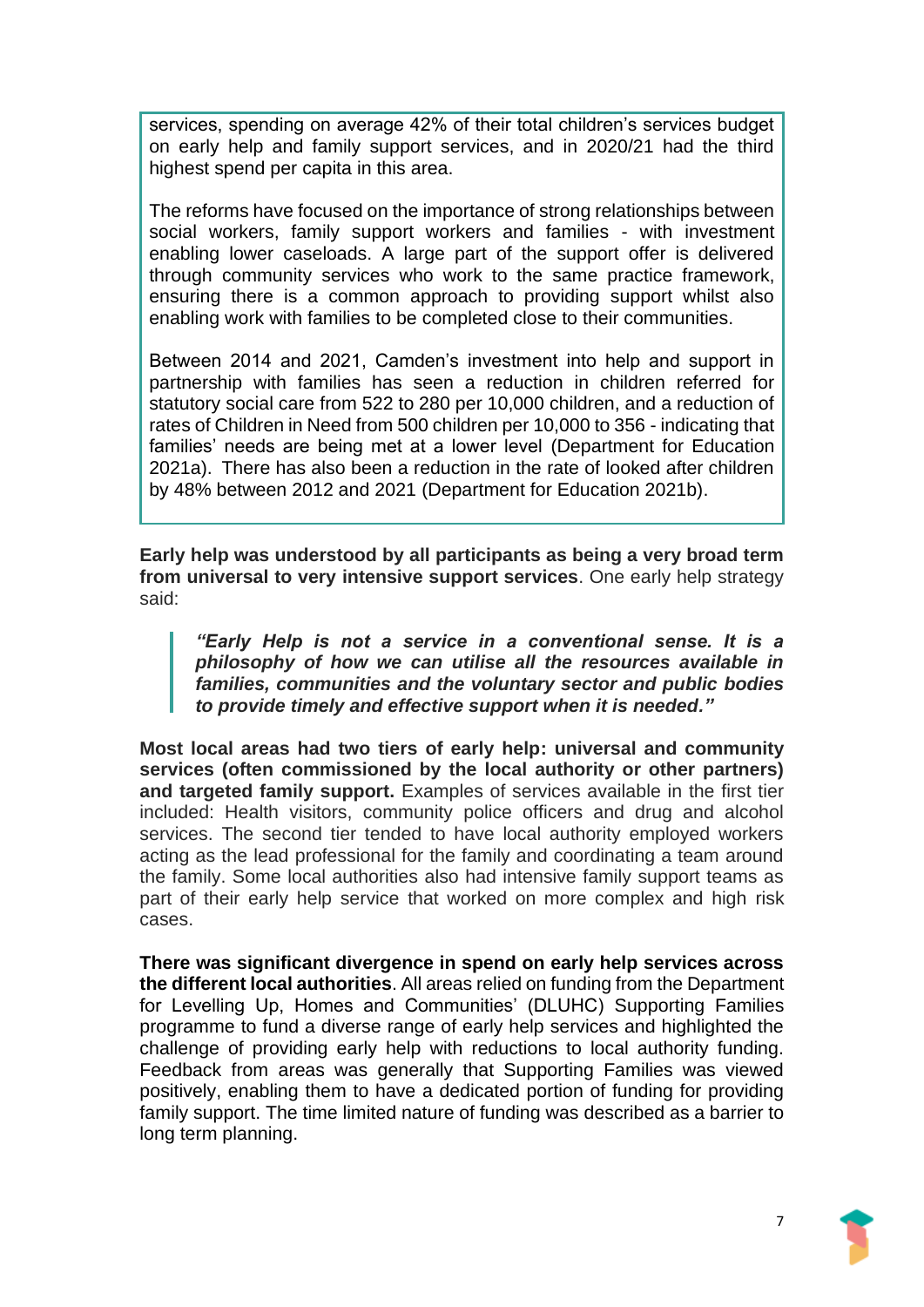services, spending on average 42% of their total children's services budget on early help and family support services, and in 2020/21 had the third highest spend per capita in this area.

The reforms have focused on the importance of strong relationships between social workers, family support workers and families - with investment enabling lower caseloads. A large part of the support offer is delivered through community services who work to the same practice framework, ensuring there is a common approach to providing support whilst also enabling work with families to be completed close to their communities.

Between 2014 and 2021, Camden's investment into help and support in partnership with families has seen a reduction in children referred for statutory social care from 522 to 280 per 10,000 children, and a reduction of rates of Children in Need from 500 children per 10,000 to 356 - indicating that families' needs are being met at a lower level (Department for Education 2021a). There has also been a reduction in the rate of looked after children by 48% between 2012 and 2021 (Department for Education 2021b).

**Early help was understood by all participants as being a very broad term from universal to very intensive support services**. One early help strategy said:

> ***"Early Help is not a service in a conventional sense. It is a philosophy of how we can utilise all the resources available in families, communities and the voluntary sector and public bodies to provide timely and effective support when it is needed."***

**Most local areas had two tiers of early help: universal and community services (often commissioned by the local authority or other partners) and targeted family support.** Examples of services available in the first tier included: Health visitors, community police officers and drug and alcohol services. The second tier tended to have local authority employed workers acting as the lead professional for the family and coordinating a team around the family. Some local authorities also had intensive family support teams as part of their early help service that worked on more complex and high risk cases.

**There was significant divergence in spend on early help services across the different local authorities**. All areas relied on funding from the Department for Levelling Up, Homes and Communities' (DLUHC) Supporting Families programme to fund a diverse range of early help services and highlighted the challenge of providing early help with reductions to local authority funding. Feedback from areas was generally that Supporting Families was viewed positively, enabling them to have a dedicated portion of funding for providing family support. The time limited nature of funding was described as a barrier to long term planning.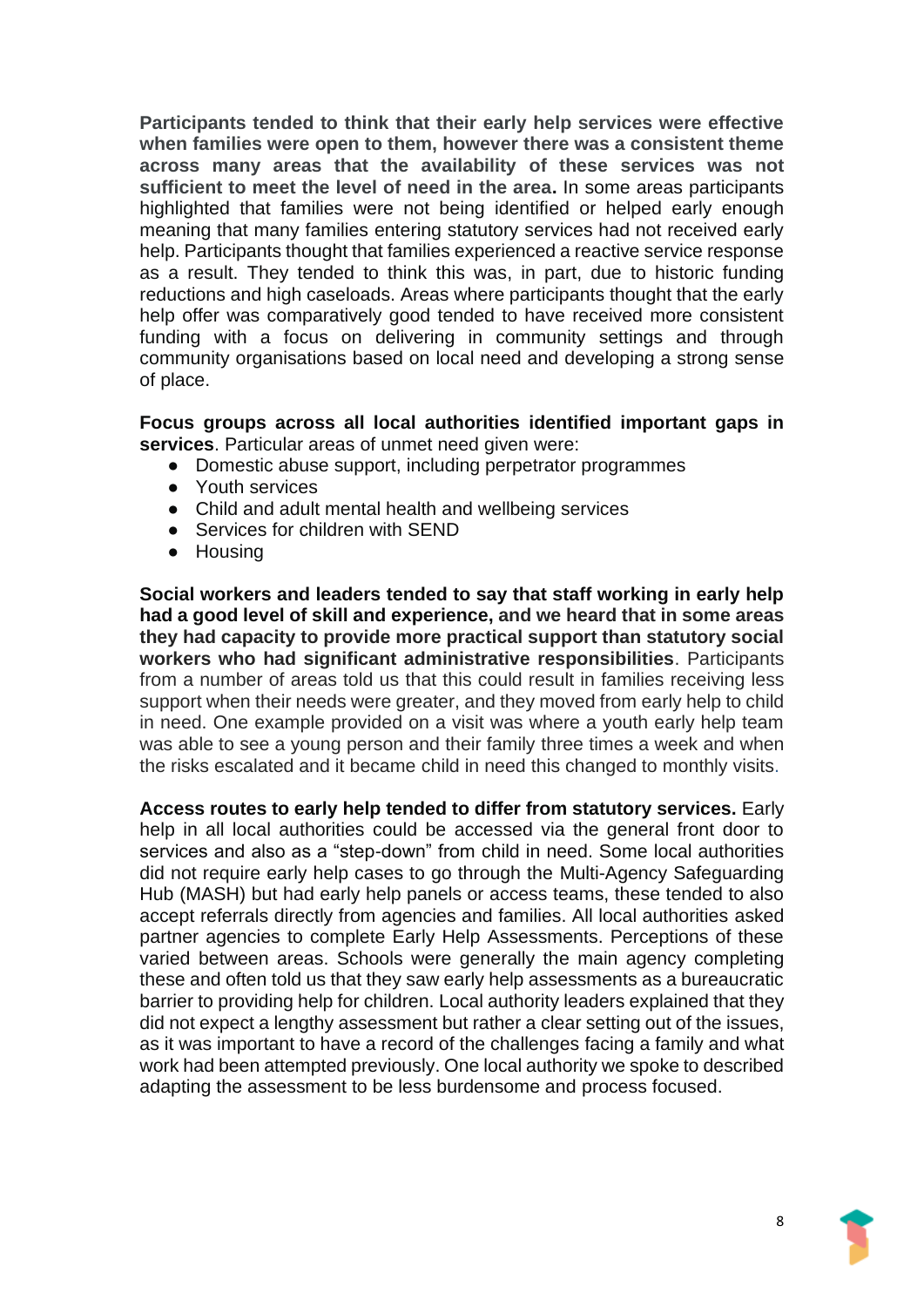**Participants tended to think that their early help services were effective when families were open to them, however there was a consistent theme across many areas that the availability of these services was not sufficient to meet the level of need in the area.** In some areas participants highlighted that families were not being identified or helped early enough meaning that many families entering statutory services had not received early help. Participants thought that families experienced a reactive service response as a result. They tended to think this was, in part, due to historic funding reductions and high caseloads. Areas where participants thought that the early help offer was comparatively good tended to have received more consistent funding with a focus on delivering in community settings and through community organisations based on local need and developing a strong sense of place.

**Focus groups across all local authorities identified important gaps in services**. Particular areas of unmet need given were:

- Domestic abuse support, including perpetrator programmes
- Youth services
- Child and adult mental health and wellbeing services
- Services for children with SEND
- Housing

**Social workers and leaders tended to say that staff working in early help had a good level of skill and experience, and we heard that in some areas they had capacity to provide more practical support than statutory social workers who had significant administrative responsibilities**. Participants from a number of areas told us that this could result in families receiving less support when their needs were greater, and they moved from early help to child in need. One example provided on a visit was where a youth early help team was able to see a young person and their family three times a week and when the risks escalated and it became child in need this changed to monthly visits.

**Access routes to early help tended to differ from statutory services.** Early help in all local authorities could be accessed via the general front door to services and also as a "step-down" from child in need. Some local authorities did not require early help cases to go through the Multi-Agency Safeguarding Hub (MASH) but had early help panels or access teams, these tended to also accept referrals directly from agencies and families. All local authorities asked partner agencies to complete Early Help Assessments. Perceptions of these varied between areas. Schools were generally the main agency completing these and often told us that they saw early help assessments as a bureaucratic barrier to providing help for children. Local authority leaders explained that they did not expect a lengthy assessment but rather a clear setting out of the issues, as it was important to have a record of the challenges facing a family and what work had been attempted previously. One local authority we spoke to described adapting the assessment to be less burdensome and process focused.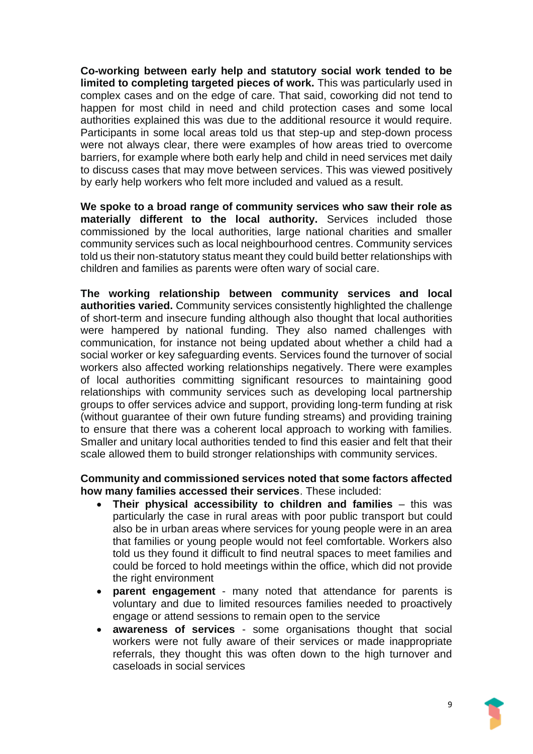**Co-working between early help and statutory social work tended to be limited to completing targeted pieces of work.** This was particularly used in complex cases and on the edge of care. That said, coworking did not tend to happen for most child in need and child protection cases and some local authorities explained this was due to the additional resource it would require. Participants in some local areas told us that step-up and step-down process were not always clear, there were examples of how areas tried to overcome barriers, for example where both early help and child in need services met daily to discuss cases that may move between services. This was viewed positively by early help workers who felt more included and valued as a result.

**We spoke to a broad range of community services who saw their role as materially different to the local authority.** Services included those commissioned by the local authorities, large national charities and smaller community services such as local neighbourhood centres. Community services told us their non-statutory status meant they could build better relationships with children and families as parents were often wary of social care.

**The working relationship between community services and local authorities varied.** Community services consistently highlighted the challenge of short-term and insecure funding although also thought that local authorities were hampered by national funding. They also named challenges with communication, for instance not being updated about whether a child had a social worker or key safeguarding events. Services found the turnover of social workers also affected working relationships negatively. There were examples of local authorities committing significant resources to maintaining good relationships with community services such as developing local partnership groups to offer services advice and support, providing long-term funding at risk (without guarantee of their own future funding streams) and providing training to ensure that there was a coherent local approach to working with families. Smaller and unitary local authorities tended to find this easier and felt that their scale allowed them to build stronger relationships with community services.

**Community and commissioned services noted that some factors affected how many families accessed their services**. These included:

- **Their physical accessibility to children and families** – this was particularly the case in rural areas with poor public transport but could also be in urban areas where services for young people were in an area that families or young people would not feel comfortable. Workers also told us they found it difficult to find neutral spaces to meet families and could be forced to hold meetings within the office, which did not provide the right environment
- **parent engagement** - many noted that attendance for parents is voluntary and due to limited resources families needed to proactively engage or attend sessions to remain open to the service
- **awareness of services** - some organisations thought that social workers were not fully aware of their services or made inappropriate referrals, they thought this was often down to the high turnover and caseloads in social services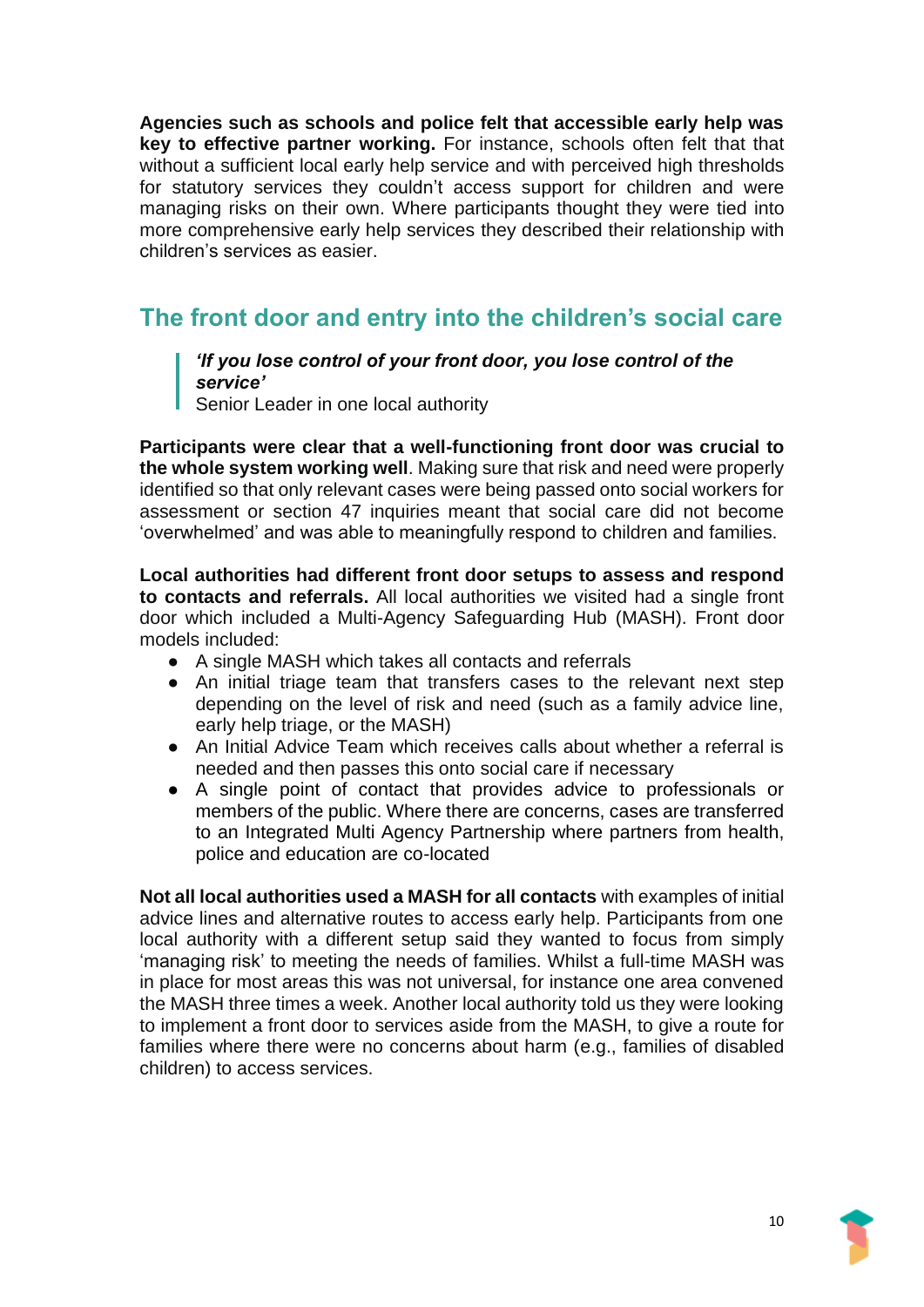**Agencies such as schools and police felt that accessible early help was key to effective partner working.** For instance, schools often felt that that without a sufficient local early help service and with perceived high thresholds for statutory services they couldn't access support for children and were managing risks on their own. Where participants thought they were tied into more comprehensive early help services they described their relationship with children's services as easier.

## The front door and entry into the children's social care

> ***'If you lose control of your front door, you lose control of the service'***
> Senior Leader in one local authority

**Participants were clear that a well-functioning front door was crucial to the whole system working well**. Making sure that risk and need were properly identified so that only relevant cases were being passed onto social workers for assessment or section 47 inquiries meant that social care did not become 'overwhelmed' and was able to meaningfully respond to children and families.

**Local authorities had different front door setups to assess and respond to contacts and referrals.** All local authorities we visited had a single front door which included a Multi-Agency Safeguarding Hub (MASH). Front door models included:

- A single MASH which takes all contacts and referrals
- An initial triage team that transfers cases to the relevant next step depending on the level of risk and need (such as a family advice line, early help triage, or the MASH)
- An Initial Advice Team which receives calls about whether a referral is needed and then passes this onto social care if necessary
- A single point of contact that provides advice to professionals or members of the public. Where there are concerns, cases are transferred to an Integrated Multi Agency Partnership where partners from health, police and education are co-located

**Not all local authorities used a MASH for all contacts** with examples of initial advice lines and alternative routes to access early help. Participants from one local authority with a different setup said they wanted to focus from simply 'managing risk' to meeting the needs of families. Whilst a full-time MASH was in place for most areas this was not universal, for instance one area convened the MASH three times a week. Another local authority told us they were looking to implement a front door to services aside from the MASH, to give a route for families where there were no concerns about harm (e.g., families of disabled children) to access services.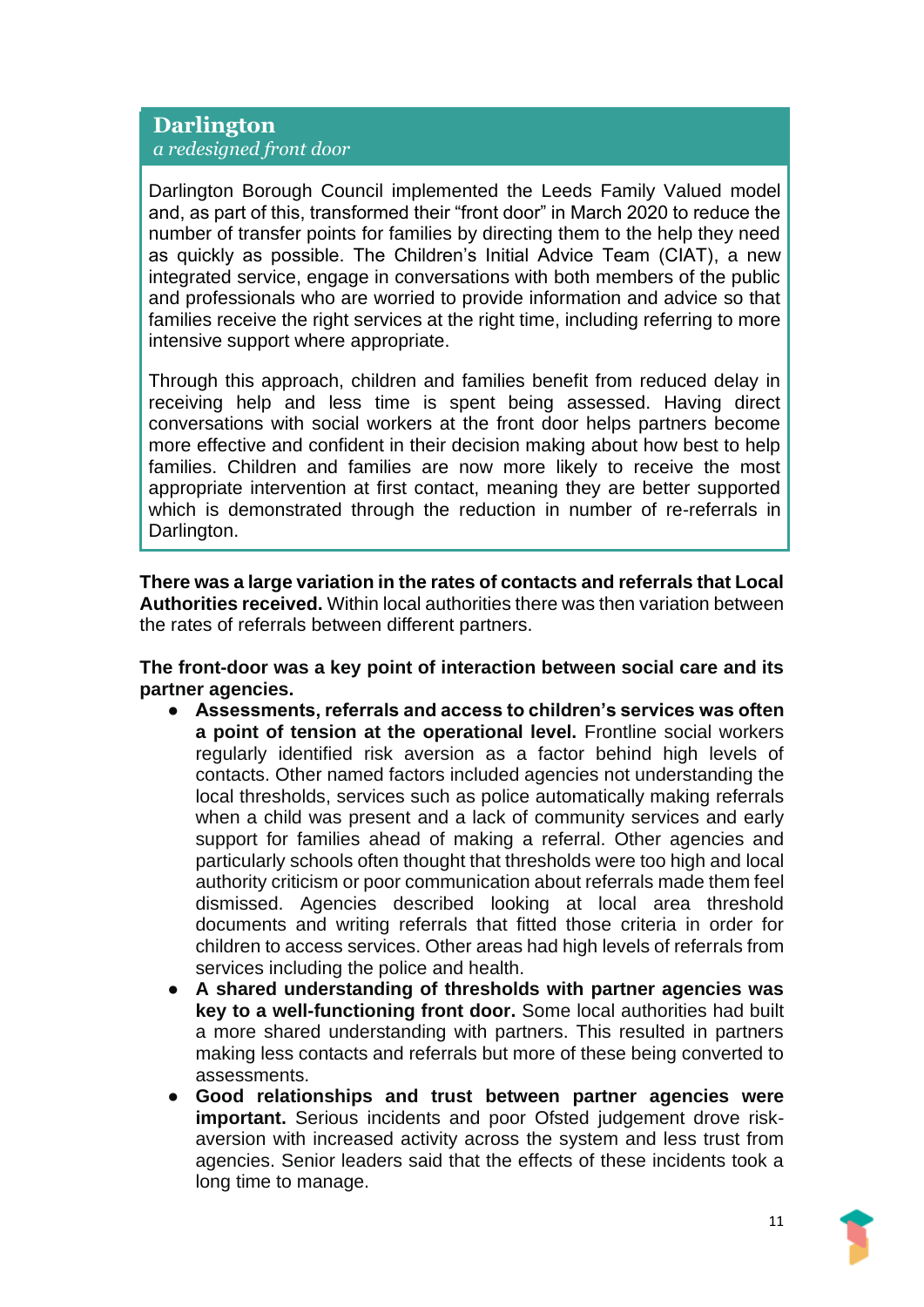**Darlington**
*a redesigned front door*

Darlington Borough Council implemented the Leeds Family Valued model and, as part of this, transformed their "front door" in March 2020 to reduce the number of transfer points for families by directing them to the help they need as quickly as possible. The Children's Initial Advice Team (CIAT), a new integrated service, engage in conversations with both members of the public and professionals who are worried to provide information and advice so that families receive the right services at the right time, including referring to more intensive support where appropriate.

Through this approach, children and families benefit from reduced delay in receiving help and less time is spent being assessed. Having direct conversations with social workers at the front door helps partners become more effective and confident in their decision making about how best to help families. Children and families are now more likely to receive the most appropriate intervention at first contact, meaning they are better supported which is demonstrated through the reduction in number of re-referrals in Darlington.

**There was a large variation in the rates of contacts and referrals that Local Authorities received.** Within local authorities there was then variation between the rates of referrals between different partners.

**The front-door was a key point of interaction between social care and its partner agencies.**

- **Assessments, referrals and access to children's services was often a point of tension at the operational level.** Frontline social workers regularly identified risk aversion as a factor behind high levels of contacts. Other named factors included agencies not understanding the local thresholds, services such as police automatically making referrals when a child was present and a lack of community services and early support for families ahead of making a referral. Other agencies and particularly schools often thought that thresholds were too high and local authority criticism or poor communication about referrals made them feel dismissed. Agencies described looking at local area threshold documents and writing referrals that fitted those criteria in order for children to access services. Other areas had high levels of referrals from services including the police and health.
- **A shared understanding of thresholds with partner agencies was key to a well-functioning front door.** Some local authorities had built a more shared understanding with partners. This resulted in partners making less contacts and referrals but more of these being converted to assessments.
- **Good relationships and trust between partner agencies were important.** Serious incidents and poor Ofsted judgement drove risk-aversion with increased activity across the system and less trust from agencies. Senior leaders said that the effects of these incidents took a long time to manage.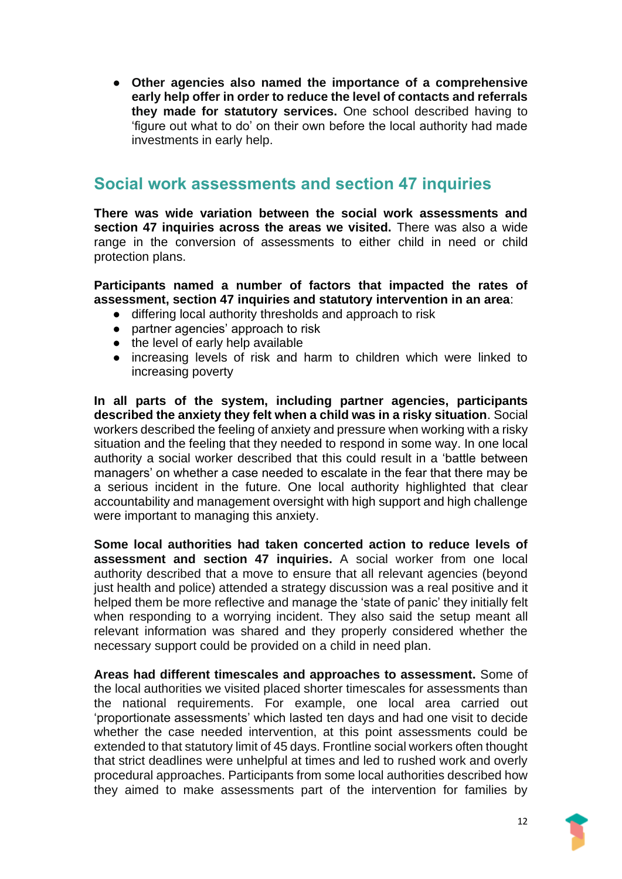- **Other agencies also named the importance of a comprehensive early help offer in order to reduce the level of contacts and referrals they made for statutory services.** One school described having to 'figure out what to do' on their own before the local authority had made investments in early help.

## Social work assessments and section 47 inquiries

**There was wide variation between the social work assessments and section 47 inquiries across the areas we visited.** There was also a wide range in the conversion of assessments to either child in need or child protection plans.

**Participants named a number of factors that impacted the rates of assessment, section 47 inquiries and statutory intervention in an area**:

- differing local authority thresholds and approach to risk
- partner agencies' approach to risk
- the level of early help available
- increasing levels of risk and harm to children which were linked to increasing poverty

**In all parts of the system, including partner agencies, participants described the anxiety they felt when a child was in a risky situation**. Social workers described the feeling of anxiety and pressure when working with a risky situation and the feeling that they needed to respond in some way. In one local authority a social worker described that this could result in a 'battle between managers' on whether a case needed to escalate in the fear that there may be a serious incident in the future. One local authority highlighted that clear accountability and management oversight with high support and high challenge were important to managing this anxiety.

**Some local authorities had taken concerted action to reduce levels of assessment and section 47 inquiries.** A social worker from one local authority described that a move to ensure that all relevant agencies (beyond just health and police) attended a strategy discussion was a real positive and it helped them be more reflective and manage the 'state of panic' they initially felt when responding to a worrying incident. They also said the setup meant all relevant information was shared and they properly considered whether the necessary support could be provided on a child in need plan.

**Areas had different timescales and approaches to assessment.** Some of the local authorities we visited placed shorter timescales for assessments than the national requirements. For example, one local area carried out 'proportionate assessments' which lasted ten days and had one visit to decide whether the case needed intervention, at this point assessments could be extended to that statutory limit of 45 days. Frontline social workers often thought that strict deadlines were unhelpful at times and led to rushed work and overly procedural approaches. Participants from some local authorities described how they aimed to make assessments part of the intervention for families by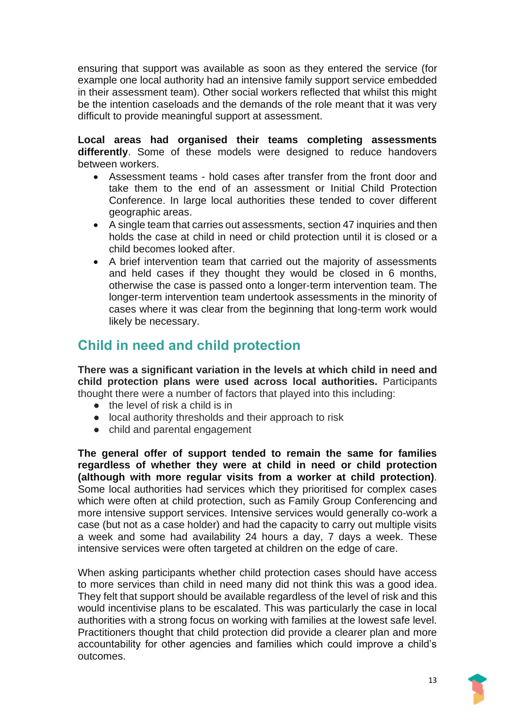ensuring that support was available as soon as they entered the service (for example one local authority had an intensive family support service embedded in their assessment team). Other social workers reflected that whilst this might be the intention caseloads and the demands of the role meant that it was very difficult to provide meaningful support at assessment.

**Local areas had organised their teams completing assessments differently**. Some of these models were designed to reduce handovers between workers.

- Assessment teams - hold cases after transfer from the front door and take them to the end of an assessment or Initial Child Protection Conference. In large local authorities these tended to cover different geographic areas.
- A single team that carries out assessments, section 47 inquiries and then holds the case at child in need or child protection until it is closed or a child becomes looked after.
- A brief intervention team that carried out the majority of assessments and held cases if they thought they would be closed in 6 months, otherwise the case is passed onto a longer-term intervention team. The longer-term intervention team undertook assessments in the minority of cases where it was clear from the beginning that long-term work would likely be necessary.

## Child in need and child protection

**There was a significant variation in the levels at which child in need and child protection plans were used across local authorities.** Participants thought there were a number of factors that played into this including:

- the level of risk a child is in
- local authority thresholds and their approach to risk
- child and parental engagement

**The general offer of support tended to remain the same for families regardless of whether they were at child in need or child protection (although with more regular visits from a worker at child protection)**. Some local authorities had services which they prioritised for complex cases which were often at child protection, such as Family Group Conferencing and more intensive support services. Intensive services would generally co-work a case (but not as a case holder) and had the capacity to carry out multiple visits a week and some had availability 24 hours a day, 7 days a week. These intensive services were often targeted at children on the edge of care.

When asking participants whether child protection cases should have access to more services than child in need many did not think this was a good idea. They felt that support should be available regardless of the level of risk and this would incentivise plans to be escalated. This was particularly the case in local authorities with a strong focus on working with families at the lowest safe level. Practitioners thought that child protection did provide a clearer plan and more accountability for other agencies and families which could improve a child's outcomes.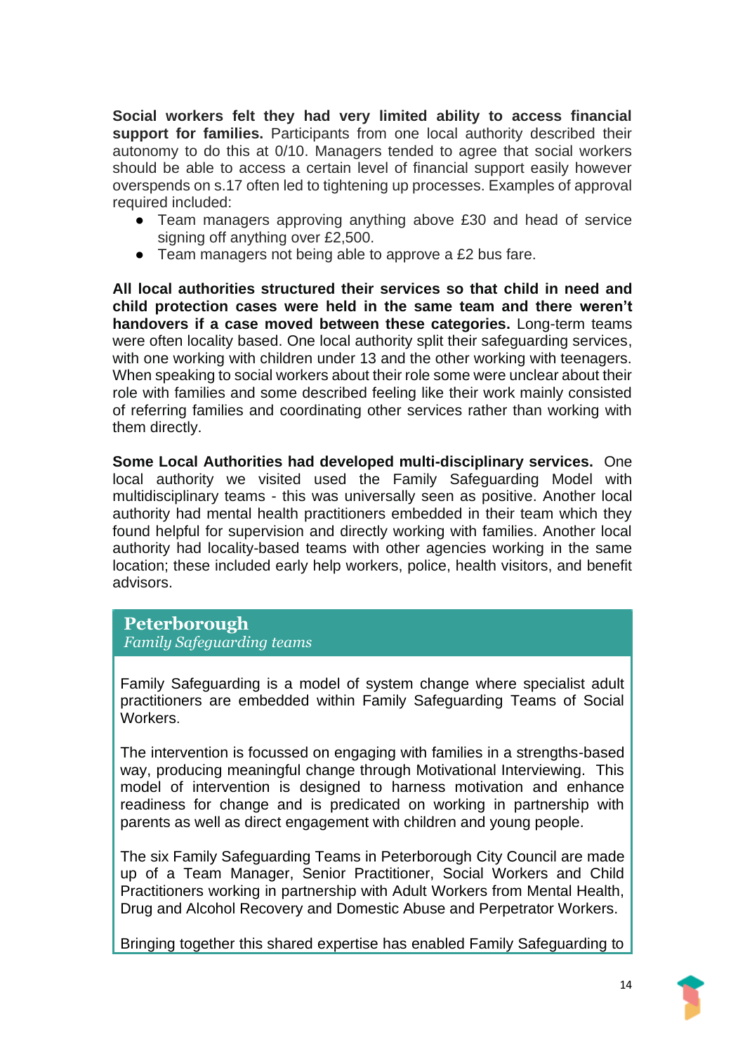**Social workers felt they had very limited ability to access financial support for families.** Participants from one local authority described their autonomy to do this at 0/10. Managers tended to agree that social workers should be able to access a certain level of financial support easily however overspends on s.17 often led to tightening up processes. Examples of approval required included:

- Team managers approving anything above £30 and head of service signing off anything over £2,500.
- Team managers not being able to approve a £2 bus fare.

**All local authorities structured their services so that child in need and child protection cases were held in the same team and there weren't handovers if a case moved between these categories.** Long-term teams were often locality based. One local authority split their safeguarding services, with one working with children under 13 and the other working with teenagers. When speaking to social workers about their role some were unclear about their role with families and some described feeling like their work mainly consisted of referring families and coordinating other services rather than working with them directly.

**Some Local Authorities had developed multi-disciplinary services.** One local authority we visited used the Family Safeguarding Model with multidisciplinary teams - this was universally seen as positive. Another local authority had mental health practitioners embedded in their team which they found helpful for supervision and directly working with families. Another local authority had locality-based teams with other agencies working in the same location; these included early help workers, police, health visitors, and benefit advisors.

**Peterborough**
*Family Safeguarding teams*

Family Safeguarding is a model of system change where specialist adult practitioners are embedded within Family Safeguarding Teams of Social Workers.

The intervention is focussed on engaging with families in a strengths-based way, producing meaningful change through Motivational Interviewing. This model of intervention is designed to harness motivation and enhance readiness for change and is predicated on working in partnership with parents as well as direct engagement with children and young people.

The six Family Safeguarding Teams in Peterborough City Council are made up of a Team Manager, Senior Practitioner, Social Workers and Child Practitioners working in partnership with Adult Workers from Mental Health, Drug and Alcohol Recovery and Domestic Abuse and Perpetrator Workers.

Bringing together this shared expertise has enabled Family Safeguarding to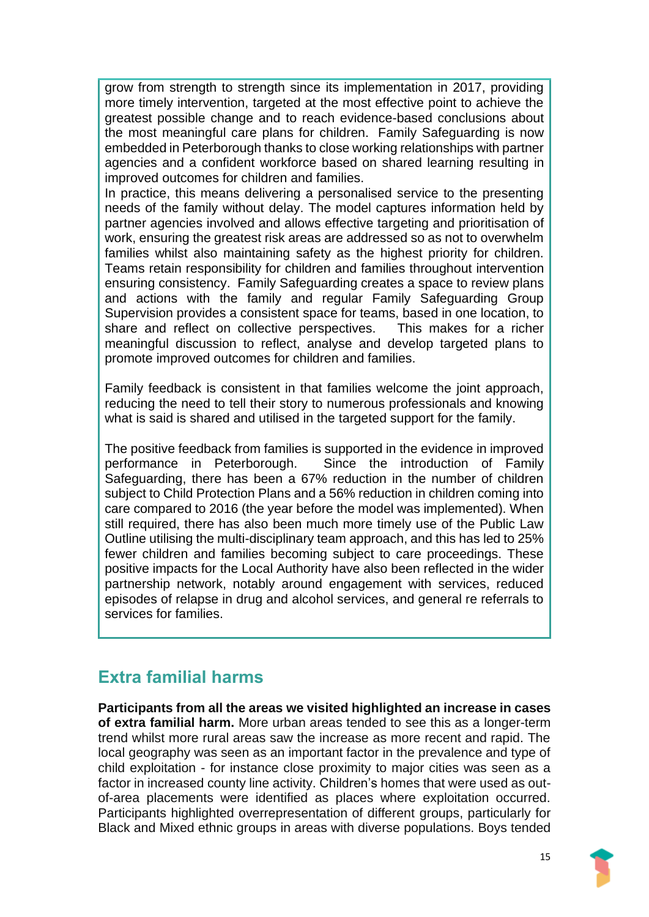grow from strength to strength since its implementation in 2017, providing more timely intervention, targeted at the most effective point to achieve the greatest possible change and to reach evidence-based conclusions about the most meaningful care plans for children. Family Safeguarding is now embedded in Peterborough thanks to close working relationships with partner agencies and a confident workforce based on shared learning resulting in improved outcomes for children and families.

In practice, this means delivering a personalised service to the presenting needs of the family without delay. The model captures information held by partner agencies involved and allows effective targeting and prioritisation of work, ensuring the greatest risk areas are addressed so as not to overwhelm families whilst also maintaining safety as the highest priority for children. Teams retain responsibility for children and families throughout intervention ensuring consistency. Family Safeguarding creates a space to review plans and actions with the family and regular Family Safeguarding Group Supervision provides a consistent space for teams, based in one location, to share and reflect on collective perspectives. This makes for a richer meaningful discussion to reflect, analyse and develop targeted plans to promote improved outcomes for children and families.

Family feedback is consistent in that families welcome the joint approach, reducing the need to tell their story to numerous professionals and knowing what is said is shared and utilised in the targeted support for the family.

The positive feedback from families is supported in the evidence in improved performance in Peterborough. Since the introduction of Family Safeguarding, there has been a 67% reduction in the number of children subject to Child Protection Plans and a 56% reduction in children coming into care compared to 2016 (the year before the model was implemented). When still required, there has also been much more timely use of the Public Law Outline utilising the multi-disciplinary team approach, and this has led to 25% fewer children and families becoming subject to care proceedings. These positive impacts for the Local Authority have also been reflected in the wider partnership network, notably around engagement with services, reduced episodes of relapse in drug and alcohol services, and general re referrals to services for families.

## Extra familial harms

**Participants from all the areas we visited highlighted an increase in cases of extra familial harm.** More urban areas tended to see this as a longer-term trend whilst more rural areas saw the increase as more recent and rapid. The local geography was seen as an important factor in the prevalence and type of child exploitation - for instance close proximity to major cities was seen as a factor in increased county line activity. Children's homes that were used as out-of-area placements were identified as places where exploitation occurred. Participants highlighted overrepresentation of different groups, particularly for Black and Mixed ethnic groups in areas with diverse populations. Boys tended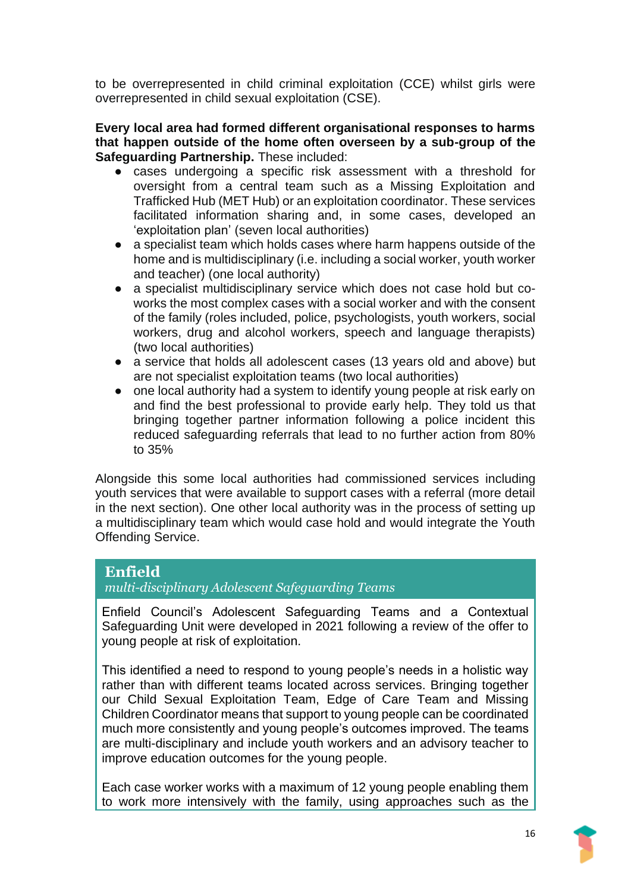to be overrepresented in child criminal exploitation (CCE) whilst girls were overrepresented in child sexual exploitation (CSE).

**Every local area had formed different organisational responses to harms that happen outside of the home often overseen by a sub-group of the Safeguarding Partnership.** These included:

- cases undergoing a specific risk assessment with a threshold for oversight from a central team such as a Missing Exploitation and Trafficked Hub (MET Hub) or an exploitation coordinator. These services facilitated information sharing and, in some cases, developed an 'exploitation plan' (seven local authorities)
- a specialist team which holds cases where harm happens outside of the home and is multidisciplinary (i.e. including a social worker, youth worker and teacher) (one local authority)
- a specialist multidisciplinary service which does not case hold but co-works the most complex cases with a social worker and with the consent of the family (roles included, police, psychologists, youth workers, social workers, drug and alcohol workers, speech and language therapists) (two local authorities)
- a service that holds all adolescent cases (13 years old and above) but are not specialist exploitation teams (two local authorities)
- one local authority had a system to identify young people at risk early on and find the best professional to provide early help. They told us that bringing together partner information following a police incident this reduced safeguarding referrals that lead to no further action from 80% to 35%

Alongside this some local authorities had commissioned services including youth services that were available to support cases with a referral (more detail in the next section). One other local authority was in the process of setting up a multidisciplinary team which would case hold and would integrate the Youth Offending Service.

### Enfield
*multi-disciplinary Adolescent Safeguarding Teams*

Enfield Council's Adolescent Safeguarding Teams and a Contextual Safeguarding Unit were developed in 2021 following a review of the offer to young people at risk of exploitation.

This identified a need to respond to young people's needs in a holistic way rather than with different teams located across services. Bringing together our Child Sexual Exploitation Team, Edge of Care Team and Missing Children Coordinator means that support to young people can be coordinated much more consistently and young people's outcomes improved. The teams are multi-disciplinary and include youth workers and an advisory teacher to improve education outcomes for the young people.

Each case worker works with a maximum of 12 young people enabling them to work more intensively with the family, using approaches such as the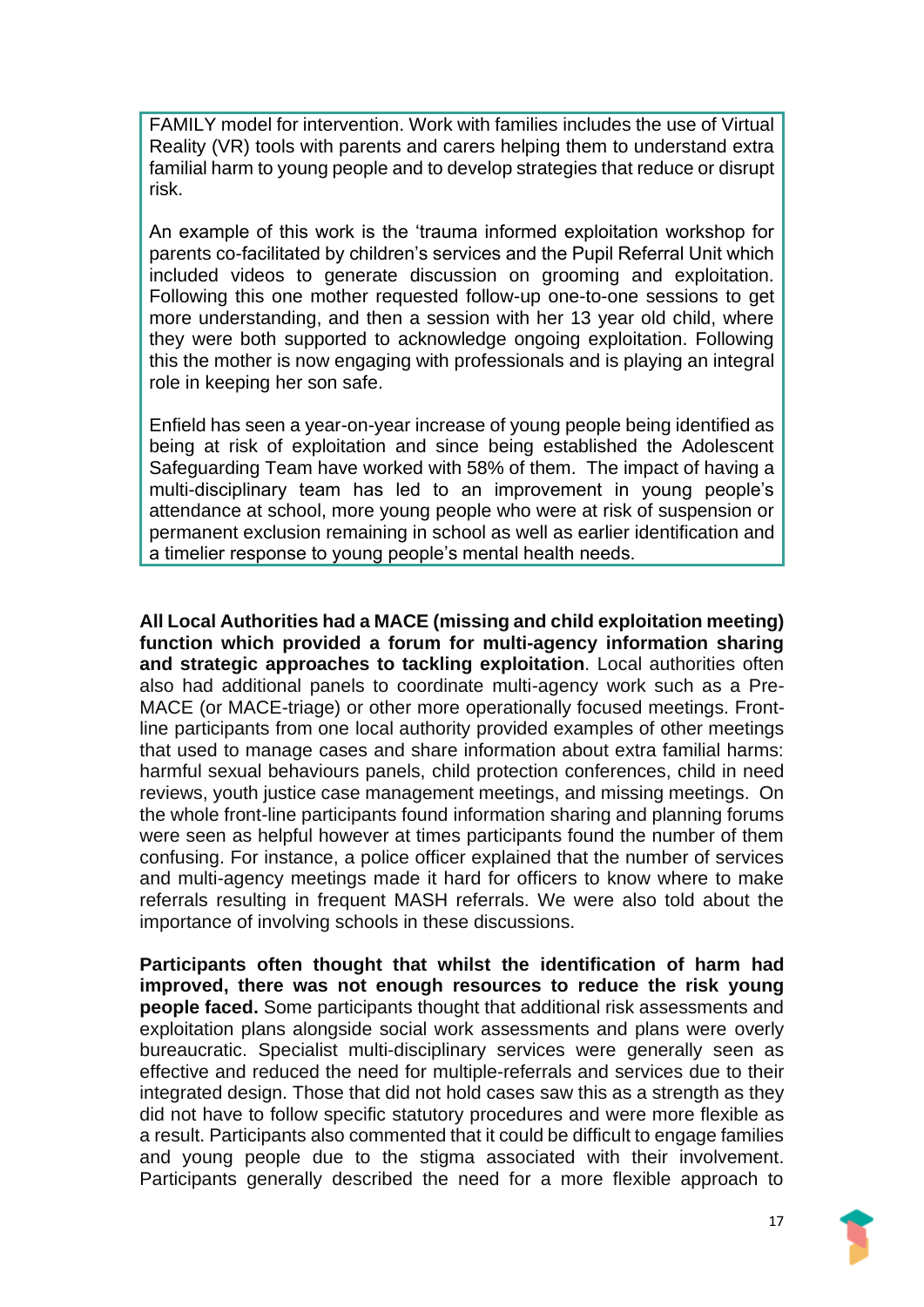FAMILY model for intervention. Work with families includes the use of Virtual Reality (VR) tools with parents and carers helping them to understand extra familial harm to young people and to develop strategies that reduce or disrupt risk.

An example of this work is the 'trauma informed exploitation workshop for parents co-facilitated by children's services and the Pupil Referral Unit which included videos to generate discussion on grooming and exploitation. Following this one mother requested follow-up one-to-one sessions to get more understanding, and then a session with her 13 year old child, where they were both supported to acknowledge ongoing exploitation. Following this the mother is now engaging with professionals and is playing an integral role in keeping her son safe.

Enfield has seen a year-on-year increase of young people being identified as being at risk of exploitation and since being established the Adolescent Safeguarding Team have worked with 58% of them. The impact of having a multi-disciplinary team has led to an improvement in young people's attendance at school, more young people who were at risk of suspension or permanent exclusion remaining in school as well as earlier identification and a timelier response to young people's mental health needs.

**All Local Authorities had a MACE (missing and child exploitation meeting) function which provided a forum for multi-agency information sharing and strategic approaches to tackling exploitation**. Local authorities often also had additional panels to coordinate multi-agency work such as a Pre-MACE (or MACE-triage) or other more operationally focused meetings. Front-line participants from one local authority provided examples of other meetings that used to manage cases and share information about extra familial harms: harmful sexual behaviours panels, child protection conferences, child in need reviews, youth justice case management meetings, and missing meetings. On the whole front-line participants found information sharing and planning forums were seen as helpful however at times participants found the number of them confusing. For instance, a police officer explained that the number of services and multi-agency meetings made it hard for officers to know where to make referrals resulting in frequent MASH referrals. We were also told about the importance of involving schools in these discussions.

**Participants often thought that whilst the identification of harm had improved, there was not enough resources to reduce the risk young people faced.** Some participants thought that additional risk assessments and exploitation plans alongside social work assessments and plans were overly bureaucratic. Specialist multi-disciplinary services were generally seen as effective and reduced the need for multiple-referrals and services due to their integrated design. Those that did not hold cases saw this as a strength as they did not have to follow specific statutory procedures and were more flexible as a result. Participants also commented that it could be difficult to engage families and young people due to the stigma associated with their involvement. Participants generally described the need for a more flexible approach to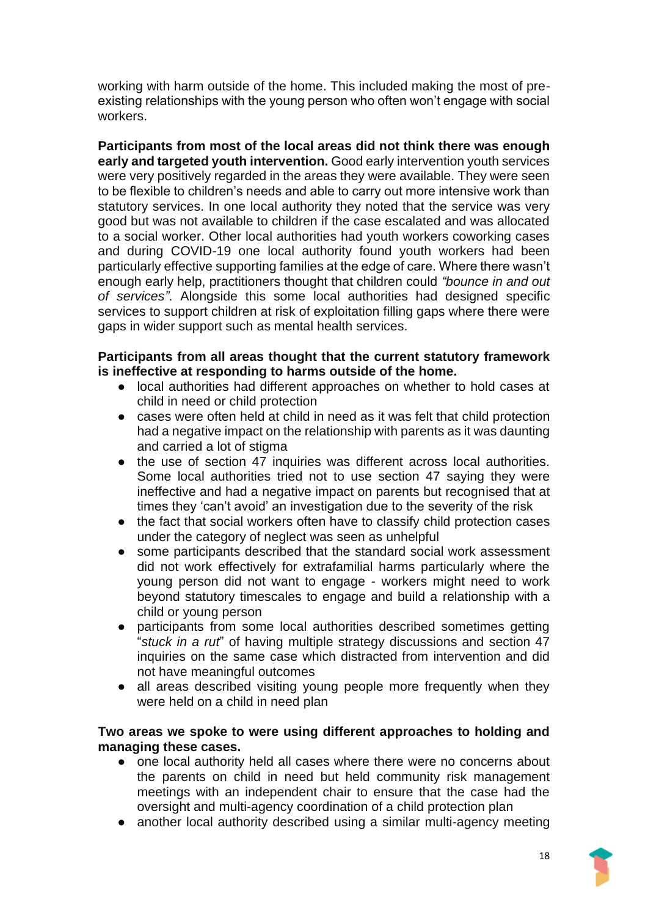working with harm outside of the home. This included making the most of pre-existing relationships with the young person who often won't engage with social workers.

**Participants from most of the local areas did not think there was enough early and targeted youth intervention.** Good early intervention youth services were very positively regarded in the areas they were available. They were seen to be flexible to children's needs and able to carry out more intensive work than statutory services. In one local authority they noted that the service was very good but was not available to children if the case escalated and was allocated to a social worker. Other local authorities had youth workers coworking cases and during COVID-19 one local authority found youth workers had been particularly effective supporting families at the edge of care. Where there wasn't enough early help, practitioners thought that children could *"bounce in and out of services"*. Alongside this some local authorities had designed specific services to support children at risk of exploitation filling gaps where there were gaps in wider support such as mental health services.

**Participants from all areas thought that the current statutory framework is ineffective at responding to harms outside of the home.**

- local authorities had different approaches on whether to hold cases at child in need or child protection
- cases were often held at child in need as it was felt that child protection had a negative impact on the relationship with parents as it was daunting and carried a lot of stigma
- the use of section 47 inquiries was different across local authorities. Some local authorities tried not to use section 47 saying they were ineffective and had a negative impact on parents but recognised that at times they 'can't avoid' an investigation due to the severity of the risk
- the fact that social workers often have to classify child protection cases under the category of neglect was seen as unhelpful
- some participants described that the standard social work assessment did not work effectively for extrafamilial harms particularly where the young person did not want to engage - workers might need to work beyond statutory timescales to engage and build a relationship with a child or young person
- participants from some local authorities described sometimes getting "*stuck in a rut*" of having multiple strategy discussions and section 47 inquiries on the same case which distracted from intervention and did not have meaningful outcomes
- all areas described visiting young people more frequently when they were held on a child in need plan

**Two areas we spoke to were using different approaches to holding and managing these cases.**

- one local authority held all cases where there were no concerns about the parents on child in need but held community risk management meetings with an independent chair to ensure that the case had the oversight and multi-agency coordination of a child protection plan
- another local authority described using a similar multi-agency meeting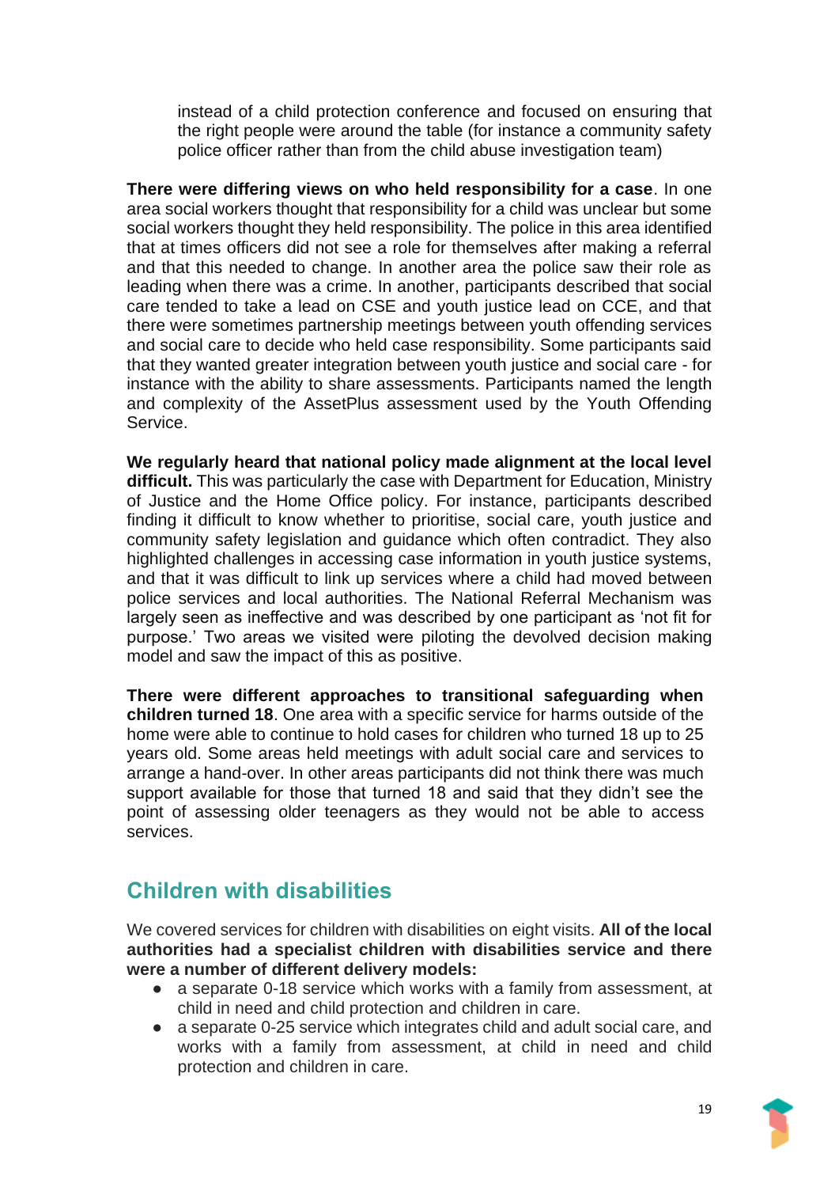instead of a child protection conference and focused on ensuring that the right people were around the table (for instance a community safety police officer rather than from the child abuse investigation team)

**There were differing views on who held responsibility for a case**. In one area social workers thought that responsibility for a child was unclear but some social workers thought they held responsibility. The police in this area identified that at times officers did not see a role for themselves after making a referral and that this needed to change. In another area the police saw their role as leading when there was a crime. In another, participants described that social care tended to take a lead on CSE and youth justice lead on CCE, and that there were sometimes partnership meetings between youth offending services and social care to decide who held case responsibility. Some participants said that they wanted greater integration between youth justice and social care - for instance with the ability to share assessments. Participants named the length and complexity of the AssetPlus assessment used by the Youth Offending Service.

**We regularly heard that national policy made alignment at the local level difficult.** This was particularly the case with Department for Education, Ministry of Justice and the Home Office policy. For instance, participants described finding it difficult to know whether to prioritise, social care, youth justice and community safety legislation and guidance which often contradict. They also highlighted challenges in accessing case information in youth justice systems, and that it was difficult to link up services where a child had moved between police services and local authorities. The National Referral Mechanism was largely seen as ineffective and was described by one participant as 'not fit for purpose.' Two areas we visited were piloting the devolved decision making model and saw the impact of this as positive.

**There were different approaches to transitional safeguarding when children turned 18**. One area with a specific service for harms outside of the home were able to continue to hold cases for children who turned 18 up to 25 years old. Some areas held meetings with adult social care and services to arrange a hand-over. In other areas participants did not think there was much support available for those that turned 18 and said that they didn't see the point of assessing older teenagers as they would not be able to access services.

## Children with disabilities

We covered services for children with disabilities on eight visits. **All of the local authorities had a specialist children with disabilities service and there were a number of different delivery models:**

- a separate 0-18 service which works with a family from assessment, at child in need and child protection and children in care.
- a separate 0-25 service which integrates child and adult social care, and works with a family from assessment, at child in need and child protection and children in care.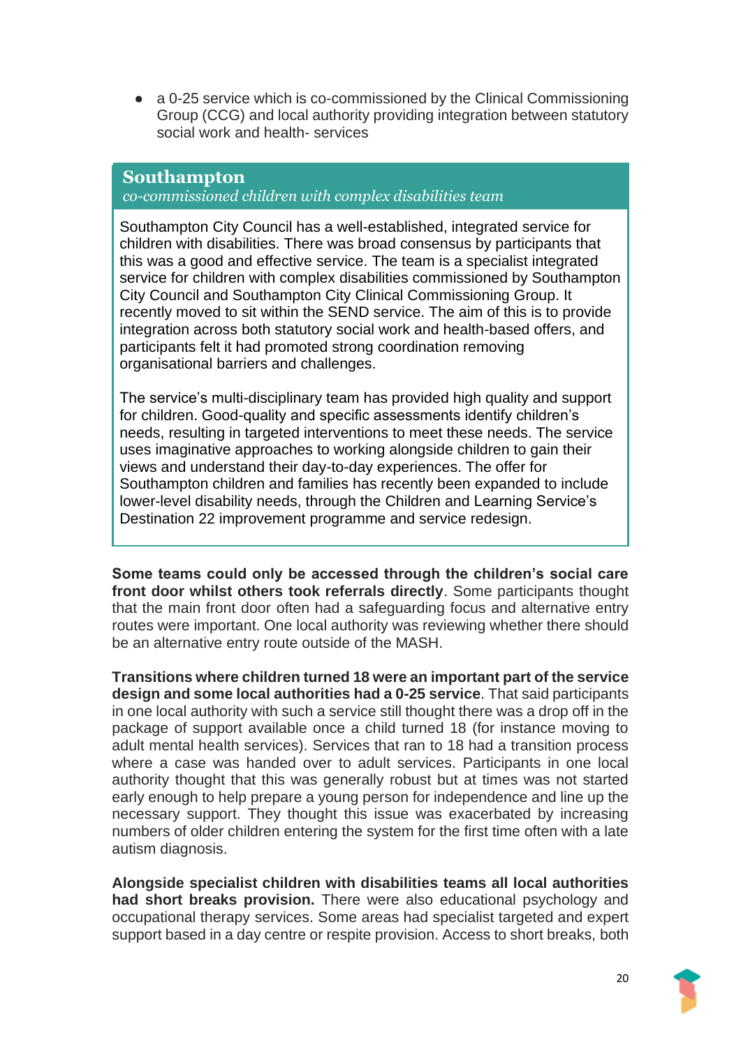- a 0-25 service which is co-commissioned by the Clinical Commissioning Group (CCG) and local authority providing integration between statutory social work and health- services

> **Southampton**
> *co-commissioned children with complex disabilities team*
>
> Southampton City Council has a well-established, integrated service for children with disabilities. There was broad consensus by participants that this was a good and effective service. The team is a specialist integrated service for children with complex disabilities commissioned by Southampton City Council and Southampton City Clinical Commissioning Group. It recently moved to sit within the SEND service. The aim of this is to provide integration across both statutory social work and health-based offers, and participants felt it had promoted strong coordination removing organisational barriers and challenges.
>
> The service's multi-disciplinary team has provided high quality and support for children. Good-quality and specific assessments identify children's needs, resulting in targeted interventions to meet these needs. The service uses imaginative approaches to working alongside children to gain their views and understand their day-to-day experiences. The offer for Southampton children and families has recently been expanded to include lower-level disability needs, through the Children and Learning Service's Destination 22 improvement programme and service redesign.

**Some teams could only be accessed through the children's social care front door whilst others took referrals directly**. Some participants thought that the main front door often had a safeguarding focus and alternative entry routes were important. One local authority was reviewing whether there should be an alternative entry route outside of the MASH.

**Transitions where children turned 18 were an important part of the service design and some local authorities had a 0-25 service**. That said participants in one local authority with such a service still thought there was a drop off in the package of support available once a child turned 18 (for instance moving to adult mental health services). Services that ran to 18 had a transition process where a case was handed over to adult services. Participants in one local authority thought that this was generally robust but at times was not started early enough to help prepare a young person for independence and line up the necessary support. They thought this issue was exacerbated by increasing numbers of older children entering the system for the first time often with a late autism diagnosis.

**Alongside specialist children with disabilities teams all local authorities had short breaks provision.** There were also educational psychology and occupational therapy services. Some areas had specialist targeted and expert support based in a day centre or respite provision. Access to short breaks, both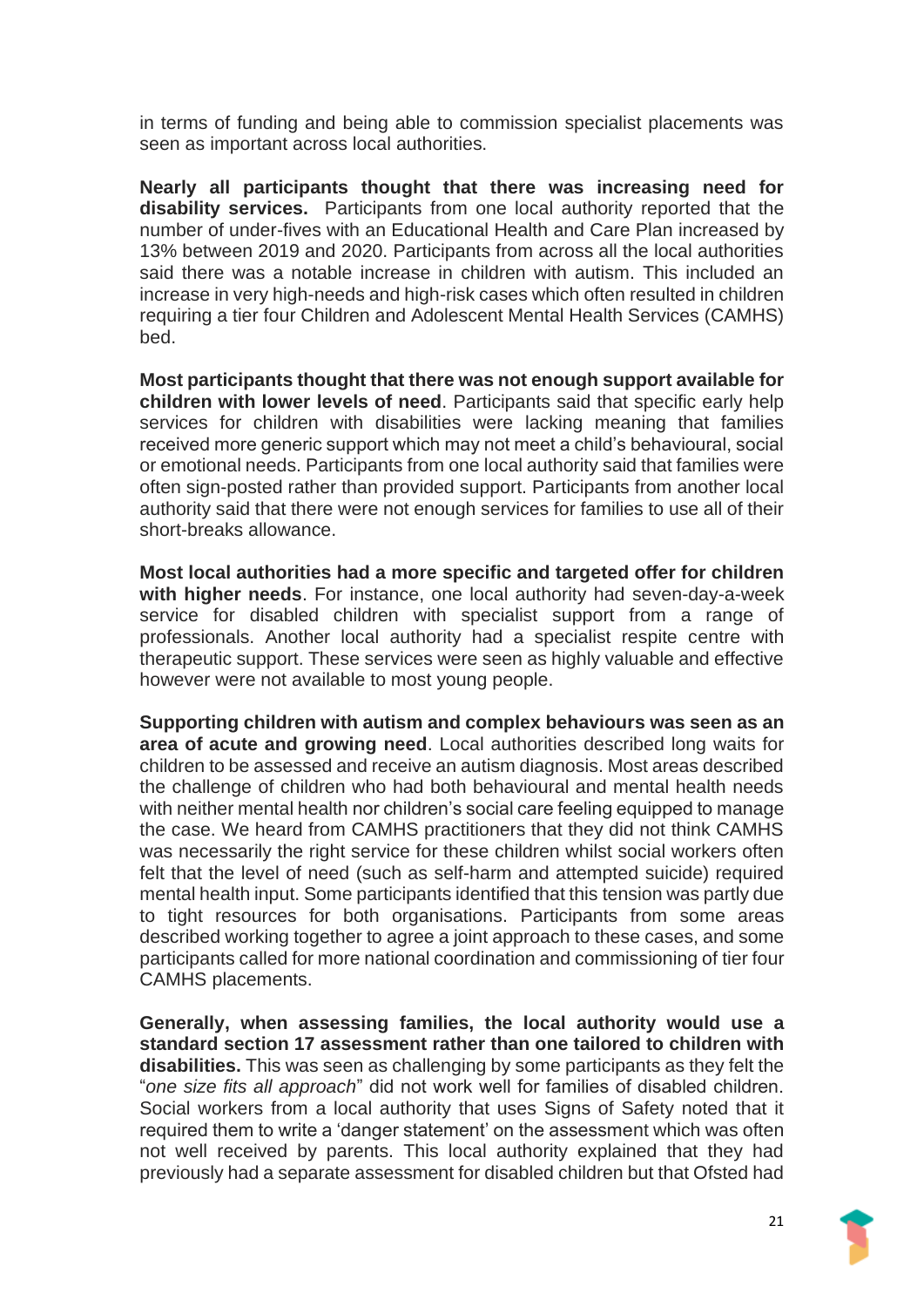in terms of funding and being able to commission specialist placements was seen as important across local authorities.

**Nearly all participants thought that there was increasing need for disability services.** Participants from one local authority reported that the number of under-fives with an Educational Health and Care Plan increased by 13% between 2019 and 2020. Participants from across all the local authorities said there was a notable increase in children with autism. This included an increase in very high-needs and high-risk cases which often resulted in children requiring a tier four Children and Adolescent Mental Health Services (CAMHS) bed.

**Most participants thought that there was not enough support available for children with lower levels of need**. Participants said that specific early help services for children with disabilities were lacking meaning that families received more generic support which may not meet a child's behavioural, social or emotional needs. Participants from one local authority said that families were often sign-posted rather than provided support. Participants from another local authority said that there were not enough services for families to use all of their short-breaks allowance.

**Most local authorities had a more specific and targeted offer for children with higher needs**. For instance, one local authority had seven-day-a-week service for disabled children with specialist support from a range of professionals. Another local authority had a specialist respite centre with therapeutic support. These services were seen as highly valuable and effective however were not available to most young people.

**Supporting children with autism and complex behaviours was seen as an area of acute and growing need**. Local authorities described long waits for children to be assessed and receive an autism diagnosis. Most areas described the challenge of children who had both behavioural and mental health needs with neither mental health nor children's social care feeling equipped to manage the case. We heard from CAMHS practitioners that they did not think CAMHS was necessarily the right service for these children whilst social workers often felt that the level of need (such as self-harm and attempted suicide) required mental health input. Some participants identified that this tension was partly due to tight resources for both organisations. Participants from some areas described working together to agree a joint approach to these cases, and some participants called for more national coordination and commissioning of tier four CAMHS placements.

**Generally, when assessing families, the local authority would use a standard section 17 assessment rather than one tailored to children with disabilities.** This was seen as challenging by some participants as they felt the "*one size fits all approach*" did not work well for families of disabled children. Social workers from a local authority that uses Signs of Safety noted that it required them to write a 'danger statement' on the assessment which was often not well received by parents. This local authority explained that they had previously had a separate assessment for disabled children but that Ofsted had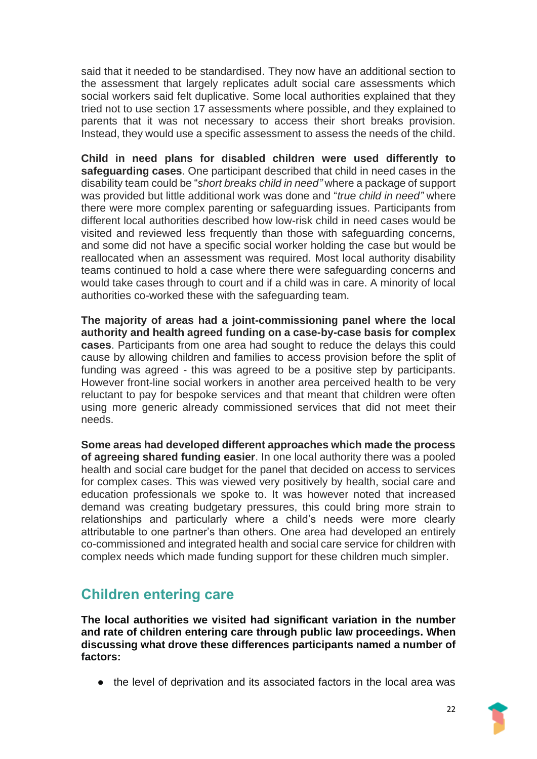said that it needed to be standardised. They now have an additional section to the assessment that largely replicates adult social care assessments which social workers said felt duplicative. Some local authorities explained that they tried not to use section 17 assessments where possible, and they explained to parents that it was not necessary to access their short breaks provision. Instead, they would use a specific assessment to assess the needs of the child.

**Child in need plans for disabled children were used differently to safeguarding cases**. One participant described that child in need cases in the disability team could be "*short breaks child in need"* where a package of support was provided but little additional work was done and "*true child in need"* where there were more complex parenting or safeguarding issues. Participants from different local authorities described how low-risk child in need cases would be visited and reviewed less frequently than those with safeguarding concerns, and some did not have a specific social worker holding the case but would be reallocated when an assessment was required. Most local authority disability teams continued to hold a case where there were safeguarding concerns and would take cases through to court and if a child was in care. A minority of local authorities co-worked these with the safeguarding team.

**The majority of areas had a joint-commissioning panel where the local authority and health agreed funding on a case-by-case basis for complex cases**. Participants from one area had sought to reduce the delays this could cause by allowing children and families to access provision before the split of funding was agreed - this was agreed to be a positive step by participants. However front-line social workers in another area perceived health to be very reluctant to pay for bespoke services and that meant that children were often using more generic already commissioned services that did not meet their needs.

**Some areas had developed different approaches which made the process of agreeing shared funding easier**. In one local authority there was a pooled health and social care budget for the panel that decided on access to services for complex cases. This was viewed very positively by health, social care and education professionals we spoke to. It was however noted that increased demand was creating budgetary pressures, this could bring more strain to relationships and particularly where a child's needs were more clearly attributable to one partner's than others. One area had developed an entirely co-commissioned and integrated health and social care service for children with complex needs which made funding support for these children much simpler.

## Children entering care

**The local authorities we visited had significant variation in the number and rate of children entering care through public law proceedings. When discussing what drove these differences participants named a number of factors:**

- the level of deprivation and its associated factors in the local area was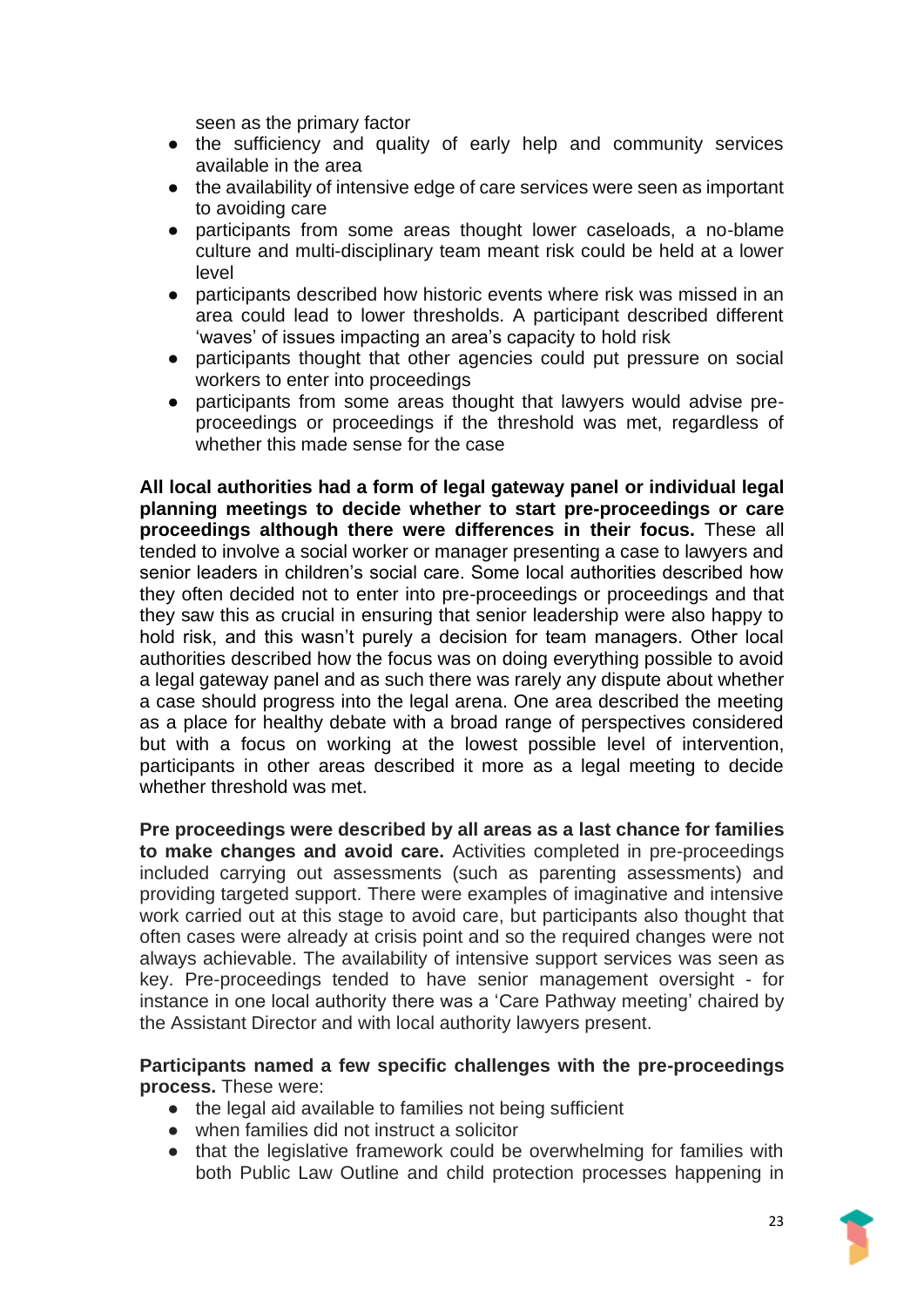seen as the primary factor

- the sufficiency and quality of early help and community services available in the area
- the availability of intensive edge of care services were seen as important to avoiding care
- participants from some areas thought lower caseloads, a no-blame culture and multi-disciplinary team meant risk could be held at a lower level
- participants described how historic events where risk was missed in an area could lead to lower thresholds. A participant described different 'waves' of issues impacting an area's capacity to hold risk
- participants thought that other agencies could put pressure on social workers to enter into proceedings
- participants from some areas thought that lawyers would advise pre-proceedings or proceedings if the threshold was met, regardless of whether this made sense for the case

**All local authorities had a form of legal gateway panel or individual legal planning meetings to decide whether to start pre-proceedings or care proceedings although there were differences in their focus.** These all tended to involve a social worker or manager presenting a case to lawyers and senior leaders in children's social care. Some local authorities described how they often decided not to enter into pre-proceedings or proceedings and that they saw this as crucial in ensuring that senior leadership were also happy to hold risk, and this wasn't purely a decision for team managers. Other local authorities described how the focus was on doing everything possible to avoid a legal gateway panel and as such there was rarely any dispute about whether a case should progress into the legal arena. One area described the meeting as a place for healthy debate with a broad range of perspectives considered but with a focus on working at the lowest possible level of intervention, participants in other areas described it more as a legal meeting to decide whether threshold was met.

**Pre proceedings were described by all areas as a last chance for families to make changes and avoid care.** Activities completed in pre-proceedings included carrying out assessments (such as parenting assessments) and providing targeted support. There were examples of imaginative and intensive work carried out at this stage to avoid care, but participants also thought that often cases were already at crisis point and so the required changes were not always achievable. The availability of intensive support services was seen as key. Pre-proceedings tended to have senior management oversight - for instance in one local authority there was a 'Care Pathway meeting' chaired by the Assistant Director and with local authority lawyers present.

**Participants named a few specific challenges with the pre-proceedings process.** These were:

- the legal aid available to families not being sufficient
- when families did not instruct a solicitor
- that the legislative framework could be overwhelming for families with both Public Law Outline and child protection processes happening in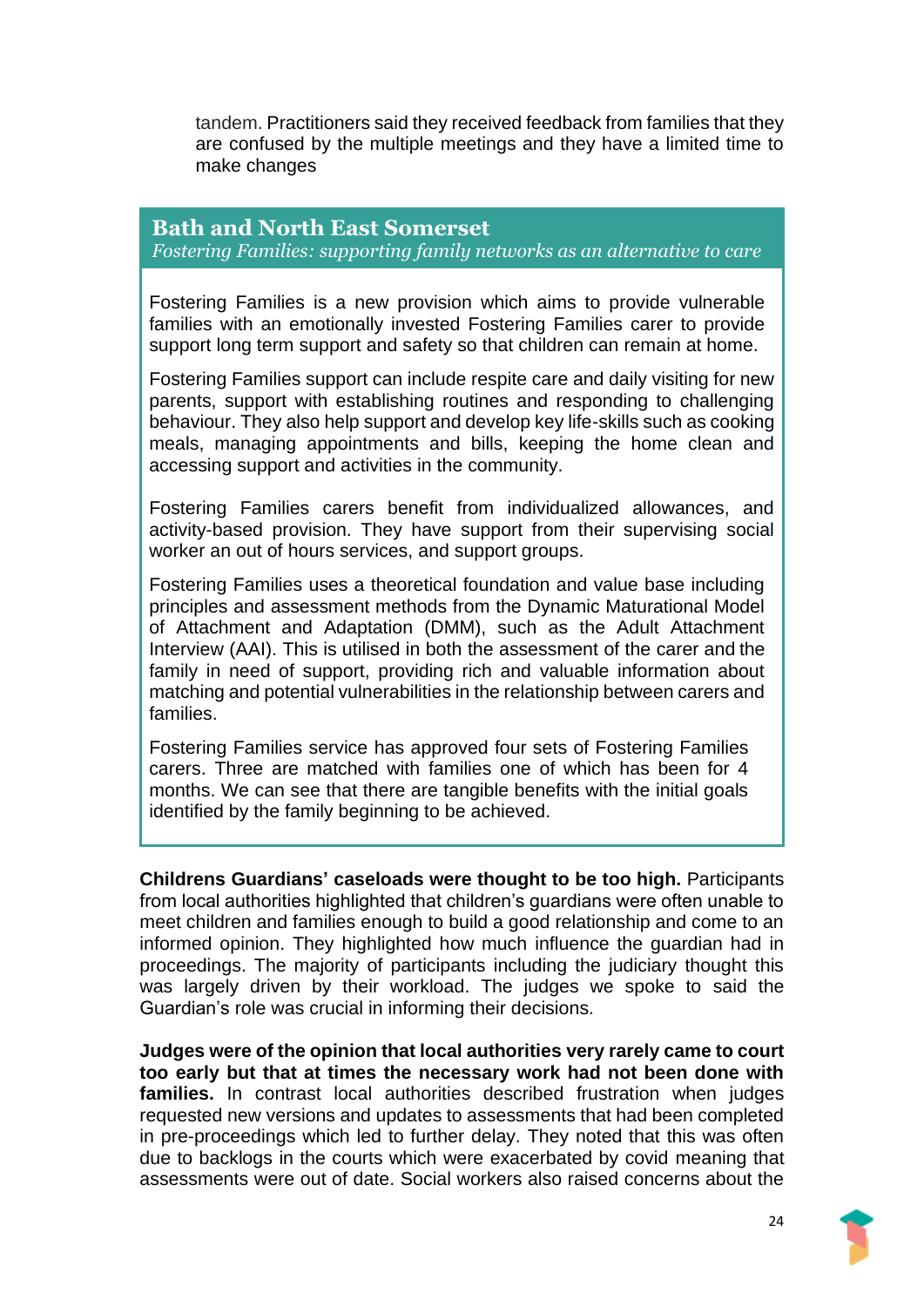tandem. Practitioners said they received feedback from families that they are confused by the multiple meetings and they have a limited time to make changes

### Bath and North East Somerset

*Fostering Families: supporting family networks as an alternative to care*

Fostering Families is a new provision which aims to provide vulnerable families with an emotionally invested Fostering Families carer to provide support long term support and safety so that children can remain at home.

Fostering Families support can include respite care and daily visiting for new parents, support with establishing routines and responding to challenging behaviour. They also help support and develop key life-skills such as cooking meals, managing appointments and bills, keeping the home clean and accessing support and activities in the community.

Fostering Families carers benefit from individualized allowances, and activity-based provision. They have support from their supervising social worker an out of hours services, and support groups.

Fostering Families uses a theoretical foundation and value base including principles and assessment methods from the Dynamic Maturational Model of Attachment and Adaptation (DMM), such as the Adult Attachment Interview (AAI). This is utilised in both the assessment of the carer and the family in need of support, providing rich and valuable information about matching and potential vulnerabilities in the relationship between carers and families.

Fostering Families service has approved four sets of Fostering Families carers. Three are matched with families one of which has been for 4 months. We can see that there are tangible benefits with the initial goals identified by the family beginning to be achieved.

**Childrens Guardians' caseloads were thought to be too high.** Participants from local authorities highlighted that children's guardians were often unable to meet children and families enough to build a good relationship and come to an informed opinion. They highlighted how much influence the guardian had in proceedings. The majority of participants including the judiciary thought this was largely driven by their workload. The judges we spoke to said the Guardian's role was crucial in informing their decisions.

**Judges were of the opinion that local authorities very rarely came to court too early but that at times the necessary work had not been done with families.** In contrast local authorities described frustration when judges requested new versions and updates to assessments that had been completed in pre-proceedings which led to further delay. They noted that this was often due to backlogs in the courts which were exacerbated by covid meaning that assessments were out of date. Social workers also raised concerns about the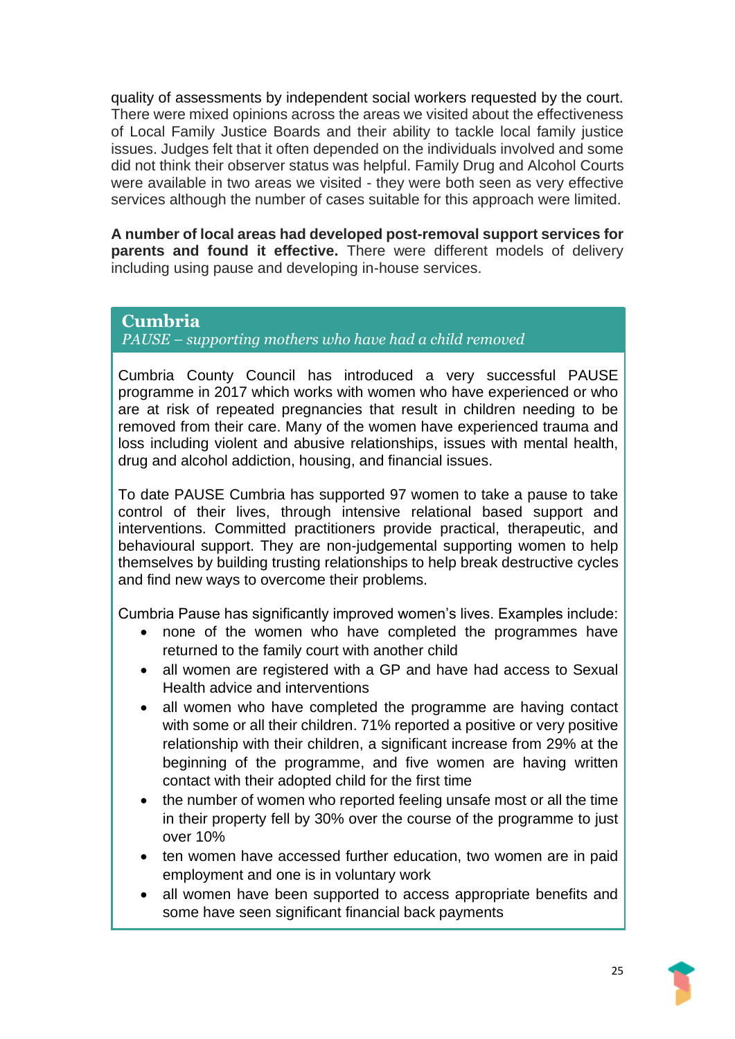quality of assessments by independent social workers requested by the court. There were mixed opinions across the areas we visited about the effectiveness of Local Family Justice Boards and their ability to tackle local family justice issues. Judges felt that it often depended on the individuals involved and some did not think their observer status was helpful. Family Drug and Alcohol Courts were available in two areas we visited - they were both seen as very effective services although the number of cases suitable for this approach were limited.

**A number of local areas had developed post-removal support services for parents and found it effective.** There were different models of delivery including using pause and developing in-house services.

### Cumbria

*PAUSE – supporting mothers who have had a child removed*

Cumbria County Council has introduced a very successful PAUSE programme in 2017 which works with women who have experienced or who are at risk of repeated pregnancies that result in children needing to be removed from their care. Many of the women have experienced trauma and loss including violent and abusive relationships, issues with mental health, drug and alcohol addiction, housing, and financial issues.

To date PAUSE Cumbria has supported 97 women to take a pause to take control of their lives, through intensive relational based support and interventions. Committed practitioners provide practical, therapeutic, and behavioural support. They are non-judgemental supporting women to help themselves by building trusting relationships to help break destructive cycles and find new ways to overcome their problems.

Cumbria Pause has significantly improved women's lives. Examples include:

- none of the women who have completed the programmes have returned to the family court with another child
- all women are registered with a GP and have had access to Sexual Health advice and interventions
- all women who have completed the programme are having contact with some or all their children. 71% reported a positive or very positive relationship with their children, a significant increase from 29% at the beginning of the programme, and five women are having written contact with their adopted child for the first time
- the number of women who reported feeling unsafe most or all the time in their property fell by 30% over the course of the programme to just over 10%
- ten women have accessed further education, two women are in paid employment and one is in voluntary work
- all women have been supported to access appropriate benefits and some have seen significant financial back payments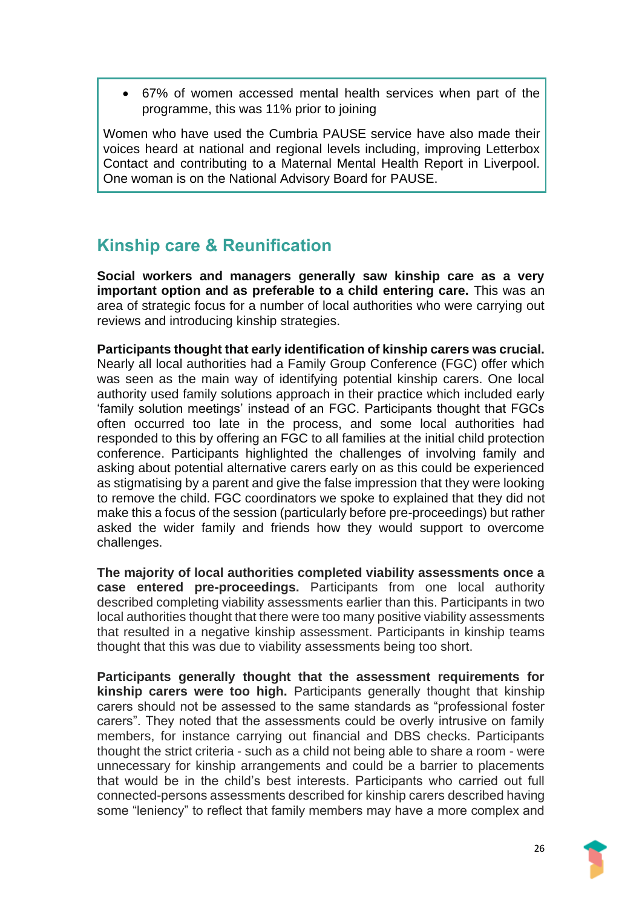- 67% of women accessed mental health services when part of the programme, this was 11% prior to joining

Women who have used the Cumbria PAUSE service have also made their voices heard at national and regional levels including, improving Letterbox Contact and contributing to a Maternal Mental Health Report in Liverpool. One woman is on the National Advisory Board for PAUSE.

## Kinship care & Reunification

**Social workers and managers generally saw kinship care as a very important option and as preferable to a child entering care.** This was an area of strategic focus for a number of local authorities who were carrying out reviews and introducing kinship strategies.

**Participants thought that early identification of kinship carers was crucial.** Nearly all local authorities had a Family Group Conference (FGC) offer which was seen as the main way of identifying potential kinship carers. One local authority used family solutions approach in their practice which included early 'family solution meetings' instead of an FGC. Participants thought that FGCs often occurred too late in the process, and some local authorities had responded to this by offering an FGC to all families at the initial child protection conference. Participants highlighted the challenges of involving family and asking about potential alternative carers early on as this could be experienced as stigmatising by a parent and give the false impression that they were looking to remove the child. FGC coordinators we spoke to explained that they did not make this a focus of the session (particularly before pre-proceedings) but rather asked the wider family and friends how they would support to overcome challenges.

**The majority of local authorities completed viability assessments once a case entered pre-proceedings.** Participants from one local authority described completing viability assessments earlier than this. Participants in two local authorities thought that there were too many positive viability assessments that resulted in a negative kinship assessment. Participants in kinship teams thought that this was due to viability assessments being too short.

**Participants generally thought that the assessment requirements for kinship carers were too high.** Participants generally thought that kinship carers should not be assessed to the same standards as "professional foster carers". They noted that the assessments could be overly intrusive on family members, for instance carrying out financial and DBS checks. Participants thought the strict criteria - such as a child not being able to share a room - were unnecessary for kinship arrangements and could be a barrier to placements that would be in the child's best interests. Participants who carried out full connected-persons assessments described for kinship carers described having some "leniency" to reflect that family members may have a more complex and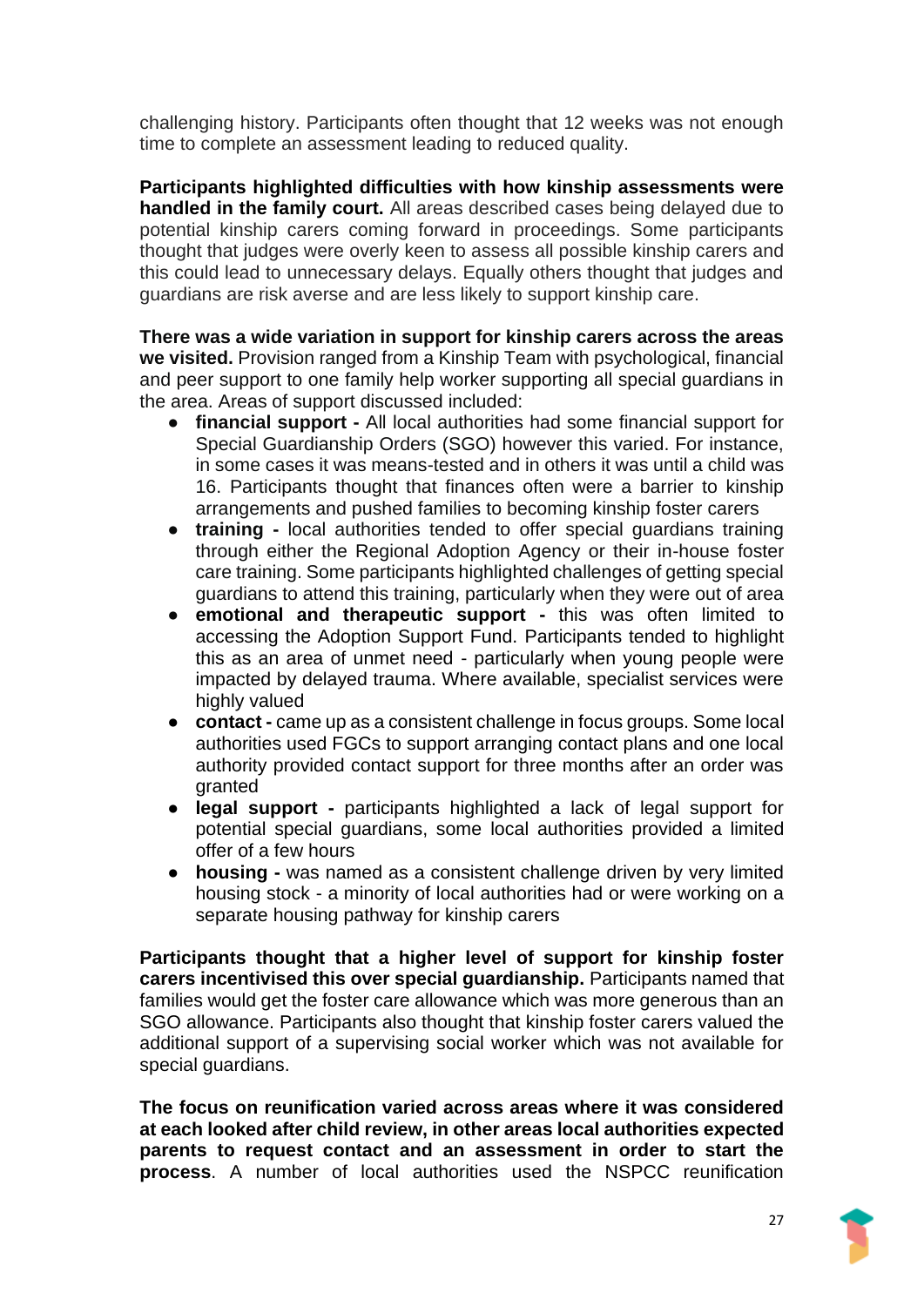challenging history. Participants often thought that 12 weeks was not enough time to complete an assessment leading to reduced quality.

**Participants highlighted difficulties with how kinship assessments were handled in the family court.** All areas described cases being delayed due to potential kinship carers coming forward in proceedings. Some participants thought that judges were overly keen to assess all possible kinship carers and this could lead to unnecessary delays. Equally others thought that judges and guardians are risk averse and are less likely to support kinship care.

**There was a wide variation in support for kinship carers across the areas we visited.** Provision ranged from a Kinship Team with psychological, financial and peer support to one family help worker supporting all special guardians in the area. Areas of support discussed included:

- **financial support -** All local authorities had some financial support for Special Guardianship Orders (SGO) however this varied. For instance, in some cases it was means-tested and in others it was until a child was 16. Participants thought that finances often were a barrier to kinship arrangements and pushed families to becoming kinship foster carers
- **training -** local authorities tended to offer special guardians training through either the Regional Adoption Agency or their in-house foster care training. Some participants highlighted challenges of getting special guardians to attend this training, particularly when they were out of area
- **emotional and therapeutic support -** this was often limited to accessing the Adoption Support Fund. Participants tended to highlight this as an area of unmet need - particularly when young people were impacted by delayed trauma. Where available, specialist services were highly valued
- **contact -** came up as a consistent challenge in focus groups. Some local authorities used FGCs to support arranging contact plans and one local authority provided contact support for three months after an order was granted
- **legal support -** participants highlighted a lack of legal support for potential special guardians, some local authorities provided a limited offer of a few hours
- **housing -** was named as a consistent challenge driven by very limited housing stock - a minority of local authorities had or were working on a separate housing pathway for kinship carers

**Participants thought that a higher level of support for kinship foster carers incentivised this over special guardianship.** Participants named that families would get the foster care allowance which was more generous than an SGO allowance. Participants also thought that kinship foster carers valued the additional support of a supervising social worker which was not available for special guardians.

**The focus on reunification varied across areas where it was considered at each looked after child review, in other areas local authorities expected parents to request contact and an assessment in order to start the process**. A number of local authorities used the NSPCC reunification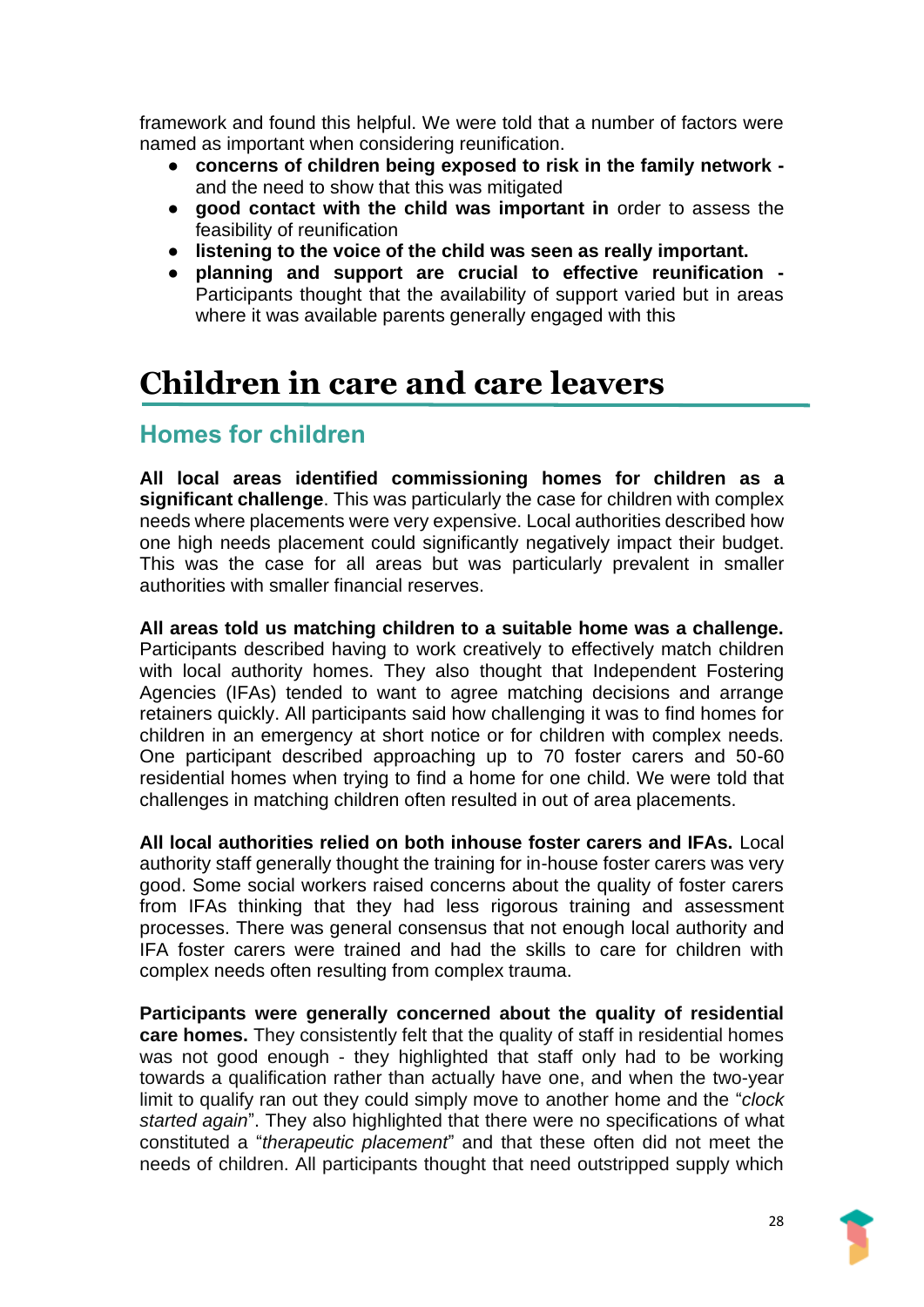framework and found this helpful. We were told that a number of factors were named as important when considering reunification.

- **concerns of children being exposed to risk in the family network -** and the need to show that this was mitigated
- **good contact with the child was important in** order to assess the feasibility of reunification
- **listening to the voice of the child was seen as really important.**
- **planning and support are crucial to effective reunification -** Participants thought that the availability of support varied but in areas where it was available parents generally engaged with this

# Children in care and care leavers

## Homes for children

**All local areas identified commissioning homes for children as a significant challenge**. This was particularly the case for children with complex needs where placements were very expensive. Local authorities described how one high needs placement could significantly negatively impact their budget. This was the case for all areas but was particularly prevalent in smaller authorities with smaller financial reserves.

**All areas told us matching children to a suitable home was a challenge.** Participants described having to work creatively to effectively match children with local authority homes. They also thought that Independent Fostering Agencies (IFAs) tended to want to agree matching decisions and arrange retainers quickly. All participants said how challenging it was to find homes for children in an emergency at short notice or for children with complex needs. One participant described approaching up to 70 foster carers and 50-60 residential homes when trying to find a home for one child. We were told that challenges in matching children often resulted in out of area placements.

**All local authorities relied on both inhouse foster carers and IFAs.** Local authority staff generally thought the training for in-house foster carers was very good. Some social workers raised concerns about the quality of foster carers from IFAs thinking that they had less rigorous training and assessment processes. There was general consensus that not enough local authority and IFA foster carers were trained and had the skills to care for children with complex needs often resulting from complex trauma.

**Participants were generally concerned about the quality of residential care homes.** They consistently felt that the quality of staff in residential homes was not good enough - they highlighted that staff only had to be working towards a qualification rather than actually have one, and when the two-year limit to qualify ran out they could simply move to another home and the "*clock started again*". They also highlighted that there were no specifications of what constituted a "*therapeutic placement*" and that these often did not meet the needs of children. All participants thought that need outstripped supply which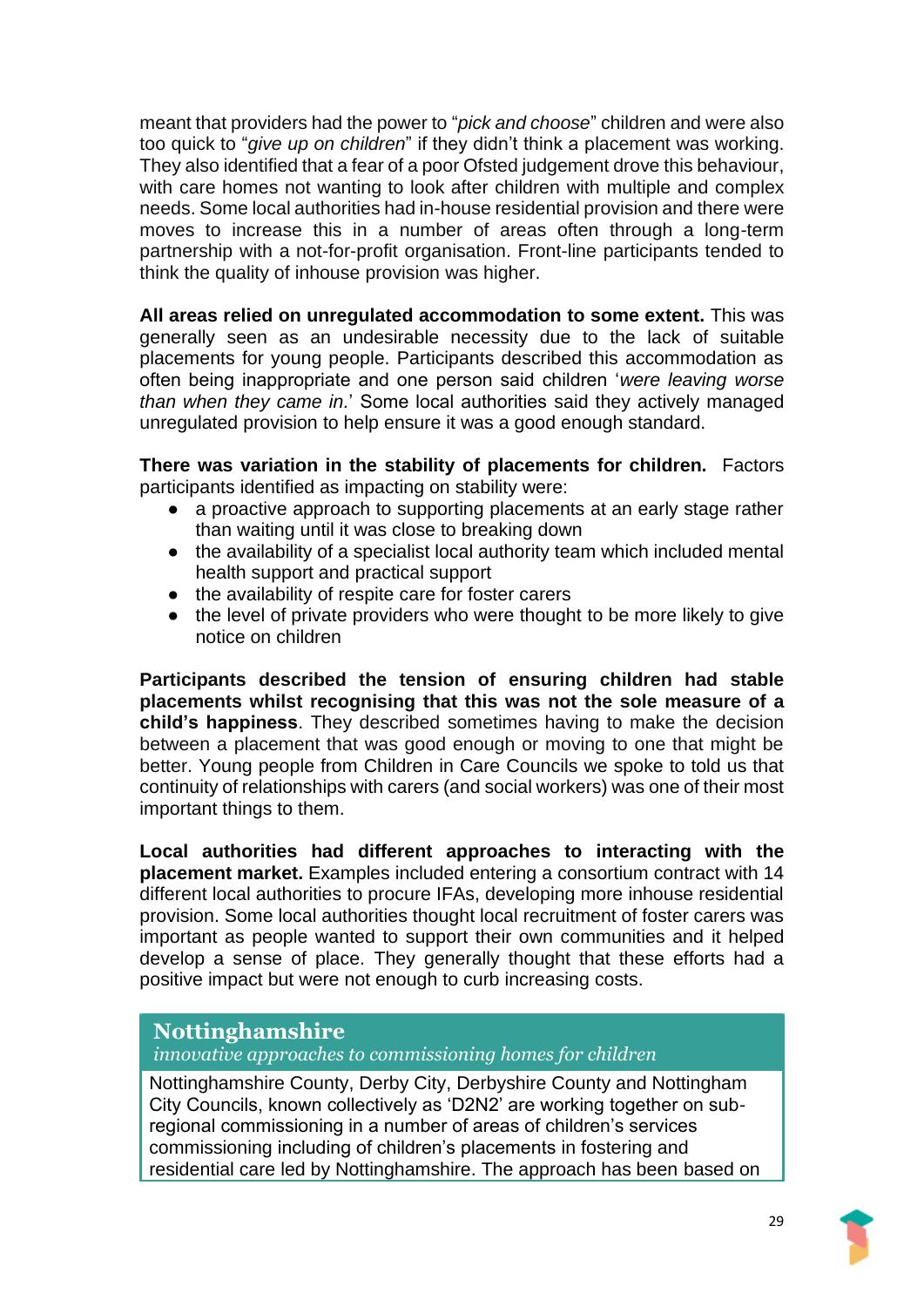meant that providers had the power to "*pick and choose*" children and were also too quick to "*give up on children*" if they didn't think a placement was working. They also identified that a fear of a poor Ofsted judgement drove this behaviour, with care homes not wanting to look after children with multiple and complex needs. Some local authorities had in-house residential provision and there were moves to increase this in a number of areas often through a long-term partnership with a not-for-profit organisation. Front-line participants tended to think the quality of inhouse provision was higher.

**All areas relied on unregulated accommodation to some extent.** This was generally seen as an undesirable necessity due to the lack of suitable placements for young people. Participants described this accommodation as often being inappropriate and one person said children '*were leaving worse than when they came in.*' Some local authorities said they actively managed unregulated provision to help ensure it was a good enough standard.

**There was variation in the stability of placements for children.** Factors participants identified as impacting on stability were:

- a proactive approach to supporting placements at an early stage rather than waiting until it was close to breaking down
- the availability of a specialist local authority team which included mental health support and practical support
- the availability of respite care for foster carers
- the level of private providers who were thought to be more likely to give notice on children

**Participants described the tension of ensuring children had stable placements whilst recognising that this was not the sole measure of a child's happiness**. They described sometimes having to make the decision between a placement that was good enough or moving to one that might be better. Young people from Children in Care Councils we spoke to told us that continuity of relationships with carers (and social workers) was one of their most important things to them.

**Local authorities had different approaches to interacting with the placement market.** Examples included entering a consortium contract with 14 different local authorities to procure IFAs, developing more inhouse residential provision. Some local authorities thought local recruitment of foster carers was important as people wanted to support their own communities and it helped develop a sense of place. They generally thought that these efforts had a positive impact but were not enough to curb increasing costs.

### Nottinghamshire

*innovative approaches to commissioning homes for children*

Nottinghamshire County, Derby City, Derbyshire County and Nottingham City Councils, known collectively as 'D2N2' are working together on sub-regional commissioning in a number of areas of children's services commissioning including of children's placements in fostering and residential care led by Nottinghamshire. The approach has been based on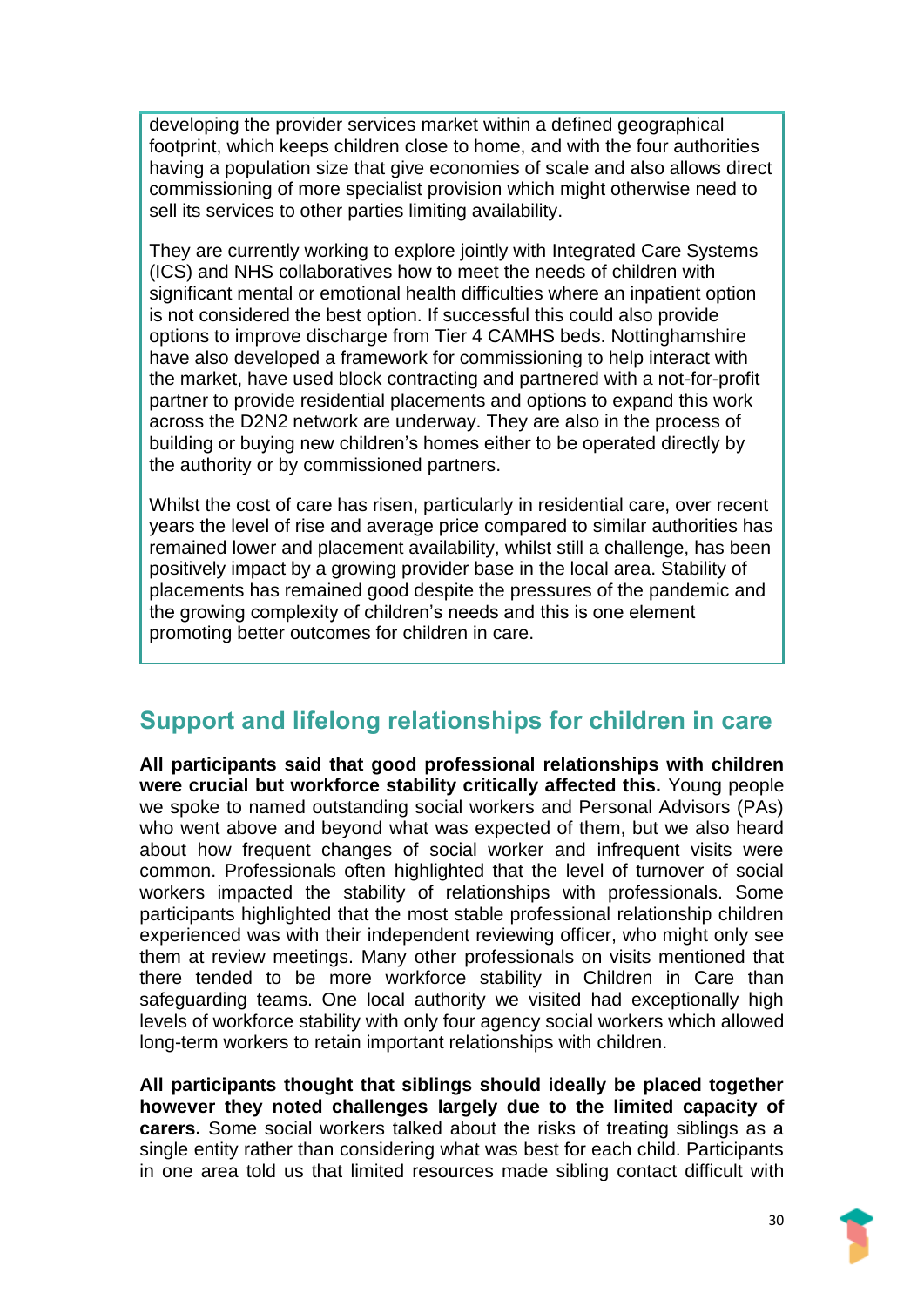developing the provider services market within a defined geographical footprint, which keeps children close to home, and with the four authorities having a population size that give economies of scale and also allows direct commissioning of more specialist provision which might otherwise need to sell its services to other parties limiting availability.

They are currently working to explore jointly with Integrated Care Systems (ICS) and NHS collaboratives how to meet the needs of children with significant mental or emotional health difficulties where an inpatient option is not considered the best option. If successful this could also provide options to improve discharge from Tier 4 CAMHS beds. Nottinghamshire have also developed a framework for commissioning to help interact with the market, have used block contracting and partnered with a not-for-profit partner to provide residential placements and options to expand this work across the D2N2 network are underway. They are also in the process of building or buying new children's homes either to be operated directly by the authority or by commissioned partners.

Whilst the cost of care has risen, particularly in residential care, over recent years the level of rise and average price compared to similar authorities has remained lower and placement availability, whilst still a challenge, has been positively impact by a growing provider base in the local area. Stability of placements has remained good despite the pressures of the pandemic and the growing complexity of children's needs and this is one element promoting better outcomes for children in care.

## Support and lifelong relationships for children in care

**All participants said that good professional relationships with children were crucial but workforce stability critically affected this.** Young people we spoke to named outstanding social workers and Personal Advisors (PAs) who went above and beyond what was expected of them, but we also heard about how frequent changes of social worker and infrequent visits were common. Professionals often highlighted that the level of turnover of social workers impacted the stability of relationships with professionals. Some participants highlighted that the most stable professional relationship children experienced was with their independent reviewing officer, who might only see them at review meetings. Many other professionals on visits mentioned that there tended to be more workforce stability in Children in Care than safeguarding teams. One local authority we visited had exceptionally high levels of workforce stability with only four agency social workers which allowed long-term workers to retain important relationships with children.

**All participants thought that siblings should ideally be placed together however they noted challenges largely due to the limited capacity of carers.** Some social workers talked about the risks of treating siblings as a single entity rather than considering what was best for each child. Participants in one area told us that limited resources made sibling contact difficult with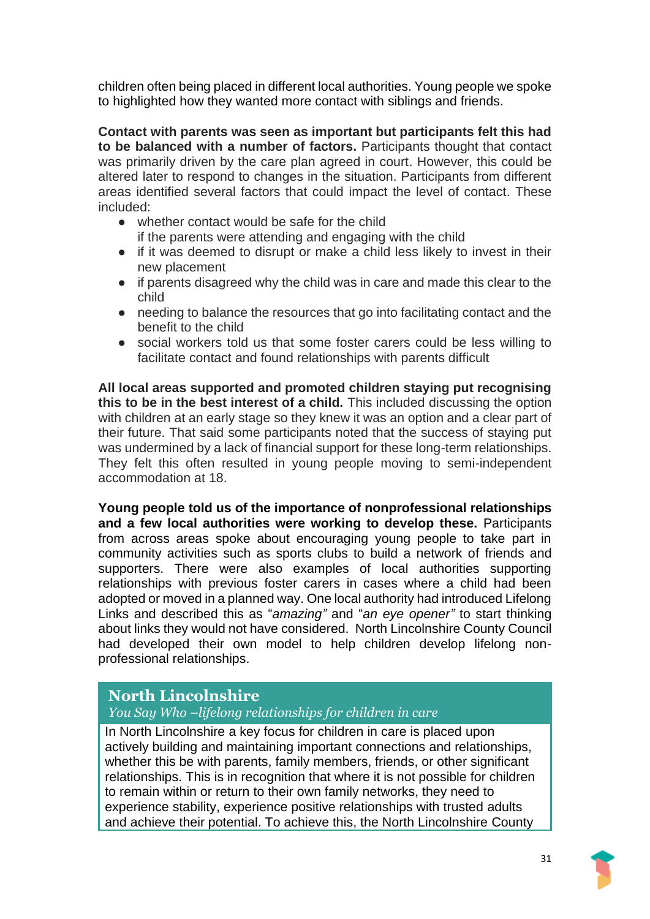children often being placed in different local authorities. Young people we spoke to highlighted how they wanted more contact with siblings and friends.

**Contact with parents was seen as important but participants felt this had to be balanced with a number of factors.** Participants thought that contact was primarily driven by the care plan agreed in court. However, this could be altered later to respond to changes in the situation. Participants from different areas identified several factors that could impact the level of contact. These included:

- whether contact would be safe for the child
  if the parents were attending and engaging with the child
- if it was deemed to disrupt or make a child less likely to invest in their new placement
- if parents disagreed why the child was in care and made this clear to the child
- needing to balance the resources that go into facilitating contact and the benefit to the child
- social workers told us that some foster carers could be less willing to facilitate contact and found relationships with parents difficult

**All local areas supported and promoted children staying put recognising this to be in the best interest of a child.** This included discussing the option with children at an early stage so they knew it was an option and a clear part of their future. That said some participants noted that the success of staying put was undermined by a lack of financial support for these long-term relationships. They felt this often resulted in young people moving to semi-independent accommodation at 18.

**Young people told us of the importance of nonprofessional relationships and a few local authorities were working to develop these.** Participants from across areas spoke about encouraging young people to take part in community activities such as sports clubs to build a network of friends and supporters. There were also examples of local authorities supporting relationships with previous foster carers in cases where a child had been adopted or moved in a planned way. One local authority had introduced Lifelong Links and described this as "*amazing"* and "*an eye opener"* to start thinking about links they would not have considered. North Lincolnshire County Council had developed their own model to help children develop lifelong non-professional relationships.

### North Lincolnshire

*You Say Who –lifelong relationships for children in care*

In North Lincolnshire a key focus for children in care is placed upon actively building and maintaining important connections and relationships, whether this be with parents, family members, friends, or other significant relationships. This is in recognition that where it is not possible for children to remain within or return to their own family networks, they need to experience stability, experience positive relationships with trusted adults and achieve their potential. To achieve this, the North Lincolnshire County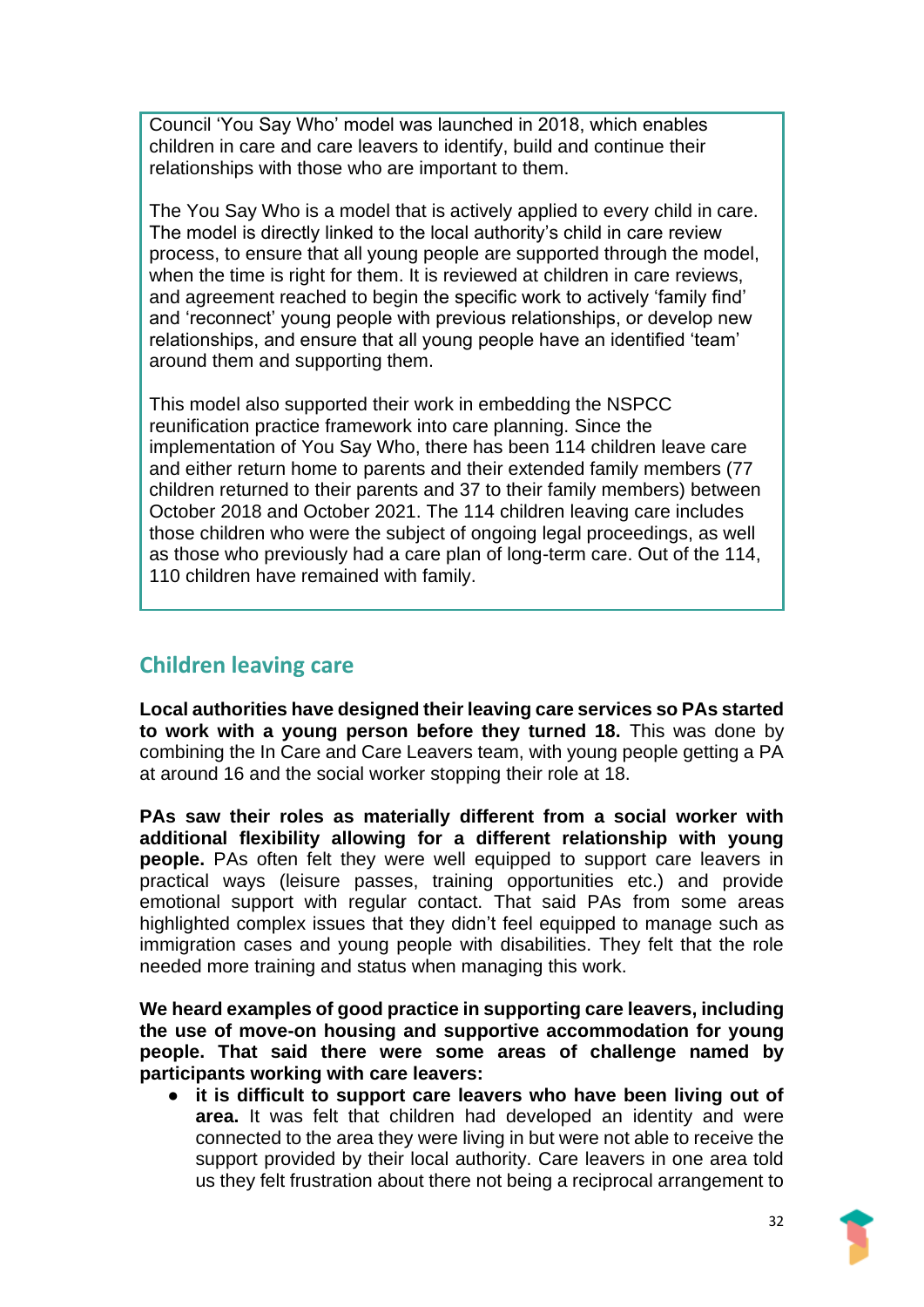Council 'You Say Who' model was launched in 2018, which enables children in care and care leavers to identify, build and continue their relationships with those who are important to them.

The You Say Who is a model that is actively applied to every child in care. The model is directly linked to the local authority's child in care review process, to ensure that all young people are supported through the model, when the time is right for them. It is reviewed at children in care reviews, and agreement reached to begin the specific work to actively 'family find' and 'reconnect' young people with previous relationships, or develop new relationships, and ensure that all young people have an identified 'team' around them and supporting them.

This model also supported their work in embedding the NSPCC reunification practice framework into care planning. Since the implementation of You Say Who, there has been 114 children leave care and either return home to parents and their extended family members (77 children returned to their parents and 37 to their family members) between October 2018 and October 2021. The 114 children leaving care includes those children who were the subject of ongoing legal proceedings, as well as those who previously had a care plan of long-term care. Out of the 114, 110 children have remained with family.

## Children leaving care

**Local authorities have designed their leaving care services so PAs started to work with a young person before they turned 18.** This was done by combining the In Care and Care Leavers team, with young people getting a PA at around 16 and the social worker stopping their role at 18.

**PAs saw their roles as materially different from a social worker with additional flexibility allowing for a different relationship with young people.** PAs often felt they were well equipped to support care leavers in practical ways (leisure passes, training opportunities etc.) and provide emotional support with regular contact. That said PAs from some areas highlighted complex issues that they didn't feel equipped to manage such as immigration cases and young people with disabilities. They felt that the role needed more training and status when managing this work.

**We heard examples of good practice in supporting care leavers, including the use of move-on housing and supportive accommodation for young people. That said there were some areas of challenge named by participants working with care leavers:**

- **it is difficult to support care leavers who have been living out of area.** It was felt that children had developed an identity and were connected to the area they were living in but were not able to receive the support provided by their local authority. Care leavers in one area told us they felt frustration about there not being a reciprocal arrangement to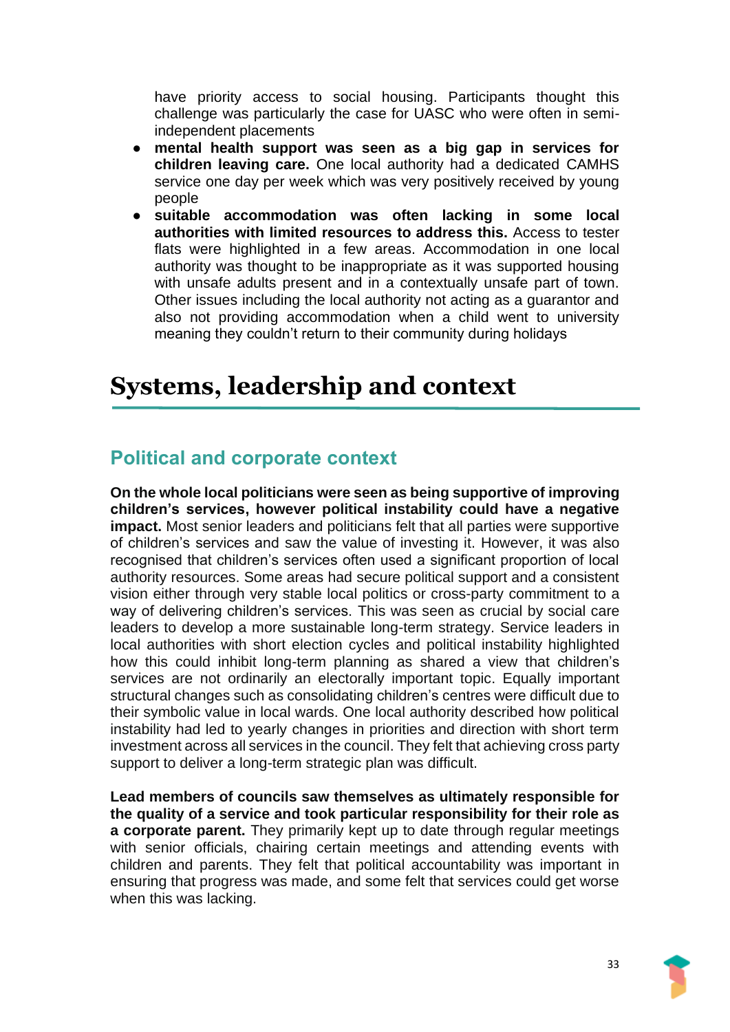have priority access to social housing. Participants thought this challenge was particularly the case for UASC who were often in semi-independent placements

- **mental health support was seen as a big gap in services for children leaving care.** One local authority had a dedicated CAMHS service one day per week which was very positively received by young people
- **suitable accommodation was often lacking in some local authorities with limited resources to address this.** Access to tester flats were highlighted in a few areas. Accommodation in one local authority was thought to be inappropriate as it was supported housing with unsafe adults present and in a contextually unsafe part of town. Other issues including the local authority not acting as a guarantor and also not providing accommodation when a child went to university meaning they couldn't return to their community during holidays

# Systems, leadership and context

## Political and corporate context

**On the whole local politicians were seen as being supportive of improving children's services, however political instability could have a negative impact.** Most senior leaders and politicians felt that all parties were supportive of children's services and saw the value of investing it. However, it was also recognised that children's services often used a significant proportion of local authority resources. Some areas had secure political support and a consistent vision either through very stable local politics or cross-party commitment to a way of delivering children's services. This was seen as crucial by social care leaders to develop a more sustainable long-term strategy. Service leaders in local authorities with short election cycles and political instability highlighted how this could inhibit long-term planning as shared a view that children's services are not ordinarily an electorally important topic. Equally important structural changes such as consolidating children's centres were difficult due to their symbolic value in local wards. One local authority described how political instability had led to yearly changes in priorities and direction with short term investment across all services in the council. They felt that achieving cross party support to deliver a long-term strategic plan was difficult.

**Lead members of councils saw themselves as ultimately responsible for the quality of a service and took particular responsibility for their role as a corporate parent.** They primarily kept up to date through regular meetings with senior officials, chairing certain meetings and attending events with children and parents. They felt that political accountability was important in ensuring that progress was made, and some felt that services could get worse when this was lacking.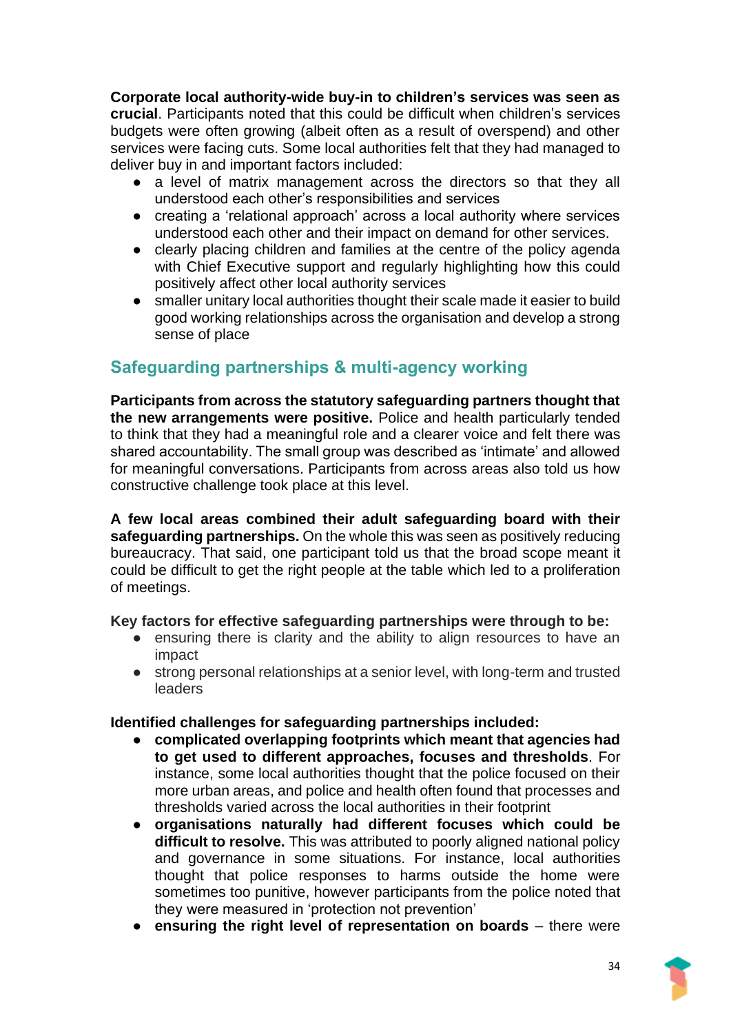**Corporate local authority-wide buy-in to children's services was seen as crucial**. Participants noted that this could be difficult when children's services budgets were often growing (albeit often as a result of overspend) and other services were facing cuts. Some local authorities felt that they had managed to deliver buy in and important factors included:

- a level of matrix management across the directors so that they all understood each other's responsibilities and services
- creating a 'relational approach' across a local authority where services understood each other and their impact on demand for other services.
- clearly placing children and families at the centre of the policy agenda with Chief Executive support and regularly highlighting how this could positively affect other local authority services
- smaller unitary local authorities thought their scale made it easier to build good working relationships across the organisation and develop a strong sense of place

## Safeguarding partnerships & multi-agency working

**Participants from across the statutory safeguarding partners thought that the new arrangements were positive.** Police and health particularly tended to think that they had a meaningful role and a clearer voice and felt there was shared accountability. The small group was described as 'intimate' and allowed for meaningful conversations. Participants from across areas also told us how constructive challenge took place at this level.

**A few local areas combined their adult safeguarding board with their safeguarding partnerships.** On the whole this was seen as positively reducing bureaucracy. That said, one participant told us that the broad scope meant it could be difficult to get the right people at the table which led to a proliferation of meetings.

**Key factors for effective safeguarding partnerships were through to be:**

- ensuring there is clarity and the ability to align resources to have an impact
- strong personal relationships at a senior level, with long-term and trusted leaders

**Identified challenges for safeguarding partnerships included:**

- **complicated overlapping footprints which meant that agencies had to get used to different approaches, focuses and thresholds**. For instance, some local authorities thought that the police focused on their more urban areas, and police and health often found that processes and thresholds varied across the local authorities in their footprint
- **organisations naturally had different focuses which could be difficult to resolve.** This was attributed to poorly aligned national policy and governance in some situations. For instance, local authorities thought that police responses to harms outside the home were sometimes too punitive, however participants from the police noted that they were measured in 'protection not prevention'
- **ensuring the right level of representation on boards** – there were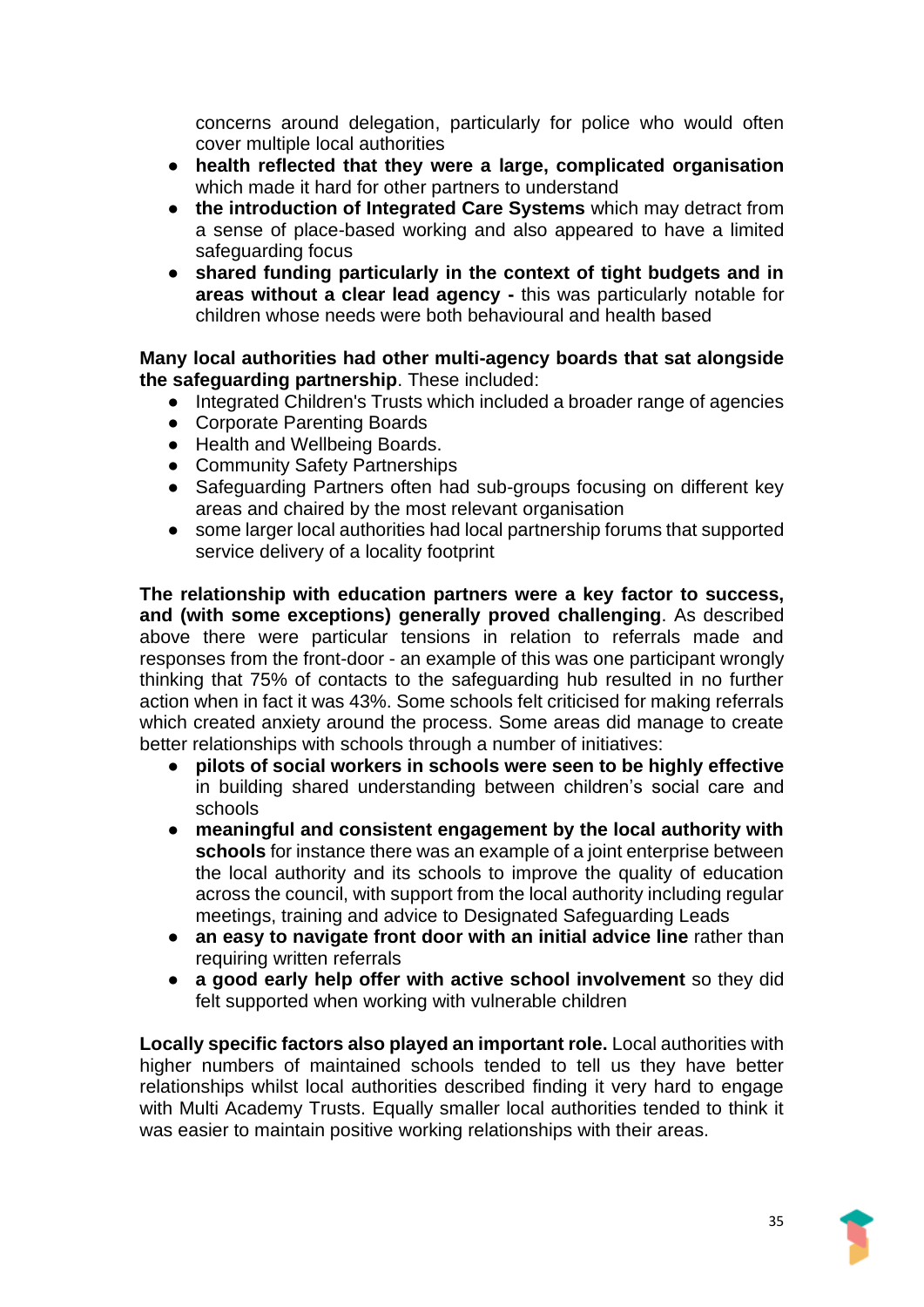concerns around delegation, particularly for police who would often cover multiple local authorities

- **health reflected that they were a large, complicated organisation** which made it hard for other partners to understand
- **the introduction of Integrated Care Systems** which may detract from a sense of place-based working and also appeared to have a limited safeguarding focus
- **shared funding particularly in the context of tight budgets and in areas without a clear lead agency -** this was particularly notable for children whose needs were both behavioural and health based

**Many local authorities had other multi-agency boards that sat alongside the safeguarding partnership**. These included:

- Integrated Children's Trusts which included a broader range of agencies
- Corporate Parenting Boards
- Health and Wellbeing Boards.
- Community Safety Partnerships
- Safeguarding Partners often had sub-groups focusing on different key areas and chaired by the most relevant organisation
- some larger local authorities had local partnership forums that supported service delivery of a locality footprint

**The relationship with education partners were a key factor to success, and (with some exceptions) generally proved challenging**. As described above there were particular tensions in relation to referrals made and responses from the front-door - an example of this was one participant wrongly thinking that 75% of contacts to the safeguarding hub resulted in no further action when in fact it was 43%. Some schools felt criticised for making referrals which created anxiety around the process. Some areas did manage to create better relationships with schools through a number of initiatives:

- **pilots of social workers in schools were seen to be highly effective** in building shared understanding between children's social care and schools
- **meaningful and consistent engagement by the local authority with schools** for instance there was an example of a joint enterprise between the local authority and its schools to improve the quality of education across the council, with support from the local authority including regular meetings, training and advice to Designated Safeguarding Leads
- **an easy to navigate front door with an initial advice line** rather than requiring written referrals
- **a good early help offer with active school involvement** so they did felt supported when working with vulnerable children

**Locally specific factors also played an important role.** Local authorities with higher numbers of maintained schools tended to tell us they have better relationships whilst local authorities described finding it very hard to engage with Multi Academy Trusts. Equally smaller local authorities tended to think it was easier to maintain positive working relationships with their areas.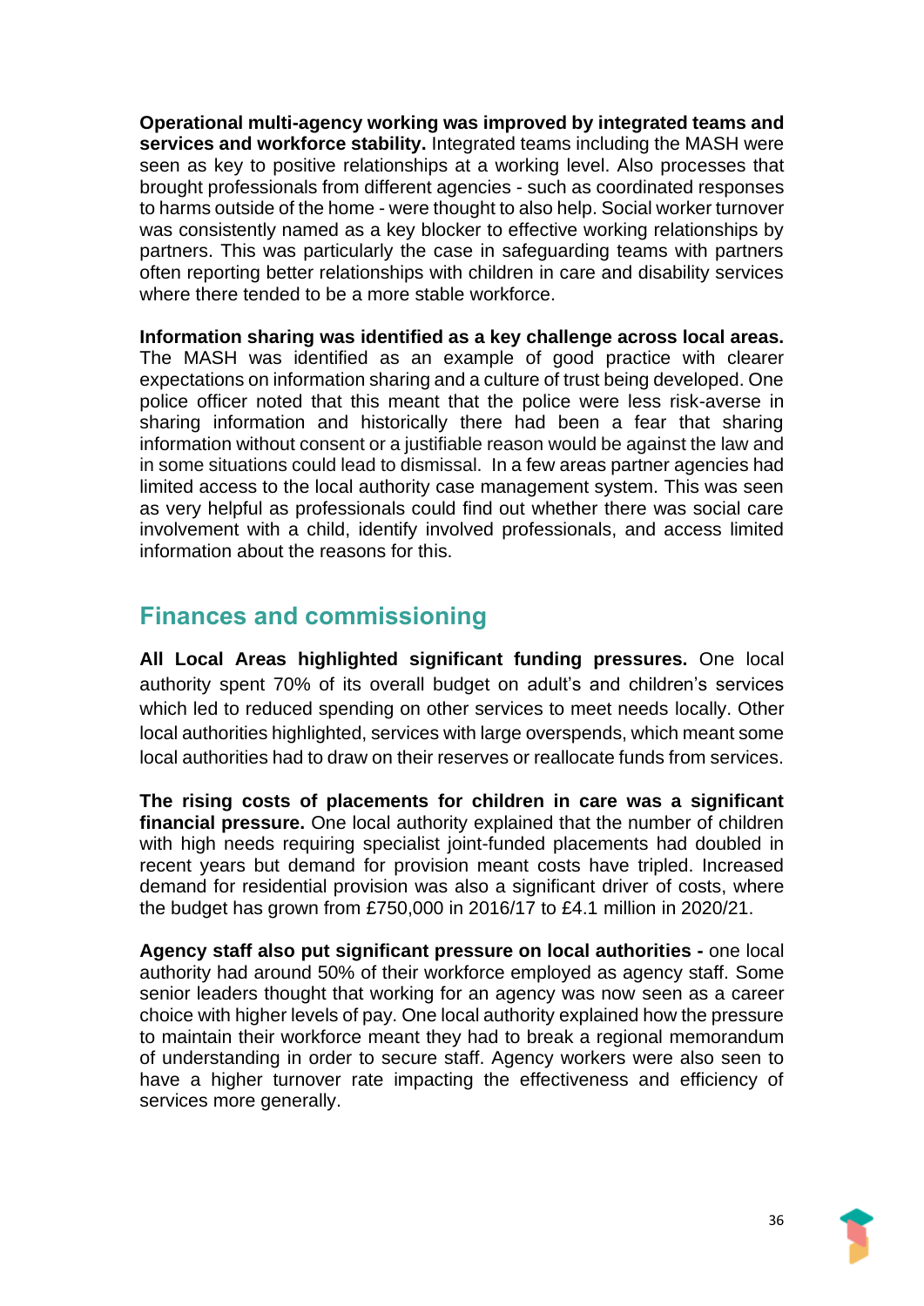**Operational multi-agency working was improved by integrated teams and services and workforce stability.** Integrated teams including the MASH were seen as key to positive relationships at a working level. Also processes that brought professionals from different agencies - such as coordinated responses to harms outside of the home - were thought to also help. Social worker turnover was consistently named as a key blocker to effective working relationships by partners. This was particularly the case in safeguarding teams with partners often reporting better relationships with children in care and disability services where there tended to be a more stable workforce.

**Information sharing was identified as a key challenge across local areas.** The MASH was identified as an example of good practice with clearer expectations on information sharing and a culture of trust being developed. One police officer noted that this meant that the police were less risk-averse in sharing information and historically there had been a fear that sharing information without consent or a justifiable reason would be against the law and in some situations could lead to dismissal. In a few areas partner agencies had limited access to the local authority case management system. This was seen as very helpful as professionals could find out whether there was social care involvement with a child, identify involved professionals, and access limited information about the reasons for this.

## Finances and commissioning

**All Local Areas highlighted significant funding pressures.** One local authority spent 70% of its overall budget on adult's and children's services which led to reduced spending on other services to meet needs locally. Other local authorities highlighted, services with large overspends, which meant some local authorities had to draw on their reserves or reallocate funds from services.

**The rising costs of placements for children in care was a significant financial pressure.** One local authority explained that the number of children with high needs requiring specialist joint-funded placements had doubled in recent years but demand for provision meant costs have tripled. Increased demand for residential provision was also a significant driver of costs, where the budget has grown from £750,000 in 2016/17 to £4.1 million in 2020/21.

**Agency staff also put significant pressure on local authorities -** one local authority had around 50% of their workforce employed as agency staff. Some senior leaders thought that working for an agency was now seen as a career choice with higher levels of pay. One local authority explained how the pressure to maintain their workforce meant they had to break a regional memorandum of understanding in order to secure staff. Agency workers were also seen to have a higher turnover rate impacting the effectiveness and efficiency of services more generally.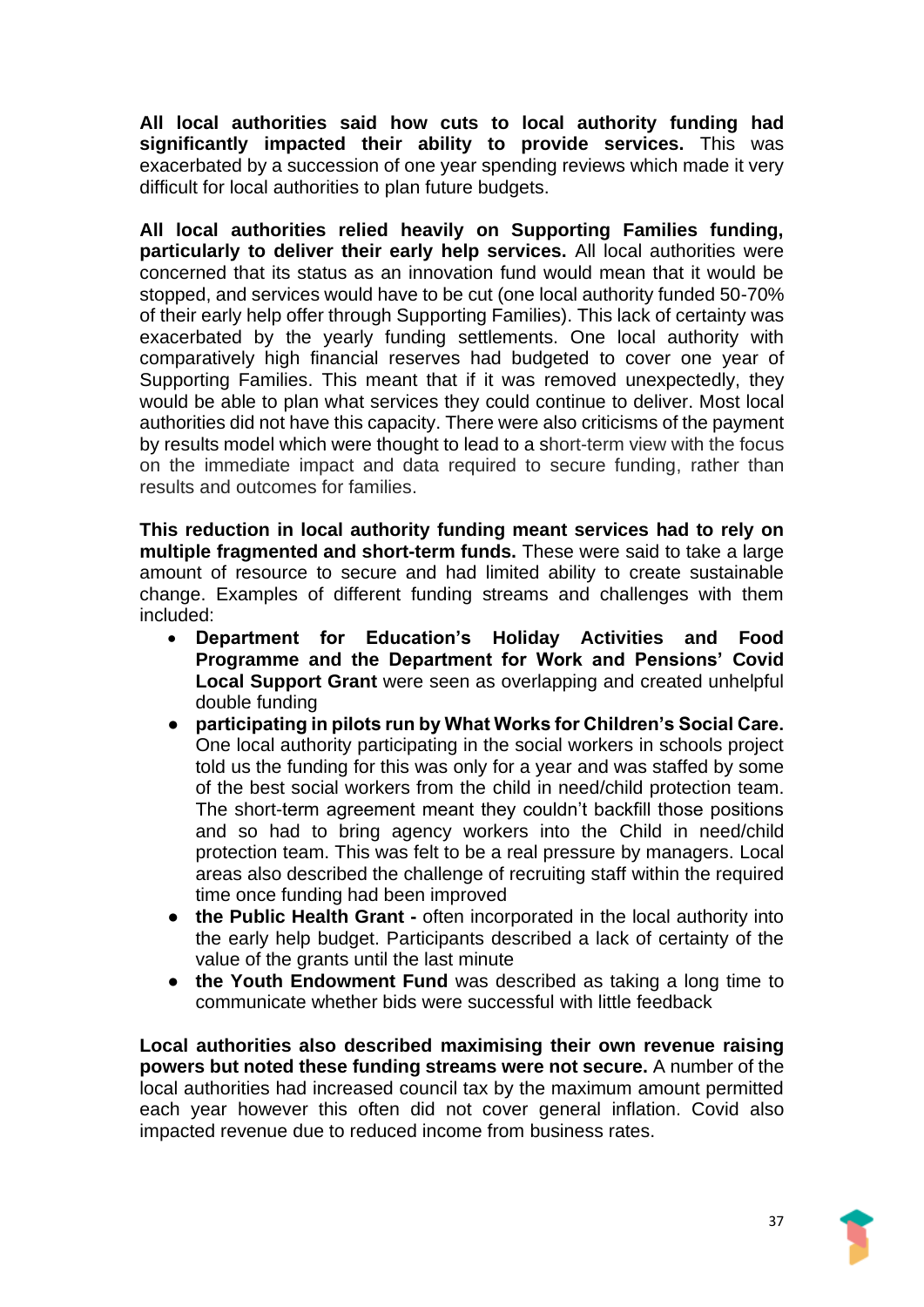**All local authorities said how cuts to local authority funding had significantly impacted their ability to provide services.** This was exacerbated by a succession of one year spending reviews which made it very difficult for local authorities to plan future budgets.

**All local authorities relied heavily on Supporting Families funding, particularly to deliver their early help services.** All local authorities were concerned that its status as an innovation fund would mean that it would be stopped, and services would have to be cut (one local authority funded 50-70% of their early help offer through Supporting Families). This lack of certainty was exacerbated by the yearly funding settlements. One local authority with comparatively high financial reserves had budgeted to cover one year of Supporting Families. This meant that if it was removed unexpectedly, they would be able to plan what services they could continue to deliver. Most local authorities did not have this capacity. There were also criticisms of the payment by results model which were thought to lead to a short-term view with the focus on the immediate impact and data required to secure funding, rather than results and outcomes for families.

**This reduction in local authority funding meant services had to rely on multiple fragmented and short-term funds.** These were said to take a large amount of resource to secure and had limited ability to create sustainable change. Examples of different funding streams and challenges with them included:

- **Department for Education's Holiday Activities and Food Programme and the Department for Work and Pensions' Covid Local Support Grant** were seen as overlapping and created unhelpful double funding
- **participating in pilots run by What Works for Children's Social Care.** One local authority participating in the social workers in schools project told us the funding for this was only for a year and was staffed by some of the best social workers from the child in need/child protection team. The short-term agreement meant they couldn't backfill those positions and so had to bring agency workers into the Child in need/child protection team. This was felt to be a real pressure by managers. Local areas also described the challenge of recruiting staff within the required time once funding had been improved
- **the Public Health Grant -** often incorporated in the local authority into the early help budget. Participants described a lack of certainty of the value of the grants until the last minute
- **the Youth Endowment Fund** was described as taking a long time to communicate whether bids were successful with little feedback

**Local authorities also described maximising their own revenue raising powers but noted these funding streams were not secure.** A number of the local authorities had increased council tax by the maximum amount permitted each year however this often did not cover general inflation. Covid also impacted revenue due to reduced income from business rates.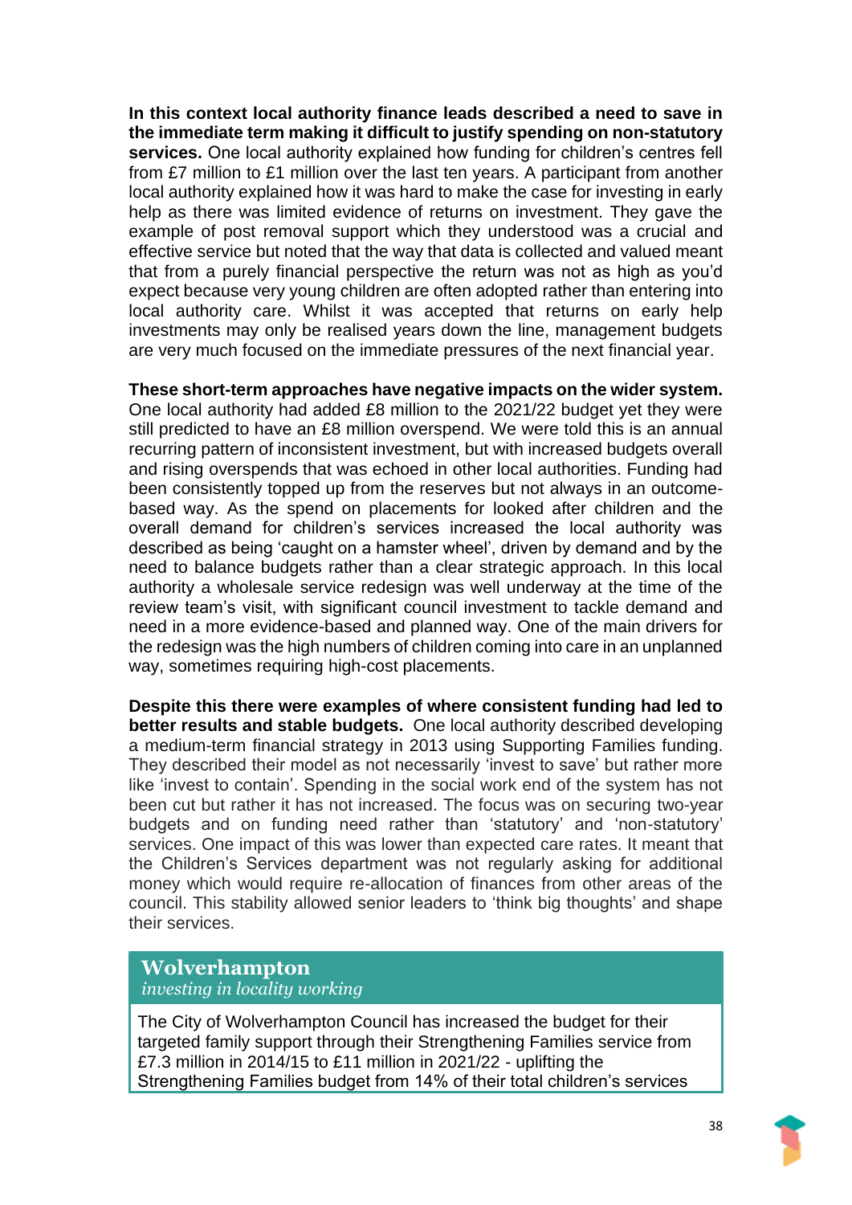**In this context local authority finance leads described a need to save in the immediate term making it difficult to justify spending on non-statutory services.** One local authority explained how funding for children's centres fell from £7 million to £1 million over the last ten years. A participant from another local authority explained how it was hard to make the case for investing in early help as there was limited evidence of returns on investment. They gave the example of post removal support which they understood was a crucial and effective service but noted that the way that data is collected and valued meant that from a purely financial perspective the return was not as high as you'd expect because very young children are often adopted rather than entering into local authority care. Whilst it was accepted that returns on early help investments may only be realised years down the line, management budgets are very much focused on the immediate pressures of the next financial year.

**These short-term approaches have negative impacts on the wider system.** One local authority had added £8 million to the 2021/22 budget yet they were still predicted to have an £8 million overspend. We were told this is an annual recurring pattern of inconsistent investment, but with increased budgets overall and rising overspends that was echoed in other local authorities. Funding had been consistently topped up from the reserves but not always in an outcome-based way. As the spend on placements for looked after children and the overall demand for children's services increased the local authority was described as being 'caught on a hamster wheel', driven by demand and by the need to balance budgets rather than a clear strategic approach. In this local authority a wholesale service redesign was well underway at the time of the review team's visit, with significant council investment to tackle demand and need in a more evidence-based and planned way. One of the main drivers for the redesign was the high numbers of children coming into care in an unplanned way, sometimes requiring high-cost placements.

**Despite this there were examples of where consistent funding had led to better results and stable budgets.** One local authority described developing a medium-term financial strategy in 2013 using Supporting Families funding. They described their model as not necessarily 'invest to save' but rather more like 'invest to contain'. Spending in the social work end of the system has not been cut but rather it has not increased. The focus was on securing two-year budgets and on funding need rather than 'statutory' and 'non-statutory' services. One impact of this was lower than expected care rates. It meant that the Children's Services department was not regularly asking for additional money which would require re-allocation of finances from other areas of the council. This stability allowed senior leaders to 'think big thoughts' and shape their services.

### Wolverhampton
*investing in locality working*

The City of Wolverhampton Council has increased the budget for their targeted family support through their Strengthening Families service from £7.3 million in 2014/15 to £11 million in 2021/22 - uplifting the Strengthening Families budget from 14% of their total children's services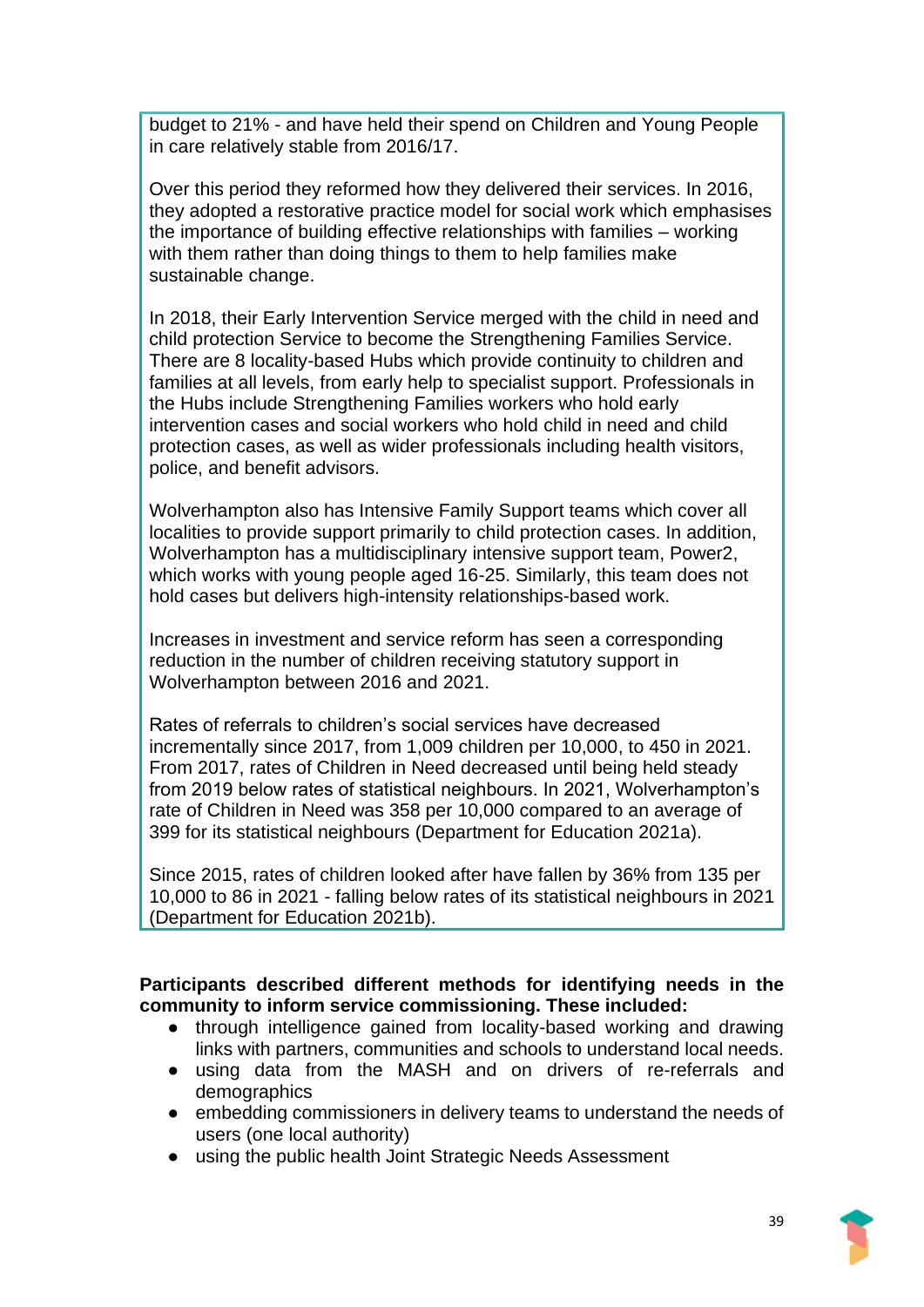budget to 21% - and have held their spend on Children and Young People in care relatively stable from 2016/17.

Over this period they reformed how they delivered their services. In 2016, they adopted a restorative practice model for social work which emphasises the importance of building effective relationships with families – working with them rather than doing things to them to help families make sustainable change.

In 2018, their Early Intervention Service merged with the child in need and child protection Service to become the Strengthening Families Service. There are 8 locality-based Hubs which provide continuity to children and families at all levels, from early help to specialist support. Professionals in the Hubs include Strengthening Families workers who hold early intervention cases and social workers who hold child in need and child protection cases, as well as wider professionals including health visitors, police, and benefit advisors.

Wolverhampton also has Intensive Family Support teams which cover all localities to provide support primarily to child protection cases. In addition, Wolverhampton has a multidisciplinary intensive support team, Power2, which works with young people aged 16-25. Similarly, this team does not hold cases but delivers high-intensity relationships-based work.

Increases in investment and service reform has seen a corresponding reduction in the number of children receiving statutory support in Wolverhampton between 2016 and 2021.

Rates of referrals to children's social services have decreased incrementally since 2017, from 1,009 children per 10,000, to 450 in 2021. From 2017, rates of Children in Need decreased until being held steady from 2019 below rates of statistical neighbours. In 2021, Wolverhampton's rate of Children in Need was 358 per 10,000 compared to an average of 399 for its statistical neighbours (Department for Education 2021a).

Since 2015, rates of children looked after have fallen by 36% from 135 per 10,000 to 86 in 2021 - falling below rates of its statistical neighbours in 2021 (Department for Education 2021b).

**Participants described different methods for identifying needs in the community to inform service commissioning. These included:**

- through intelligence gained from locality-based working and drawing links with partners, communities and schools to understand local needs.
- using data from the MASH and on drivers of re-referrals and demographics
- embedding commissioners in delivery teams to understand the needs of users (one local authority)
- using the public health Joint Strategic Needs Assessment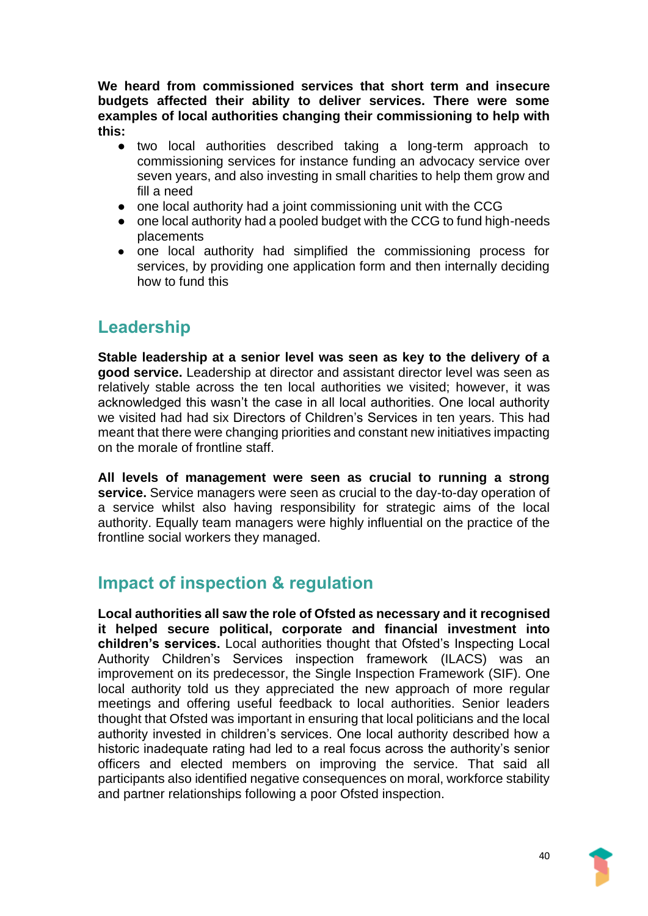**We heard from commissioned services that short term and insecure budgets affected their ability to deliver services. There were some examples of local authorities changing their commissioning to help with this:**

- two local authorities described taking a long-term approach to commissioning services for instance funding an advocacy service over seven years, and also investing in small charities to help them grow and fill a need
- one local authority had a joint commissioning unit with the CCG
- one local authority had a pooled budget with the CCG to fund high-needs placements
- one local authority had simplified the commissioning process for services, by providing one application form and then internally deciding how to fund this

## Leadership

**Stable leadership at a senior level was seen as key to the delivery of a good service.** Leadership at director and assistant director level was seen as relatively stable across the ten local authorities we visited; however, it was acknowledged this wasn't the case in all local authorities. One local authority we visited had had six Directors of Children's Services in ten years. This had meant that there were changing priorities and constant new initiatives impacting on the morale of frontline staff.

**All levels of management were seen as crucial to running a strong service.** Service managers were seen as crucial to the day-to-day operation of a service whilst also having responsibility for strategic aims of the local authority. Equally team managers were highly influential on the practice of the frontline social workers they managed.

## Impact of inspection & regulation

**Local authorities all saw the role of Ofsted as necessary and it recognised it helped secure political, corporate and financial investment into children's services.** Local authorities thought that Ofsted's Inspecting Local Authority Children's Services inspection framework (ILACS) was an improvement on its predecessor, the Single Inspection Framework (SIF). One local authority told us they appreciated the new approach of more regular meetings and offering useful feedback to local authorities. Senior leaders thought that Ofsted was important in ensuring that local politicians and the local authority invested in children's services. One local authority described how a historic inadequate rating had led to a real focus across the authority's senior officers and elected members on improving the service. That said all participants also identified negative consequences on moral, workforce stability and partner relationships following a poor Ofsted inspection.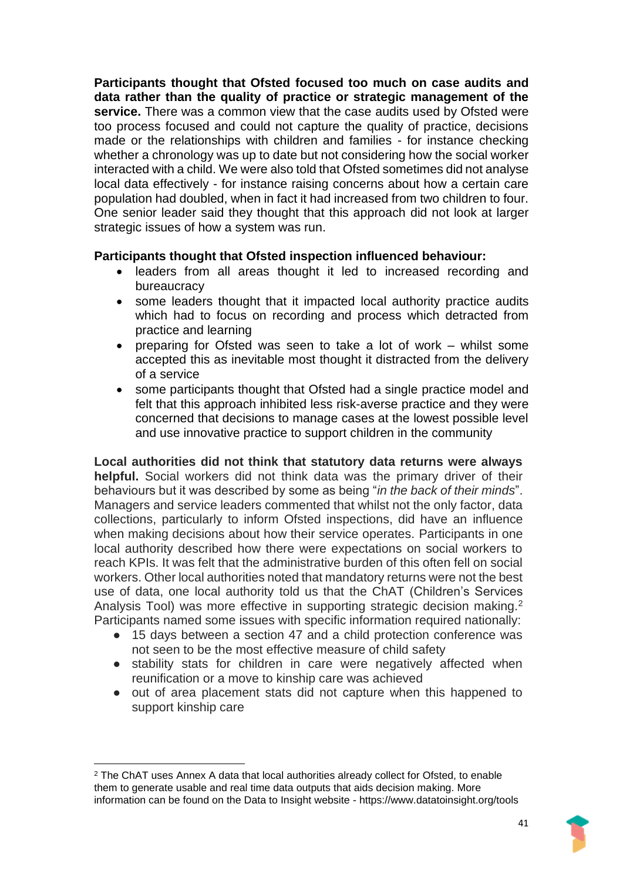**Participants thought that Ofsted focused too much on case audits and data rather than the quality of practice or strategic management of the service.** There was a common view that the case audits used by Ofsted were too process focused and could not capture the quality of practice, decisions made or the relationships with children and families - for instance checking whether a chronology was up to date but not considering how the social worker interacted with a child. We were also told that Ofsted sometimes did not analyse local data effectively - for instance raising concerns about how a certain care population had doubled, when in fact it had increased from two children to four. One senior leader said they thought that this approach did not look at larger strategic issues of how a system was run.

**Participants thought that Ofsted inspection influenced behaviour:**

- leaders from all areas thought it led to increased recording and bureaucracy
- some leaders thought that it impacted local authority practice audits which had to focus on recording and process which detracted from practice and learning
- preparing for Ofsted was seen to take a lot of work – whilst some accepted this as inevitable most thought it distracted from the delivery of a service
- some participants thought that Ofsted had a single practice model and felt that this approach inhibited less risk-averse practice and they were concerned that decisions to manage cases at the lowest possible level and use innovative practice to support children in the community

**Local authorities did not think that statutory data returns were always helpful.** Social workers did not think data was the primary driver of their behaviours but it was described by some as being "*in the back of their minds*". Managers and service leaders commented that whilst not the only factor, data collections, particularly to inform Ofsted inspections, did have an influence when making decisions about how their service operates. Participants in one local authority described how there were expectations on social workers to reach KPIs. It was felt that the administrative burden of this often fell on social workers. Other local authorities noted that mandatory returns were not the best use of data, one local authority told us that the ChAT (Children's Services Analysis Tool) was more effective in supporting strategic decision making.[2] Participants named some issues with specific information required nationally:

- 15 days between a section 47 and a child protection conference was not seen to be the most effective measure of child safety
- stability stats for children in care were negatively affected when reunification or a move to kinship care was achieved
- out of area placement stats did not capture when this happened to support kinship care

[2] The ChAT uses Annex A data that local authorities already collect for Ofsted, to enable them to generate usable and real time data outputs that aids decision making. More information can be found on the Data to Insight website - https://www.datatoinsight.org/tools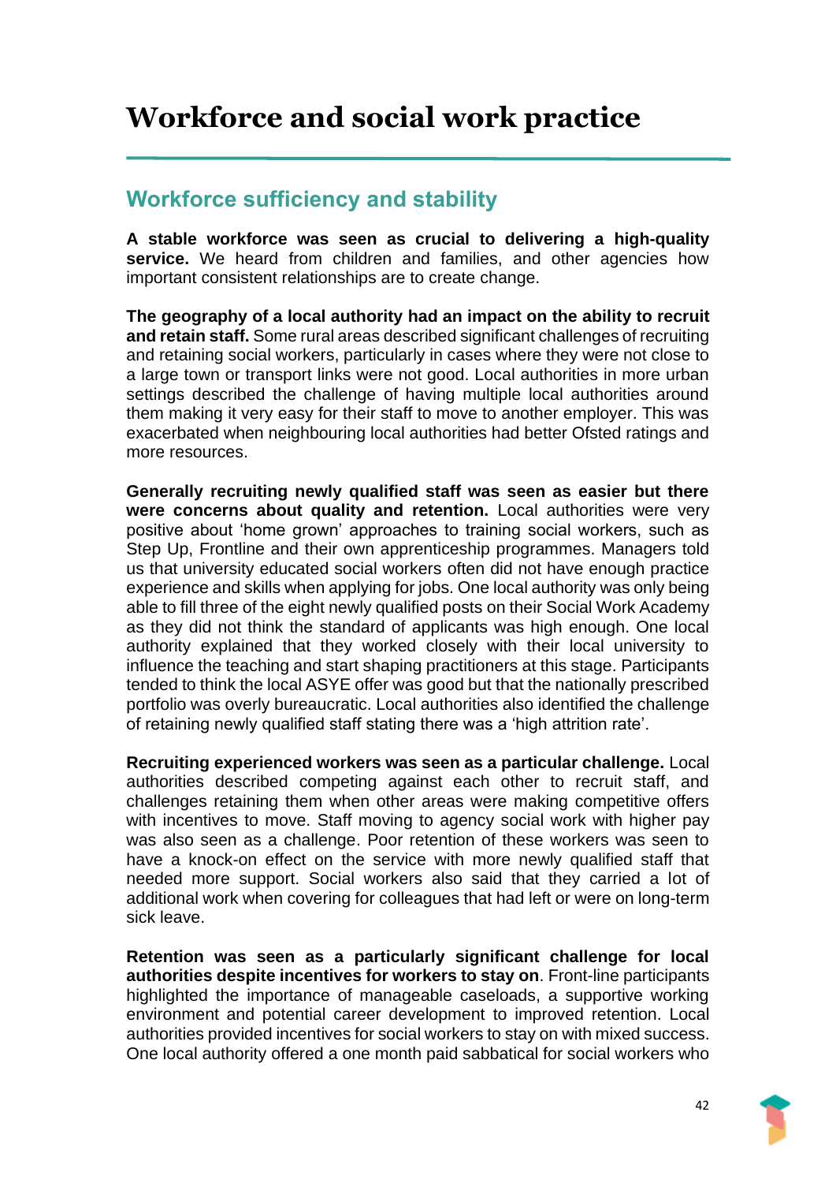# Workforce and social work practice

## Workforce sufficiency and stability

**A stable workforce was seen as crucial to delivering a high-quality service.** We heard from children and families, and other agencies how important consistent relationships are to create change.

**The geography of a local authority had an impact on the ability to recruit and retain staff.** Some rural areas described significant challenges of recruiting and retaining social workers, particularly in cases where they were not close to a large town or transport links were not good. Local authorities in more urban settings described the challenge of having multiple local authorities around them making it very easy for their staff to move to another employer. This was exacerbated when neighbouring local authorities had better Ofsted ratings and more resources.

**Generally recruiting newly qualified staff was seen as easier but there were concerns about quality and retention.** Local authorities were very positive about 'home grown' approaches to training social workers, such as Step Up, Frontline and their own apprenticeship programmes. Managers told us that university educated social workers often did not have enough practice experience and skills when applying for jobs. One local authority was only being able to fill three of the eight newly qualified posts on their Social Work Academy as they did not think the standard of applicants was high enough. One local authority explained that they worked closely with their local university to influence the teaching and start shaping practitioners at this stage. Participants tended to think the local ASYE offer was good but that the nationally prescribed portfolio was overly bureaucratic. Local authorities also identified the challenge of retaining newly qualified staff stating there was a 'high attrition rate'.

**Recruiting experienced workers was seen as a particular challenge.** Local authorities described competing against each other to recruit staff, and challenges retaining them when other areas were making competitive offers with incentives to move. Staff moving to agency social work with higher pay was also seen as a challenge. Poor retention of these workers was seen to have a knock-on effect on the service with more newly qualified staff that needed more support. Social workers also said that they carried a lot of additional work when covering for colleagues that had left or were on long-term sick leave.

**Retention was seen as a particularly significant challenge for local authorities despite incentives for workers to stay on**. Front-line participants highlighted the importance of manageable caseloads, a supportive working environment and potential career development to improved retention. Local authorities provided incentives for social workers to stay on with mixed success. One local authority offered a one month paid sabbatical for social workers who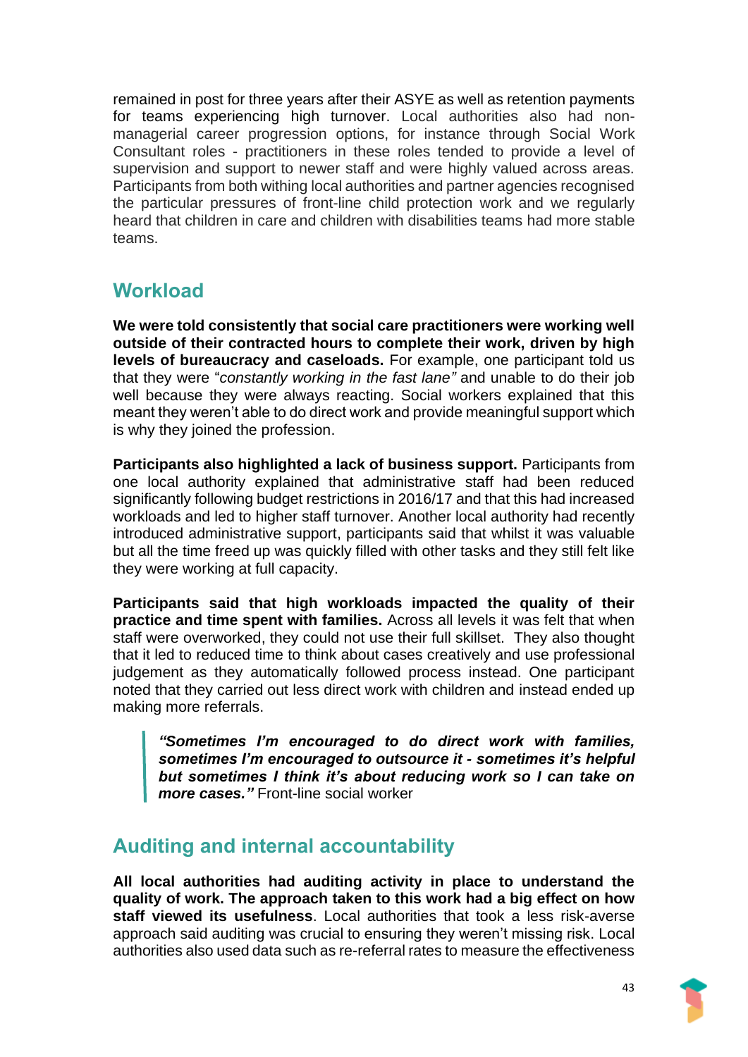remained in post for three years after their ASYE as well as retention payments for teams experiencing high turnover. Local authorities also had non-managerial career progression options, for instance through Social Work Consultant roles - practitioners in these roles tended to provide a level of supervision and support to newer staff and were highly valued across areas. Participants from both withing local authorities and partner agencies recognised the particular pressures of front-line child protection work and we regularly heard that children in care and children with disabilities teams had more stable teams.

## Workload

**We were told consistently that social care practitioners were working well outside of their contracted hours to complete their work, driven by high levels of bureaucracy and caseloads.** For example, one participant told us that they were "*constantly working in the fast lane"* and unable to do their job well because they were always reacting. Social workers explained that this meant they weren't able to do direct work and provide meaningful support which is why they joined the profession.

**Participants also highlighted a lack of business support.** Participants from one local authority explained that administrative staff had been reduced significantly following budget restrictions in 2016/17 and that this had increased workloads and led to higher staff turnover. Another local authority had recently introduced administrative support, participants said that whilst it was valuable but all the time freed up was quickly filled with other tasks and they still felt like they were working at full capacity.

**Participants said that high workloads impacted the quality of their practice and time spent with families.** Across all levels it was felt that when staff were overworked, they could not use their full skillset. They also thought that it led to reduced time to think about cases creatively and use professional judgement as they automatically followed process instead. One participant noted that they carried out less direct work with children and instead ended up making more referrals.

> ***"Sometimes I'm encouraged to do direct work with families, sometimes I'm encouraged to outsource it - sometimes it's helpful but sometimes I think it's about reducing work so I can take on more cases."*** Front-line social worker

## Auditing and internal accountability

**All local authorities had auditing activity in place to understand the quality of work. The approach taken to this work had a big effect on how staff viewed its usefulness**. Local authorities that took a less risk-averse approach said auditing was crucial to ensuring they weren't missing risk. Local authorities also used data such as re-referral rates to measure the effectiveness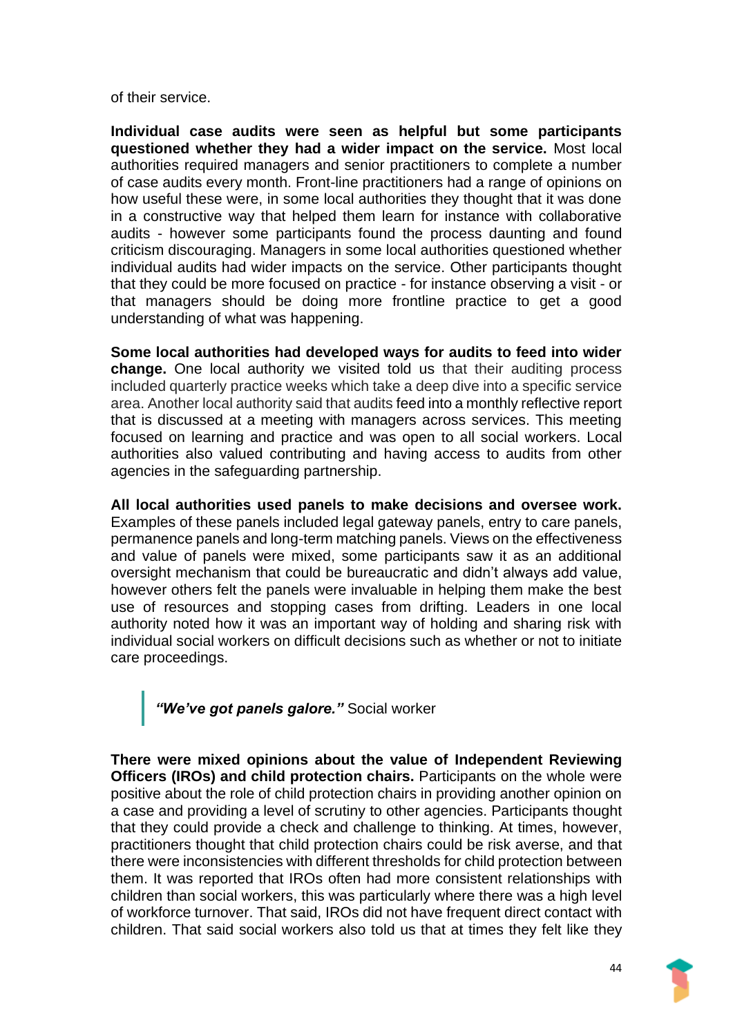of their service.

**Individual case audits were seen as helpful but some participants questioned whether they had a wider impact on the service.** Most local authorities required managers and senior practitioners to complete a number of case audits every month. Front-line practitioners had a range of opinions on how useful these were, in some local authorities they thought that it was done in a constructive way that helped them learn for instance with collaborative audits - however some participants found the process daunting and found criticism discouraging. Managers in some local authorities questioned whether individual audits had wider impacts on the service. Other participants thought that they could be more focused on practice - for instance observing a visit - or that managers should be doing more frontline practice to get a good understanding of what was happening.

**Some local authorities had developed ways for audits to feed into wider change.** One local authority we visited told us that their auditing process included quarterly practice weeks which take a deep dive into a specific service area. Another local authority said that audits feed into a monthly reflective report that is discussed at a meeting with managers across services. This meeting focused on learning and practice and was open to all social workers. Local authorities also valued contributing and having access to audits from other agencies in the safeguarding partnership.

**All local authorities used panels to make decisions and oversee work.** Examples of these panels included legal gateway panels, entry to care panels, permanence panels and long-term matching panels. Views on the effectiveness and value of panels were mixed, some participants saw it as an additional oversight mechanism that could be bureaucratic and didn't always add value, however others felt the panels were invaluable in helping them make the best use of resources and stopping cases from drifting. Leaders in one local authority noted how it was an important way of holding and sharing risk with individual social workers on difficult decisions such as whether or not to initiate care proceedings.

> ***"We've got panels galore."*** Social worker

**There were mixed opinions about the value of Independent Reviewing Officers (IROs) and child protection chairs.** Participants on the whole were positive about the role of child protection chairs in providing another opinion on a case and providing a level of scrutiny to other agencies. Participants thought that they could provide a check and challenge to thinking. At times, however, practitioners thought that child protection chairs could be risk averse, and that there were inconsistencies with different thresholds for child protection between them. It was reported that IROs often had more consistent relationships with children than social workers, this was particularly where there was a high level of workforce turnover. That said, IROs did not have frequent direct contact with children. That said social workers also told us that at times they felt like they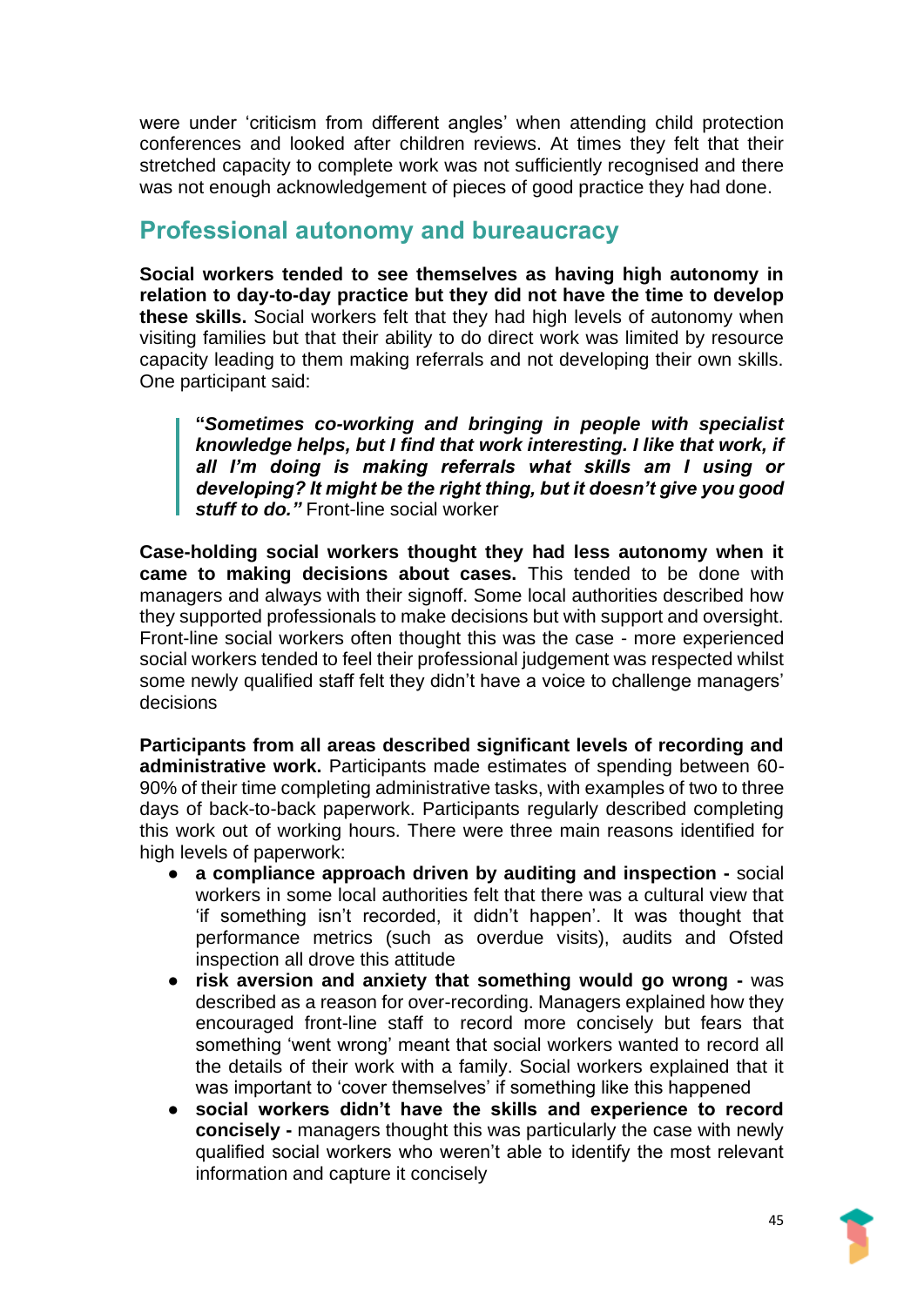were under 'criticism from different angles' when attending child protection conferences and looked after children reviews. At times they felt that their stretched capacity to complete work was not sufficiently recognised and there was not enough acknowledgement of pieces of good practice they had done.

## Professional autonomy and bureaucracy

**Social workers tended to see themselves as having high autonomy in relation to day-to-day practice but they did not have the time to develop these skills.** Social workers felt that they had high levels of autonomy when visiting families but that their ability to do direct work was limited by resource capacity leading to them making referrals and not developing their own skills. One participant said:

> **"*Sometimes co-working and bringing in people with specialist knowledge helps, but I find that work interesting. I like that work, if all I'm doing is making referrals what skills am I using or developing? It might be the right thing, but it doesn't give you good stuff to do.*"** Front-line social worker

**Case-holding social workers thought they had less autonomy when it came to making decisions about cases.** This tended to be done with managers and always with their signoff. Some local authorities described how they supported professionals to make decisions but with support and oversight. Front-line social workers often thought this was the case - more experienced social workers tended to feel their professional judgement was respected whilst some newly qualified staff felt they didn't have a voice to challenge managers' decisions

**Participants from all areas described significant levels of recording and administrative work.** Participants made estimates of spending between 60-90% of their time completing administrative tasks, with examples of two to three days of back-to-back paperwork. Participants regularly described completing this work out of working hours. There were three main reasons identified for high levels of paperwork:

- **a compliance approach driven by auditing and inspection -** social workers in some local authorities felt that there was a cultural view that 'if something isn't recorded, it didn't happen'. It was thought that performance metrics (such as overdue visits), audits and Ofsted inspection all drove this attitude
- **risk aversion and anxiety that something would go wrong -** was described as a reason for over-recording. Managers explained how they encouraged front-line staff to record more concisely but fears that something 'went wrong' meant that social workers wanted to record all the details of their work with a family. Social workers explained that it was important to 'cover themselves' if something like this happened
- **social workers didn't have the skills and experience to record concisely -** managers thought this was particularly the case with newly qualified social workers who weren't able to identify the most relevant information and capture it concisely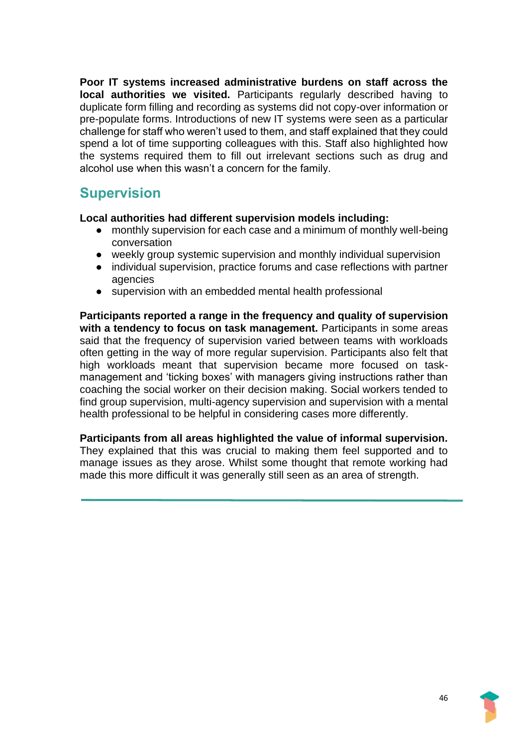**Poor IT systems increased administrative burdens on staff across the local authorities we visited.** Participants regularly described having to duplicate form filling and recording as systems did not copy-over information or pre-populate forms. Introductions of new IT systems were seen as a particular challenge for staff who weren't used to them, and staff explained that they could spend a lot of time supporting colleagues with this. Staff also highlighted how the systems required them to fill out irrelevant sections such as drug and alcohol use when this wasn't a concern for the family.

## Supervision

**Local authorities had different supervision models including:**

- monthly supervision for each case and a minimum of monthly well-being conversation
- weekly group systemic supervision and monthly individual supervision
- individual supervision, practice forums and case reflections with partner agencies
- supervision with an embedded mental health professional

**Participants reported a range in the frequency and quality of supervision with a tendency to focus on task management.** Participants in some areas said that the frequency of supervision varied between teams with workloads often getting in the way of more regular supervision. Participants also felt that high workloads meant that supervision became more focused on task-management and 'ticking boxes' with managers giving instructions rather than coaching the social worker on their decision making. Social workers tended to find group supervision, multi-agency supervision and supervision with a mental health professional to be helpful in considering cases more differently.

**Participants from all areas highlighted the value of informal supervision.** They explained that this was crucial to making them feel supported and to manage issues as they arose. Whilst some thought that remote working had made this more difficult it was generally still seen as an area of strength.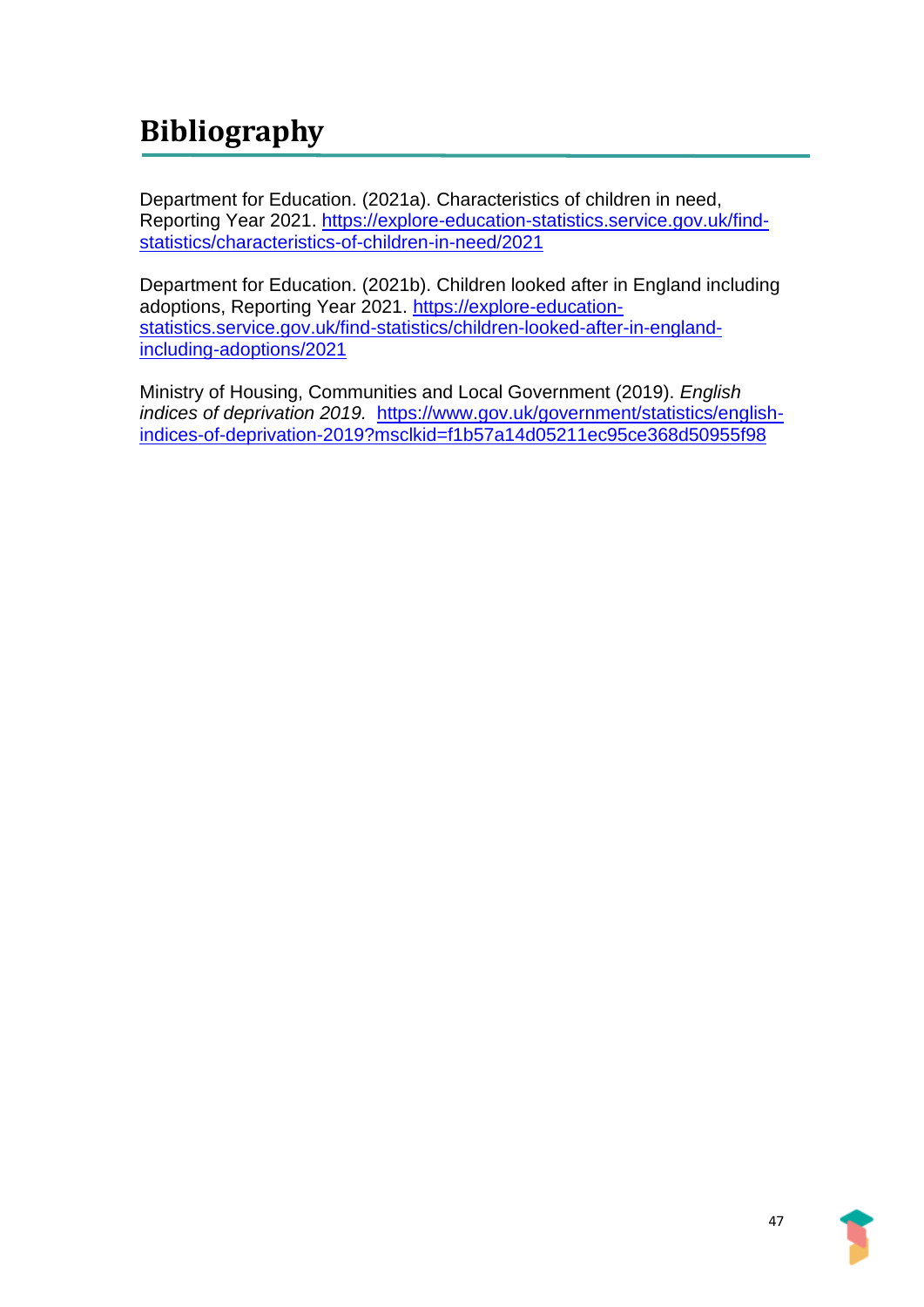# Bibliography

Department for Education. (2021a). Characteristics of children in need, Reporting Year 2021. https://explore-education-statistics.service.gov.uk/find-statistics/characteristics-of-children-in-need/2021

Department for Education. (2021b). Children looked after in England including adoptions, Reporting Year 2021. https://explore-education-statistics.service.gov.uk/find-statistics/children-looked-after-in-england-including-adoptions/2021

Ministry of Housing, Communities and Local Government (2019). *English indices of deprivation 2019.* https://www.gov.uk/government/statistics/english-indices-of-deprivation-2019?msclkid=f1b57a14d05211ec95ce368d50955f98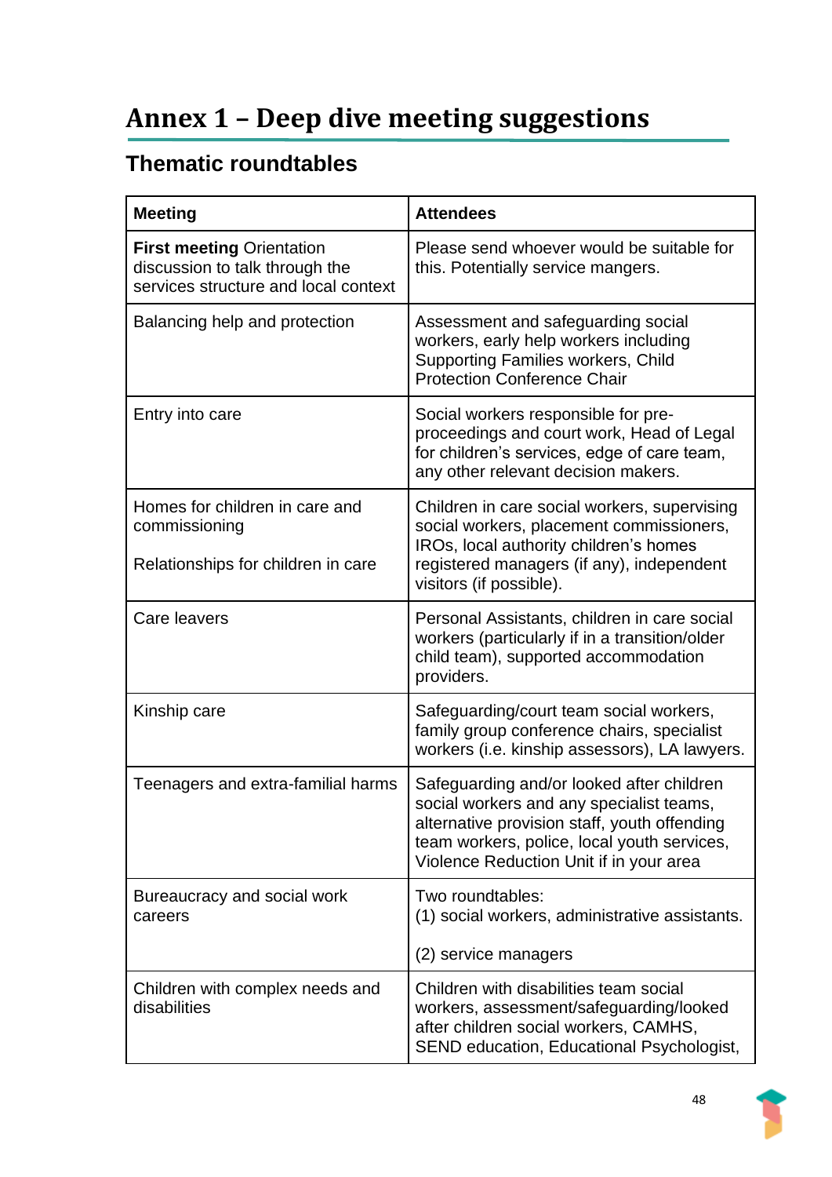# Annex 1 – Deep dive meeting suggestions

## Thematic roundtables

| Meeting | Attendees |
|---|---|
| **First meeting** Orientation discussion to talk through the services structure and local context | Please send whoever would be suitable for this. Potentially service mangers. |
| Balancing help and protection | Assessment and safeguarding social workers, early help workers including Supporting Families workers, Child Protection Conference Chair |
| Entry into care | Social workers responsible for pre-proceedings and court work, Head of Legal for children's services, edge of care team, any other relevant decision makers. |
| Homes for children in care and commissioning<br><br>Relationships for children in care | Children in care social workers, supervising social workers, placement commissioners, IROs, local authority children's homes registered managers (if any), independent visitors (if possible). |
| Care leavers | Personal Assistants, children in care social workers (particularly if in a transition/older child team), supported accommodation providers. |
| Kinship care | Safeguarding/court team social workers, family group conference chairs, specialist workers (i.e. kinship assessors), LA lawyers. |
| Teenagers and extra-familial harms | Safeguarding and/or looked after children social workers and any specialist teams, alternative provision staff, youth offending team workers, police, local youth services, Violence Reduction Unit if in your area |
| Bureaucracy and social work careers | Two roundtables:<br>(1) social workers, administrative assistants.<br><br>(2) service managers |
| Children with complex needs and disabilities | Children with disabilities team social workers, assessment/safeguarding/looked after children social workers, CAMHS, SEND education, Educational Psychologist, |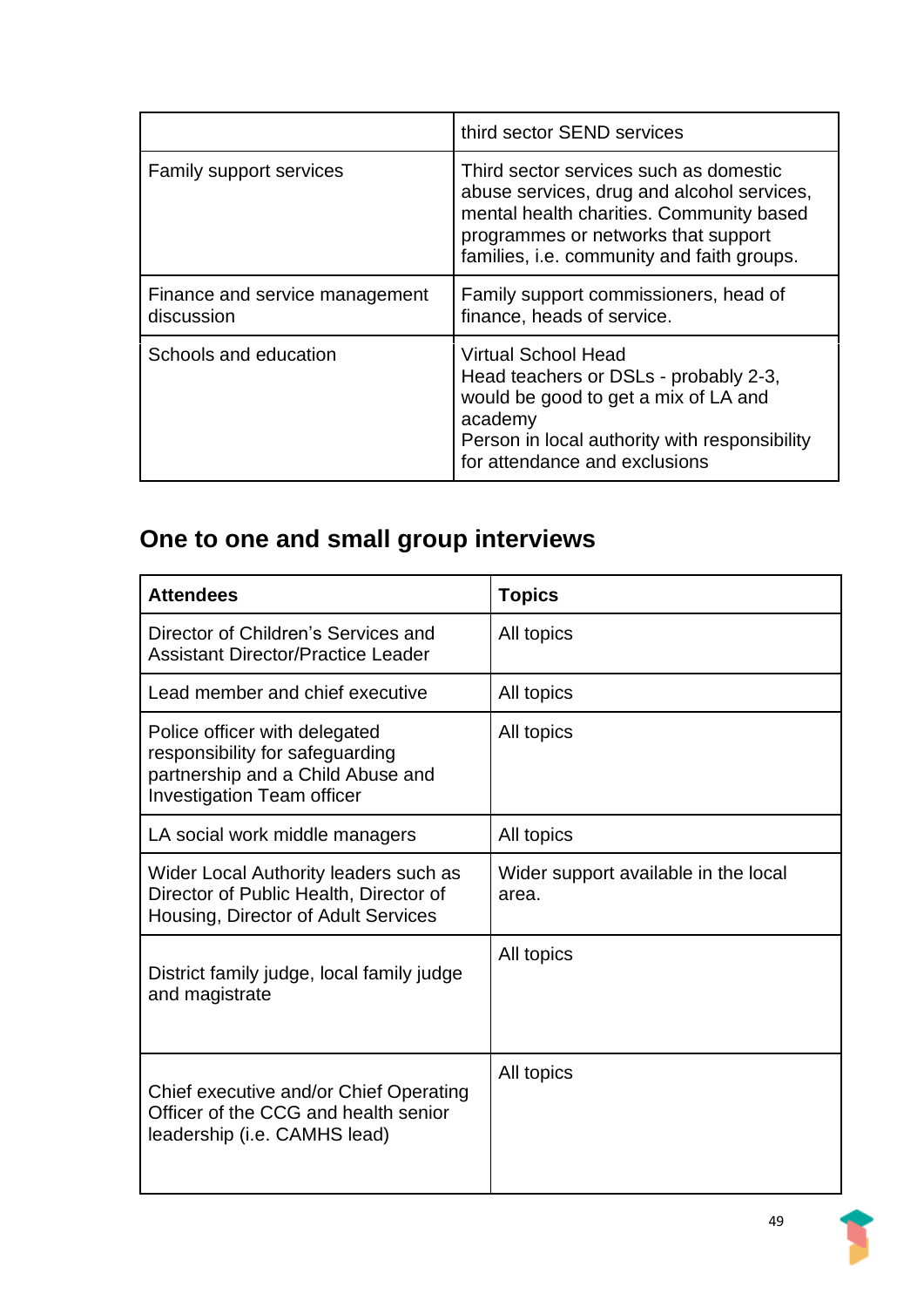|  |  |
|---|---|
|  | third sector SEND services |
| Family support services | Third sector services such as domestic abuse services, drug and alcohol services, mental health charities. Community based programmes or networks that support families, i.e. community and faith groups. |
| Finance and service management discussion | Family support commissioners, head of finance, heads of service. |
| Schools and education | Virtual School Head<br>Head teachers or DSLs - probably 2-3, would be good to get a mix of LA and academy<br>Person in local authority with responsibility for attendance and exclusions |

## One to one and small group interviews

| Attendees | Topics |
|---|---|
| Director of Children's Services and Assistant Director/Practice Leader | All topics |
| Lead member and chief executive | All topics |
| Police officer with delegated responsibility for safeguarding partnership and a Child Abuse and Investigation Team officer | All topics |
| LA social work middle managers | All topics |
| Wider Local Authority leaders such as Director of Public Health, Director of Housing, Director of Adult Services | Wider support available in the local area. |
| District family judge, local family judge and magistrate | All topics |
| Chief executive and/or Chief Operating Officer of the CCG and health senior leadership (i.e. CAMHS lead) | All topics |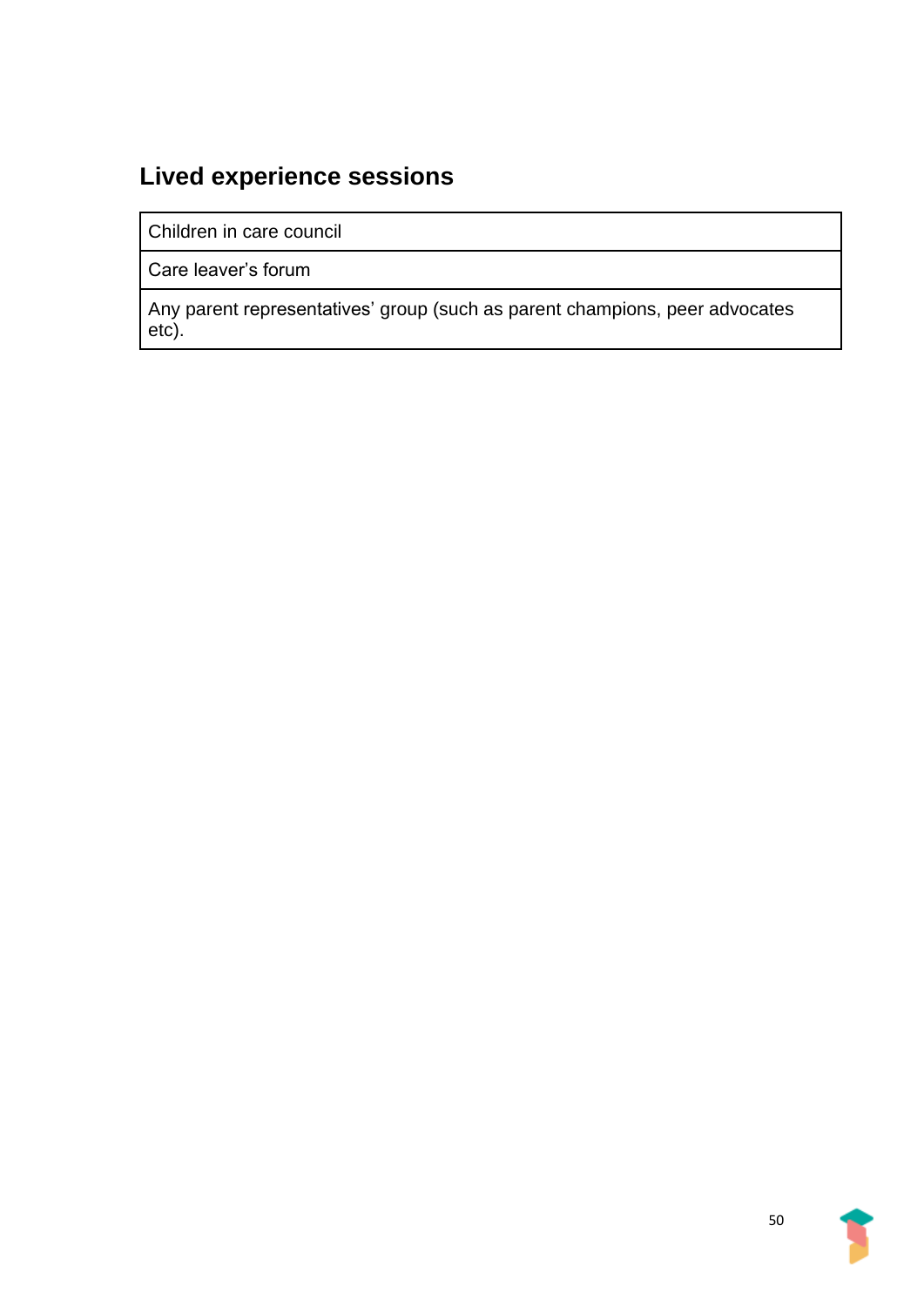## Lived experience sessions

| |
|---|
| Children in care council |
| Care leaver’s forum |
| Any parent representatives’ group (such as parent champions, peer advocates etc). |